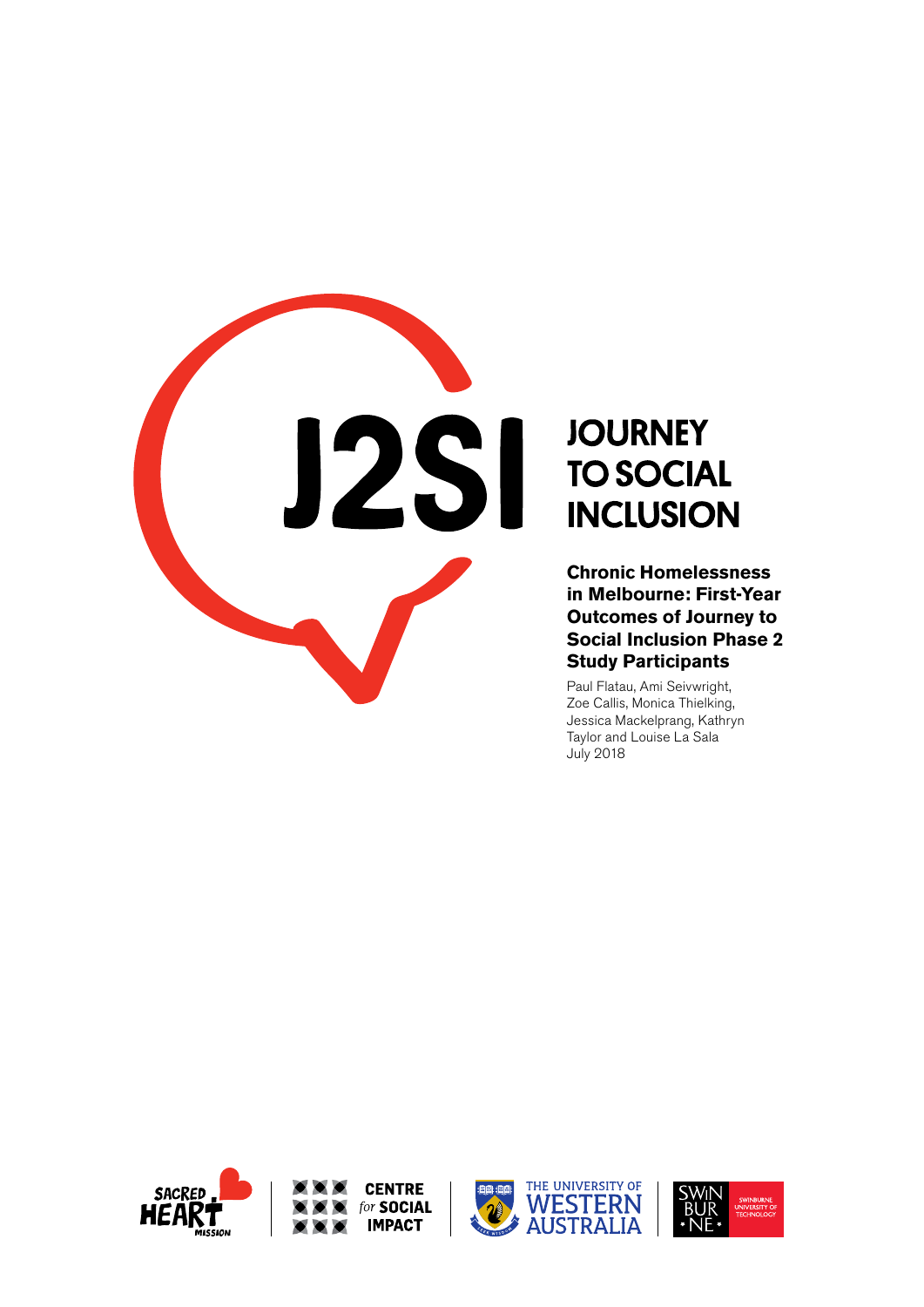# J2SI

# JOURNEY TO SOCIAL INCLUSION

## Chronic Homelessness in Melbourne: First-Year Outcomes of Journey to Social Inclusion Phase 2 Study Participants

Paul Flatau, Ami Seivwright, Zoe Callis, Monica Thielking, Jessica Mackelprang, Kathryn Taylor and Louise La Sala
July 2018

SACRED HEART MISSION

CENTRE *for* SOCIAL IMPACT

THE UNIVERSITY OF WESTERN AUSTRALIA

SWINBURNE UNIVERSITY OF TECHNOLOGY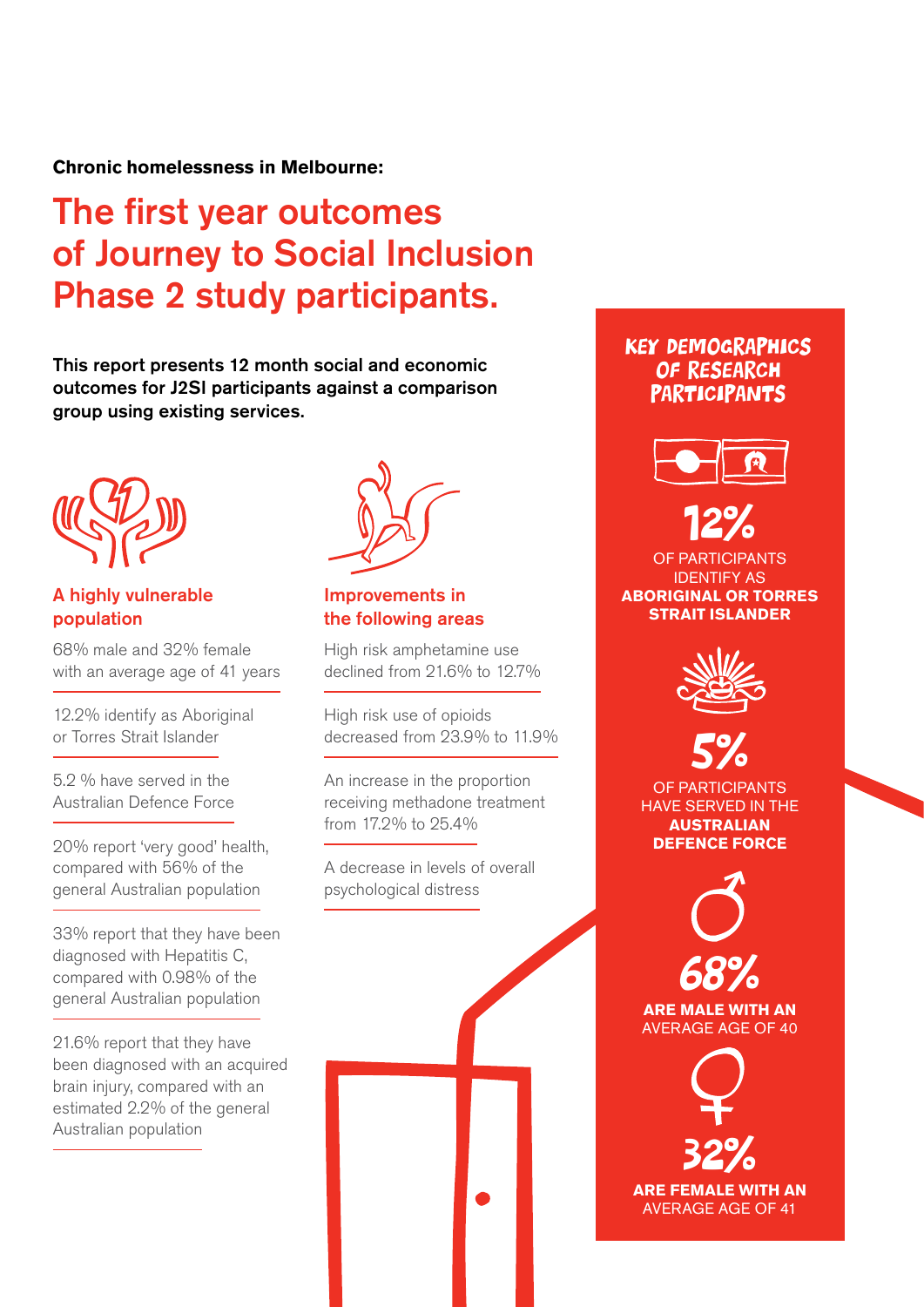**Chronic homelessness in Melbourne:**

# The first year outcomes of Journey to Social Inclusion Phase 2 study participants.

**This report presents 12 month social and economic outcomes for J2SI participants against a comparison group using existing services.**

## A highly vulnerable population

68% male and 32% female with an average age of 41 years

12.2% identify as Aboriginal or Torres Strait Islander

5.2 % have served in the Australian Defence Force

20% report 'very good' health, compared with 56% of the general Australian population

33% report that they have been diagnosed with Hepatitis C, compared with 0.98% of the general Australian population

21.6% report that they have been diagnosed with an acquired brain injury, compared with an estimated 2.2% of the general Australian population

## Improvements in the following areas

High risk amphetamine use declined from 21.6% to 12.7%

High risk use of opioids decreased from 23.9% to 11.9%

An increase in the proportion receiving methadone treatment from 17.2% to 25.4%

A decrease in levels of overall psychological distress

## KEY DEMOGRAPHICS OF RESEARCH PARTICIPANTS

**12%**
OF PARTICIPANTS IDENTIFY AS **ABORIGINAL OR TORRES STRAIT ISLANDER**

**5%**
OF PARTICIPANTS HAVE SERVED IN THE **AUSTRALIAN DEFENCE FORCE**

**68%**
**ARE MALE WITH AN** AVERAGE AGE OF 40

**32%**
**ARE FEMALE WITH AN** AVERAGE AGE OF 41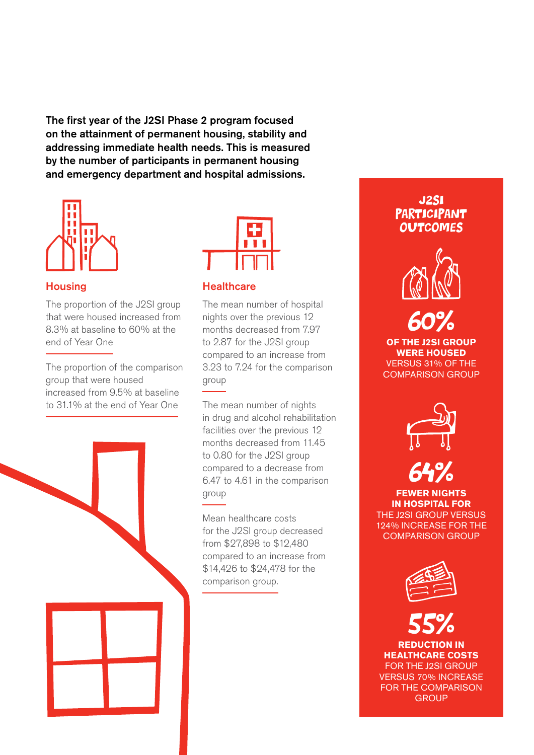**The first year of the J2SI Phase 2 program focused on the attainment of permanent housing, stability and addressing immediate health needs. This is measured by the number of participants in permanent housing and emergency department and hospital admissions.**

## Housing

The proportion of the J2SI group that were housed increased from 8.3% at baseline to 60% at the end of Year One

The proportion of the comparison group that were housed increased from 9.5% at baseline to 31.1% at the end of Year One

## Healthcare

The mean number of hospital nights over the previous 12 months decreased from 7.97 to 2.87 for the J2SI group compared to an increase from 3.23 to 7.24 for the comparison group

The mean number of nights in drug and alcohol rehabilitation facilities over the previous 12 months decreased from 11.45 to 0.80 for the J2SI group compared to a decrease from 6.47 to 4.61 in the comparison group

Mean healthcare costs for the J2SI group decreased from $27,898 to $12,480 compared to an increase from $14,426 to $24,478 for the comparison group.

## J2SI Participant Outcomes

**60%**

**OF THE J2SI GROUP WERE HOUSED** VERSUS 31% OF THE COMPARISON GROUP

**64%**

**FEWER NIGHTS IN HOSPITAL FOR** THE J2SI GROUP VERSUS 124% INCREASE FOR THE COMPARISON GROUP

**55%**

**REDUCTION IN HEALTHCARE COSTS** FOR THE J2SI GROUP VERSUS 70% INCREASE FOR THE COMPARISON GROUP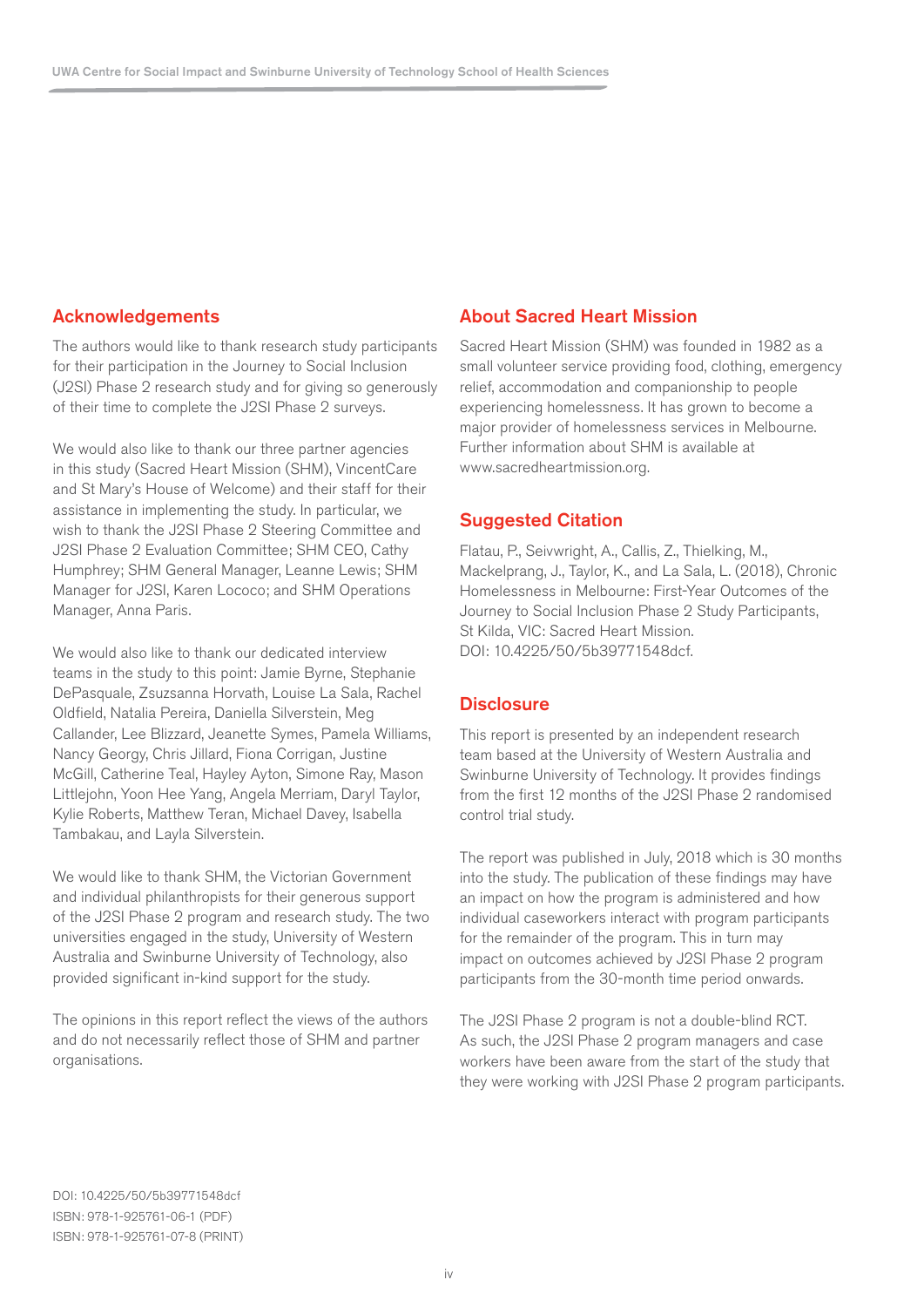## Acknowledgements

The authors would like to thank research study participants for their participation in the Journey to Social Inclusion (J2SI) Phase 2 research study and for giving so generously of their time to complete the J2SI Phase 2 surveys.

We would also like to thank our three partner agencies in this study (Sacred Heart Mission (SHM), VincentCare and St Mary's House of Welcome) and their staff for their assistance in implementing the study. In particular, we wish to thank the J2SI Phase 2 Steering Committee and J2SI Phase 2 Evaluation Committee; SHM CEO, Cathy Humphrey; SHM General Manager, Leanne Lewis; SHM Manager for J2SI, Karen Lococo; and SHM Operations Manager, Anna Paris.

We would also like to thank our dedicated interview teams in the study to this point: Jamie Byrne, Stephanie DePasquale, Zsuzsanna Horvath, Louise La Sala, Rachel Oldfield, Natalia Pereira, Daniella Silverstein, Meg Callander, Lee Blizzard, Jeanette Symes, Pamela Williams, Nancy Georgy, Chris Jillard, Fiona Corrigan, Justine McGill, Catherine Teal, Hayley Ayton, Simone Ray, Mason Littlejohn, Yoon Hee Yang, Angela Merriam, Daryl Taylor, Kylie Roberts, Matthew Teran, Michael Davey, Isabella Tambakau, and Layla Silverstein.

We would like to thank SHM, the Victorian Government and individual philanthropists for their generous support of the J2SI Phase 2 program and research study. The two universities engaged in the study, University of Western Australia and Swinburne University of Technology, also provided significant in-kind support for the study.

The opinions in this report reflect the views of the authors and do not necessarily reflect those of SHM and partner organisations.

## About Sacred Heart Mission

Sacred Heart Mission (SHM) was founded in 1982 as a small volunteer service providing food, clothing, emergency relief, accommodation and companionship to people experiencing homelessness. It has grown to become a major provider of homelessness services in Melbourne. Further information about SHM is available at www.sacredheartmission.org.

## Suggested Citation

Flatau, P., Seivwright, A., Callis, Z., Thielking, M., Mackelprang, J., Taylor, K., and La Sala, L. (2018), Chronic Homelessness in Melbourne: First-Year Outcomes of the Journey to Social Inclusion Phase 2 Study Participants, St Kilda, VIC: Sacred Heart Mission. DOI: 10.4225/50/5b39771548dcf.

## Disclosure

This report is presented by an independent research team based at the University of Western Australia and Swinburne University of Technology. It provides findings from the first 12 months of the J2SI Phase 2 randomised control trial study.

The report was published in July, 2018 which is 30 months into the study. The publication of these findings may have an impact on how the program is administered and how individual caseworkers interact with program participants for the remainder of the program. This in turn may impact on outcomes achieved by J2SI Phase 2 program participants from the 30-month time period onwards.

The J2SI Phase 2 program is not a double-blind RCT. As such, the J2SI Phase 2 program managers and case workers have been aware from the start of the study that they were working with J2SI Phase 2 program participants.

DOI: 10.4225/50/5b39771548dcf
ISBN: 978-1-925761-06-1 (PDF)
ISBN: 978-1-925761-07-8 (PRINT)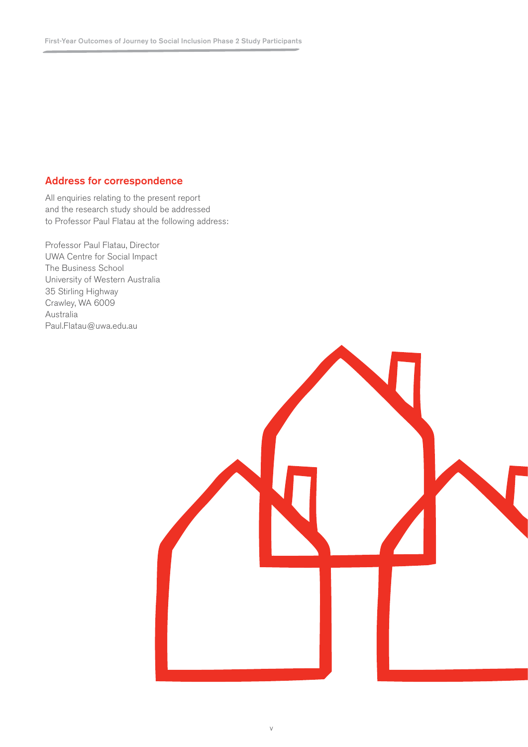## Address for correspondence

All enquiries relating to the present report and the research study should be addressed to Professor Paul Flatau at the following address:

Professor Paul Flatau, Director
UWA Centre for Social Impact
The Business School
University of Western Australia
35 Stirling Highway
Crawley, WA 6009
Australia
Paul.Flatau@uwa.edu.au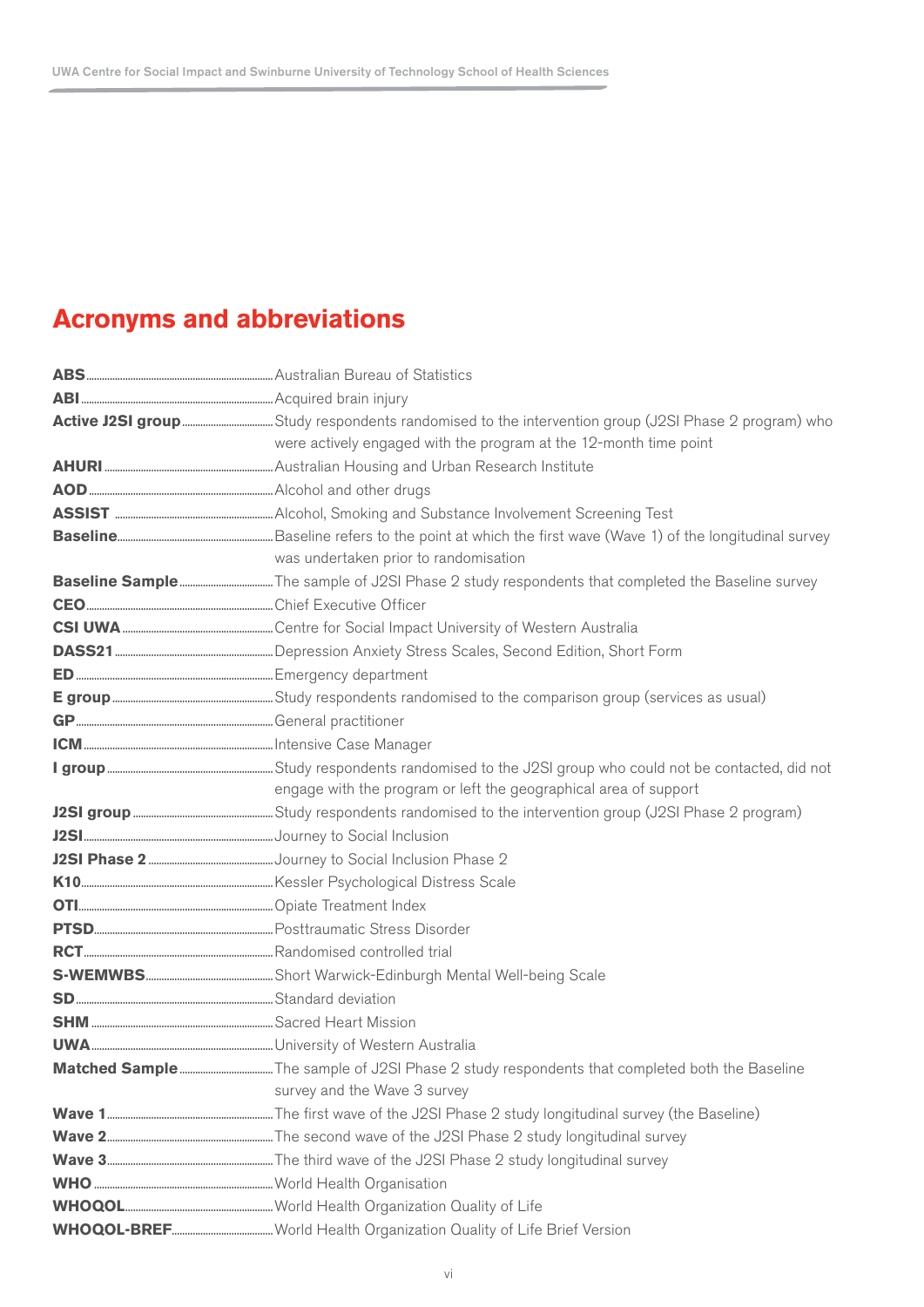# Acronyms and abbreviations

| | |
|---|---|
| **ABS** | Australian Bureau of Statistics |
| **ABI** | Acquired brain injury |
| **Active J2SI group** | Study respondents randomised to the intervention group (J2SI Phase 2 program) who were actively engaged with the program at the 12-month time point |
| **AHURI** | Australian Housing and Urban Research Institute |
| **AOD** | Alcohol and other drugs |
| **ASSIST** | Alcohol, Smoking and Substance Involvement Screening Test |
| **Baseline** | Baseline refers to the point at which the first wave (Wave 1) of the longitudinal survey was undertaken prior to randomisation |
| **Baseline Sample** | The sample of J2SI Phase 2 study respondents that completed the Baseline survey |
| **CEO** | Chief Executive Officer |
| **CSI UWA** | Centre for Social Impact University of Western Australia |
| **DASS21** | Depression Anxiety Stress Scales, Second Edition, Short Form |
| **ED** | Emergency department |
| **E group** | Study respondents randomised to the comparison group (services as usual) |
| **GP** | General practitioner |
| **ICM** | Intensive Case Manager |
| **I group** | Study respondents randomised to the J2SI group who could not be contacted, did not engage with the program or left the geographical area of support |
| **J2SI group** | Study respondents randomised to the intervention group (J2SI Phase 2 program) |
| **J2SI** | Journey to Social Inclusion |
| **J2SI Phase 2** | Journey to Social Inclusion Phase 2 |
| **K10** | Kessler Psychological Distress Scale |
| **OTI** | Opiate Treatment Index |
| **PTSD** | Posttraumatic Stress Disorder |
| **RCT** | Randomised controlled trial |
| **S-WEMWBS** | Short Warwick-Edinburgh Mental Well-being Scale |
| **SD** | Standard deviation |
| **SHM** | Sacred Heart Mission |
| **UWA** | University of Western Australia |
| **Matched Sample** | The sample of J2SI Phase 2 study respondents that completed both the Baseline survey and the Wave 3 survey |
| **Wave 1** | The first wave of the J2SI Phase 2 study longitudinal survey (the Baseline) |
| **Wave 2** | The second wave of the J2SI Phase 2 study longitudinal survey |
| **Wave 3** | The third wave of the J2SI Phase 2 study longitudinal survey |
| **WHO** | World Health Organisation |
| **WHOQOL** | World Health Organization Quality of Life |
| **WHOQOL-BREF** | World Health Organization Quality of Life Brief Version |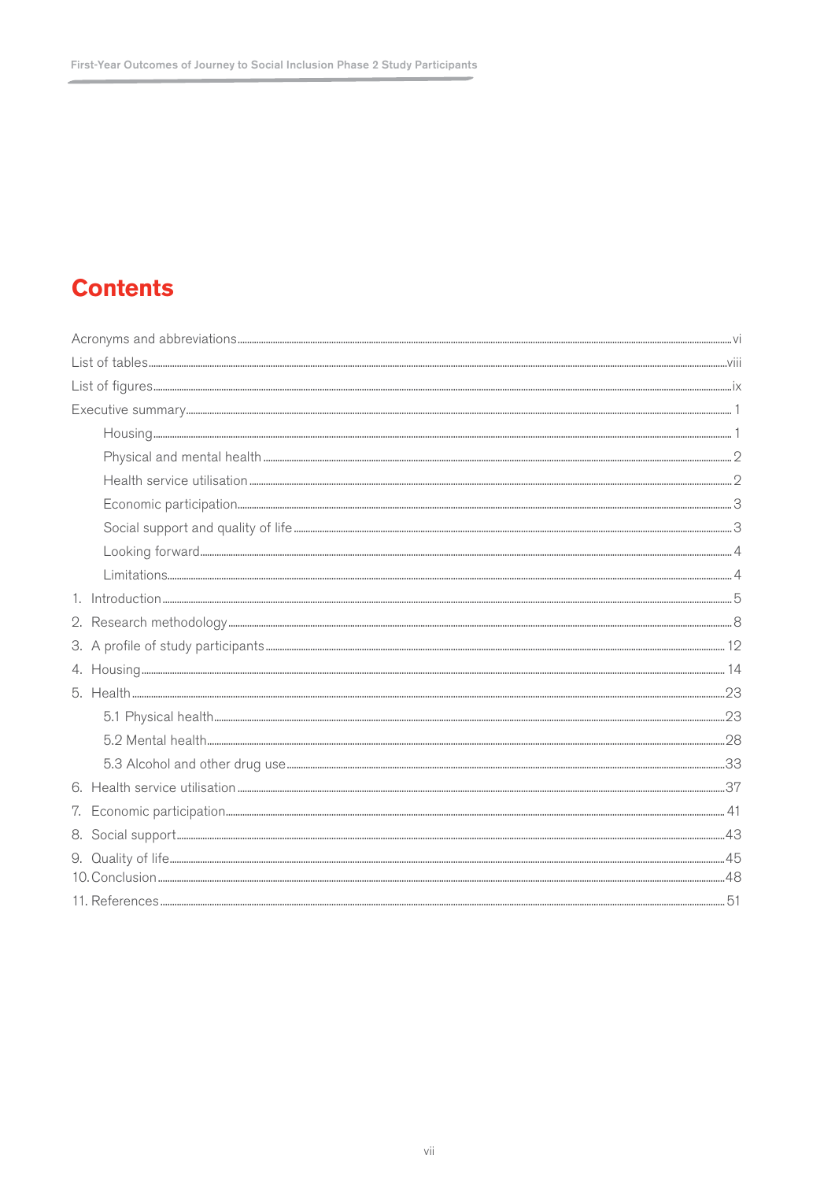# Contents

- Acronyms and abbreviations ........ vi
- List of tables ........ viii
- List of figures ........ ix
- Executive summary ........ 1
  - Housing ........ 1
  - Physical and mental health ........ 2
  - Health service utilisation ........ 2
  - Economic participation ........ 3
  - Social support and quality of life ........ 3
  - Looking forward ........ 4
  - Limitations ........ 4
- 1. Introduction ........ 5
- 2. Research methodology ........ 8
- 3. A profile of study participants ........ 12
- 4. Housing ........ 14
- 5. Health ........ 23
  - 5.1 Physical health ........ 23
  - 5.2 Mental health ........ 28
  - 5.3 Alcohol and other drug use ........ 33
- 6. Health service utilisation ........ 37
- 7. Economic participation ........ 41
- 8. Social support ........ 43
- 9. Quality of life ........ 45
- 10. Conclusion ........ 48
- 11. References ........ 51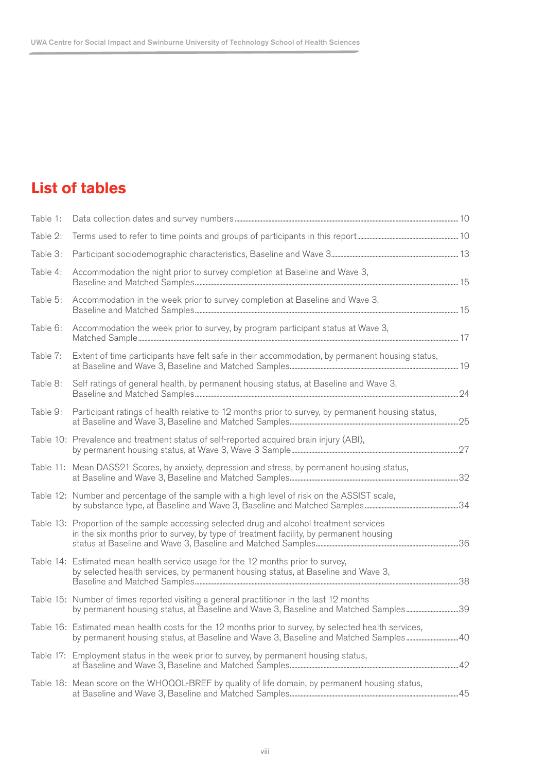## List of tables

| | | |
|---|---|---|
| Table 1: | Data collection dates and survey numbers | 10 |
| Table 2: | Terms used to refer to time points and groups of participants in this report | 10 |
| Table 3: | Participant sociodemographic characteristics, Baseline and Wave 3 | 13 |
| Table 4: | Accommodation the night prior to survey completion at Baseline and Wave 3, Baseline and Matched Samples | 15 |
| Table 5: | Accommodation in the week prior to survey completion at Baseline and Wave 3, Baseline and Matched Samples | 15 |
| Table 6: | Accommodation the week prior to survey, by program participant status at Wave 3, Matched Sample | 17 |
| Table 7: | Extent of time participants have felt safe in their accommodation, by permanent housing status, at Baseline and Wave 3, Baseline and Matched Samples | 19 |
| Table 8: | Self ratings of general health, by permanent housing status, at Baseline and Wave 3, Baseline and Matched Samples | 24 |
| Table 9: | Participant ratings of health relative to 12 months prior to survey, by permanent housing status, at Baseline and Wave 3, Baseline and Matched Samples | 25 |
| Table 10: | Prevalence and treatment status of self-reported acquired brain injury (ABI), by permanent housing status, at Wave 3, Wave 3 Sample | 27 |
| Table 11: | Mean DASS21 Scores, by anxiety, depression and stress, by permanent housing status, at Baseline and Wave 3, Baseline and Matched Samples | 32 |
| Table 12: | Number and percentage of the sample with a high level of risk on the ASSIST scale, by substance type, at Baseline and Wave 3, Baseline and Matched Samples | 34 |
| Table 13: | Proportion of the sample accessing selected drug and alcohol treatment services in the six months prior to survey, by type of treatment facility, by permanent housing status at Baseline and Wave 3, Baseline and Matched Samples | 36 |
| Table 14: | Estimated mean health service usage for the 12 months prior to survey, by selected health services, by permanent housing status, at Baseline and Wave 3, Baseline and Matched Samples | 38 |
| Table 15: | Number of times reported visiting a general practitioner in the last 12 months by permanent housing status, at Baseline and Wave 3, Baseline and Matched Samples | 39 |
| Table 16: | Estimated mean health costs for the 12 months prior to survey, by selected health services, by permanent housing status, at Baseline and Wave 3, Baseline and Matched Samples | 40 |
| Table 17: | Employment status in the week prior to survey, by permanent housing status, at Baseline and Wave 3, Baseline and Matched Samples | 42 |
| Table 18: | Mean score on the WHOQOL-BREF by quality of life domain, by permanent housing status, at Baseline and Wave 3, Baseline and Matched Samples | 45 |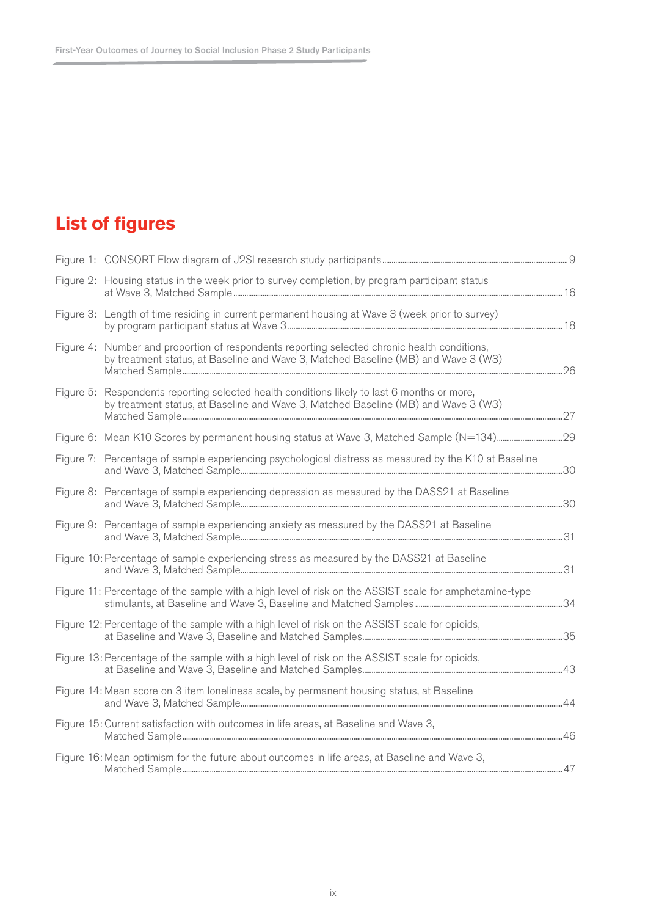# List of figures

Figure 1: CONSORT Flow diagram of J2SI research study participants ... 9

Figure 2: Housing status in the week prior to survey completion, by program participant status at Wave 3, Matched Sample ... 16

Figure 3: Length of time residing in current permanent housing at Wave 3 (week prior to survey) by program participant status at Wave 3 ... 18

Figure 4: Number and proportion of respondents reporting selected chronic health conditions, by treatment status, at Baseline and Wave 3, Matched Baseline (MB) and Wave 3 (W3) Matched Sample ... 26

Figure 5: Respondents reporting selected health conditions likely to last 6 months or more, by treatment status, at Baseline and Wave 3, Matched Baseline (MB) and Wave 3 (W3) Matched Sample ... 27

Figure 6: Mean K10 Scores by permanent housing status at Wave 3, Matched Sample (N=134) ... 29

Figure 7: Percentage of sample experiencing psychological distress as measured by the K10 at Baseline and Wave 3, Matched Sample ... 30

Figure 8: Percentage of sample experiencing depression as measured by the DASS21 at Baseline and Wave 3, Matched Sample ... 30

Figure 9: Percentage of sample experiencing anxiety as measured by the DASS21 at Baseline and Wave 3, Matched Sample ... 31

Figure 10: Percentage of sample experiencing stress as measured by the DASS21 at Baseline and Wave 3, Matched Sample ... 31

Figure 11: Percentage of the sample with a high level of risk on the ASSIST scale for amphetamine-type stimulants, at Baseline and Wave 3, Baseline and Matched Samples ... 34

Figure 12: Percentage of the sample with a high level of risk on the ASSIST scale for opioids, at Baseline and Wave 3, Baseline and Matched Samples ... 35

Figure 13: Percentage of the sample with a high level of risk on the ASSIST scale for opioids, at Baseline and Wave 3, Baseline and Matched Samples ... 43

Figure 14: Mean score on 3 item loneliness scale, by permanent housing status, at Baseline and Wave 3, Matched Sample ... 44

Figure 15: Current satisfaction with outcomes in life areas, at Baseline and Wave 3, Matched Sample ... 46

Figure 16: Mean optimism for the future about outcomes in life areas, at Baseline and Wave 3, Matched Sample ... 47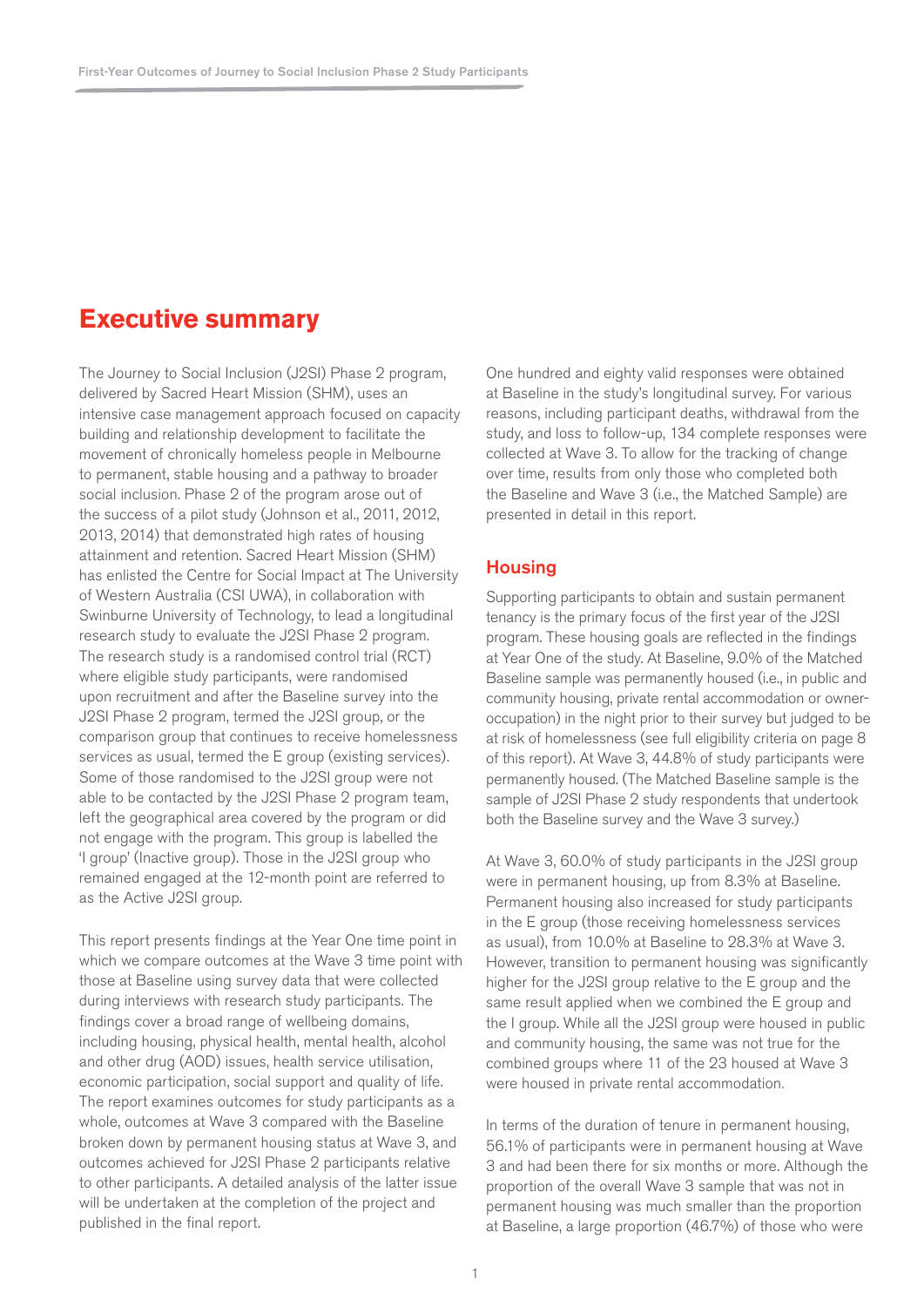# Executive summary

The Journey to Social Inclusion (J2SI) Phase 2 program, delivered by Sacred Heart Mission (SHM), uses an intensive case management approach focused on capacity building and relationship development to facilitate the movement of chronically homeless people in Melbourne to permanent, stable housing and a pathway to broader social inclusion. Phase 2 of the program arose out of the success of a pilot study (Johnson et al., 2011, 2012, 2013, 2014) that demonstrated high rates of housing attainment and retention. Sacred Heart Mission (SHM) has enlisted the Centre for Social Impact at The University of Western Australia (CSI UWA), in collaboration with Swinburne University of Technology, to lead a longitudinal research study to evaluate the J2SI Phase 2 program. The research study is a randomised control trial (RCT) where eligible study participants, were randomised upon recruitment and after the Baseline survey into the J2SI Phase 2 program, termed the J2SI group, or the comparison group that continues to receive homelessness services as usual, termed the E group (existing services). Some of those randomised to the J2SI group were not able to be contacted by the J2SI Phase 2 program team, left the geographical area covered by the program or did not engage with the program. This group is labelled the 'I group' (Inactive group). Those in the J2SI group who remained engaged at the 12-month point are referred to as the Active J2SI group.

This report presents findings at the Year One time point in which we compare outcomes at the Wave 3 time point with those at Baseline using survey data that were collected during interviews with research study participants. The findings cover a broad range of wellbeing domains, including housing, physical health, mental health, alcohol and other drug (AOD) issues, health service utilisation, economic participation, social support and quality of life. The report examines outcomes for study participants as a whole, outcomes at Wave 3 compared with the Baseline broken down by permanent housing status at Wave 3, and outcomes achieved for J2SI Phase 2 participants relative to other participants. A detailed analysis of the latter issue will be undertaken at the completion of the project and published in the final report.

One hundred and eighty valid responses were obtained at Baseline in the study's longitudinal survey. For various reasons, including participant deaths, withdrawal from the study, and loss to follow-up, 134 complete responses were collected at Wave 3. To allow for the tracking of change over time, results from only those who completed both the Baseline and Wave 3 (i.e., the Matched Sample) are presented in detail in this report.

## Housing

Supporting participants to obtain and sustain permanent tenancy is the primary focus of the first year of the J2SI program. These housing goals are reflected in the findings at Year One of the study. At Baseline, 9.0% of the Matched Baseline sample was permanently housed (i.e., in public and community housing, private rental accommodation or owner-occupation) in the night prior to their survey but judged to be at risk of homelessness (see full eligibility criteria on page 8 of this report). At Wave 3, 44.8% of study participants were permanently housed. (The Matched Baseline sample is the sample of J2SI Phase 2 study respondents that undertook both the Baseline survey and the Wave 3 survey.)

At Wave 3, 60.0% of study participants in the J2SI group were in permanent housing, up from 8.3% at Baseline. Permanent housing also increased for study participants in the E group (those receiving homelessness services as usual), from 10.0% at Baseline to 28.3% at Wave 3. However, transition to permanent housing was significantly higher for the J2SI group relative to the E group and the same result applied when we combined the E group and the I group. While all the J2SI group were housed in public and community housing, the same was not true for the combined groups where 11 of the 23 housed at Wave 3 were housed in private rental accommodation.

In terms of the duration of tenure in permanent housing, 56.1% of participants were in permanent housing at Wave 3 and had been there for six months or more. Although the proportion of the overall Wave 3 sample that was not in permanent housing was much smaller than the proportion at Baseline, a large proportion (46.7%) of those who were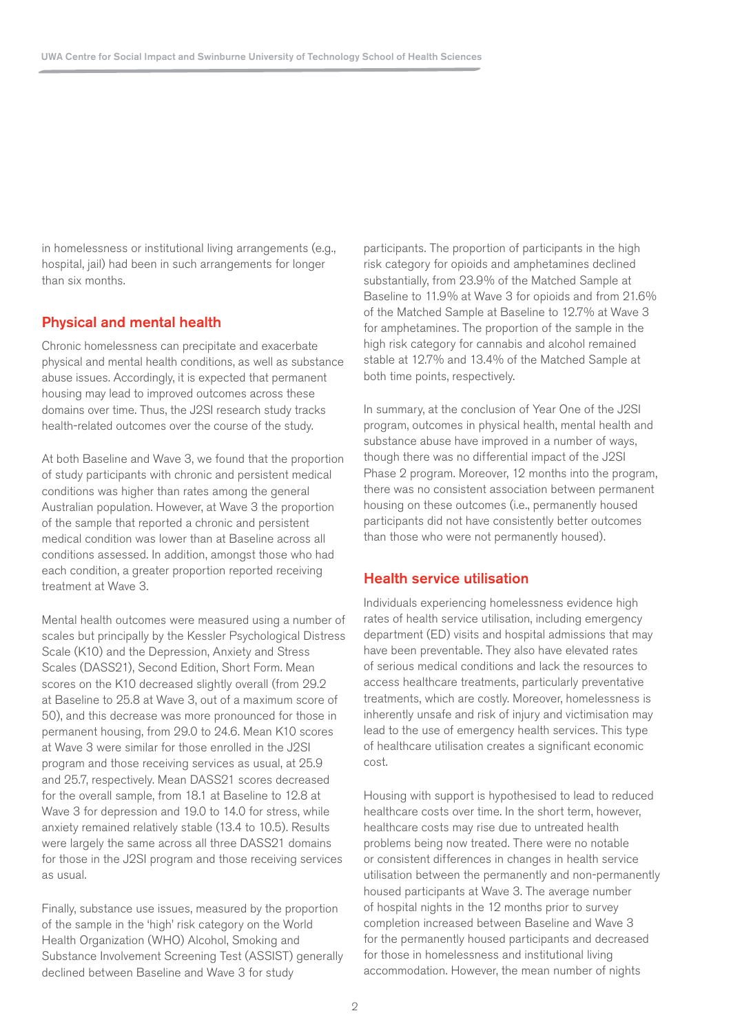in homelessness or institutional living arrangements (e.g., hospital, jail) had been in such arrangements for longer than six months.

## Physical and mental health

Chronic homelessness can precipitate and exacerbate physical and mental health conditions, as well as substance abuse issues. Accordingly, it is expected that permanent housing may lead to improved outcomes across these domains over time. Thus, the J2SI research study tracks health-related outcomes over the course of the study.

At both Baseline and Wave 3, we found that the proportion of study participants with chronic and persistent medical conditions was higher than rates among the general Australian population. However, at Wave 3 the proportion of the sample that reported a chronic and persistent medical condition was lower than at Baseline across all conditions assessed. In addition, amongst those who had each condition, a greater proportion reported receiving treatment at Wave 3.

Mental health outcomes were measured using a number of scales but principally by the Kessler Psychological Distress Scale (K10) and the Depression, Anxiety and Stress Scales (DASS21), Second Edition, Short Form. Mean scores on the K10 decreased slightly overall (from 29.2 at Baseline to 25.8 at Wave 3, out of a maximum score of 50), and this decrease was more pronounced for those in permanent housing, from 29.0 to 24.6. Mean K10 scores at Wave 3 were similar for those enrolled in the J2SI program and those receiving services as usual, at 25.9 and 25.7, respectively. Mean DASS21 scores decreased for the overall sample, from 18.1 at Baseline to 12.8 at Wave 3 for depression and 19.0 to 14.0 for stress, while anxiety remained relatively stable (13.4 to 10.5). Results were largely the same across all three DASS21 domains for those in the J2SI program and those receiving services as usual.

Finally, substance use issues, measured by the proportion of the sample in the 'high' risk category on the World Health Organization (WHO) Alcohol, Smoking and Substance Involvement Screening Test (ASSIST) generally declined between Baseline and Wave 3 for study participants. The proportion of participants in the high risk category for opioids and amphetamines declined substantially, from 23.9% of the Matched Sample at Baseline to 11.9% at Wave 3 for opioids and from 21.6% of the Matched Sample at Baseline to 12.7% at Wave 3 for amphetamines. The proportion of the sample in the high risk category for cannabis and alcohol remained stable at 12.7% and 13.4% of the Matched Sample at both time points, respectively.

In summary, at the conclusion of Year One of the J2SI program, outcomes in physical health, mental health and substance abuse have improved in a number of ways, though there was no differential impact of the J2SI Phase 2 program. Moreover, 12 months into the program, there was no consistent association between permanent housing on these outcomes (i.e., permanently housed participants did not have consistently better outcomes than those who were not permanently housed).

## Health service utilisation

Individuals experiencing homelessness evidence high rates of health service utilisation, including emergency department (ED) visits and hospital admissions that may have been preventable. They also have elevated rates of serious medical conditions and lack the resources to access healthcare treatments, particularly preventative treatments, which are costly. Moreover, homelessness is inherently unsafe and risk of injury and victimisation may lead to the use of emergency health services. This type of healthcare utilisation creates a significant economic cost.

Housing with support is hypothesised to lead to reduced healthcare costs over time. In the short term, however, healthcare costs may rise due to untreated health problems being now treated. There were no notable or consistent differences in changes in health service utilisation between the permanently and non-permanently housed participants at Wave 3. The average number of hospital nights in the 12 months prior to survey completion increased between Baseline and Wave 3 for the permanently housed participants and decreased for those in homelessness and institutional living accommodation. However, the mean number of nights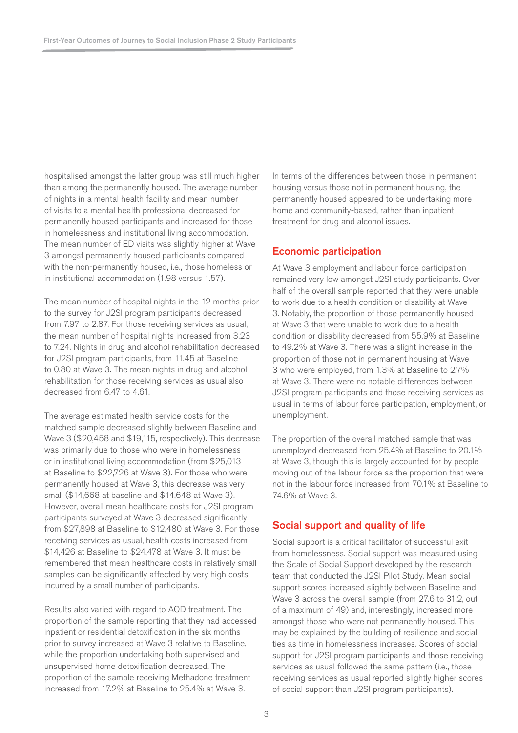hospitalised amongst the latter group was still much higher than among the permanently housed. The average number of nights in a mental health facility and mean number of visits to a mental health professional decreased for permanently housed participants and increased for those in homelessness and institutional living accommodation. The mean number of ED visits was slightly higher at Wave 3 amongst permanently housed participants compared with the non-permanently housed, i.e., those homeless or in institutional accommodation (1.98 versus 1.57).

The mean number of hospital nights in the 12 months prior to the survey for J2SI program participants decreased from 7.97 to 2.87. For those receiving services as usual, the mean number of hospital nights increased from 3.23 to 7.24. Nights in drug and alcohol rehabilitation decreased for J2SI program participants, from 11.45 at Baseline to 0.80 at Wave 3. The mean nights in drug and alcohol rehabilitation for those receiving services as usual also decreased from 6.47 to 4.61.

The average estimated health service costs for the matched sample decreased slightly between Baseline and Wave 3 ($20,458 and $19,115, respectively). This decrease was primarily due to those who were in homelessness or in institutional living accommodation (from $25,013 at Baseline to $22,726 at Wave 3). For those who were permanently housed at Wave 3, this decrease was very small ($14,668 at baseline and $14,648 at Wave 3). However, overall mean healthcare costs for J2SI program participants surveyed at Wave 3 decreased significantly from $27,898 at Baseline to $12,480 at Wave 3. For those receiving services as usual, health costs increased from $14,426 at Baseline to $24,478 at Wave 3. It must be remembered that mean healthcare costs in relatively small samples can be significantly affected by very high costs incurred by a small number of participants.

Results also varied with regard to AOD treatment. The proportion of the sample reporting that they had accessed inpatient or residential detoxification in the six months prior to survey increased at Wave 3 relative to Baseline, while the proportion undertaking both supervised and unsupervised home detoxification decreased. The proportion of the sample receiving Methadone treatment increased from 17.2% at Baseline to 25.4% at Wave 3.

In terms of the differences between those in permanent housing versus those not in permanent housing, the permanently housed appeared to be undertaking more home and community-based, rather than inpatient treatment for drug and alcohol issues.

## Economic participation

At Wave 3 employment and labour force participation remained very low amongst J2SI study participants. Over half of the overall sample reported that they were unable to work due to a health condition or disability at Wave 3. Notably, the proportion of those permanently housed at Wave 3 that were unable to work due to a health condition or disability decreased from 55.9% at Baseline to 49.2% at Wave 3. There was a slight increase in the proportion of those not in permanent housing at Wave 3 who were employed, from 1.3% at Baseline to 2.7% at Wave 3. There were no notable differences between J2SI program participants and those receiving services as usual in terms of labour force participation, employment, or unemployment.

The proportion of the overall matched sample that was unemployed decreased from 25.4% at Baseline to 20.1% at Wave 3, though this is largely accounted for by people moving out of the labour force as the proportion that were not in the labour force increased from 70.1% at Baseline to 74.6% at Wave 3.

## Social support and quality of life

Social support is a critical facilitator of successful exit from homelessness. Social support was measured using the Scale of Social Support developed by the research team that conducted the J2SI Pilot Study. Mean social support scores increased slightly between Baseline and Wave 3 across the overall sample (from 27.6 to 31.2, out of a maximum of 49) and, interestingly, increased more amongst those who were not permanently housed. This may be explained by the building of resilience and social ties as time in homelessness increases. Scores of social support for J2SI program participants and those receiving services as usual followed the same pattern (i.e., those receiving services as usual reported slightly higher scores of social support than J2SI program participants).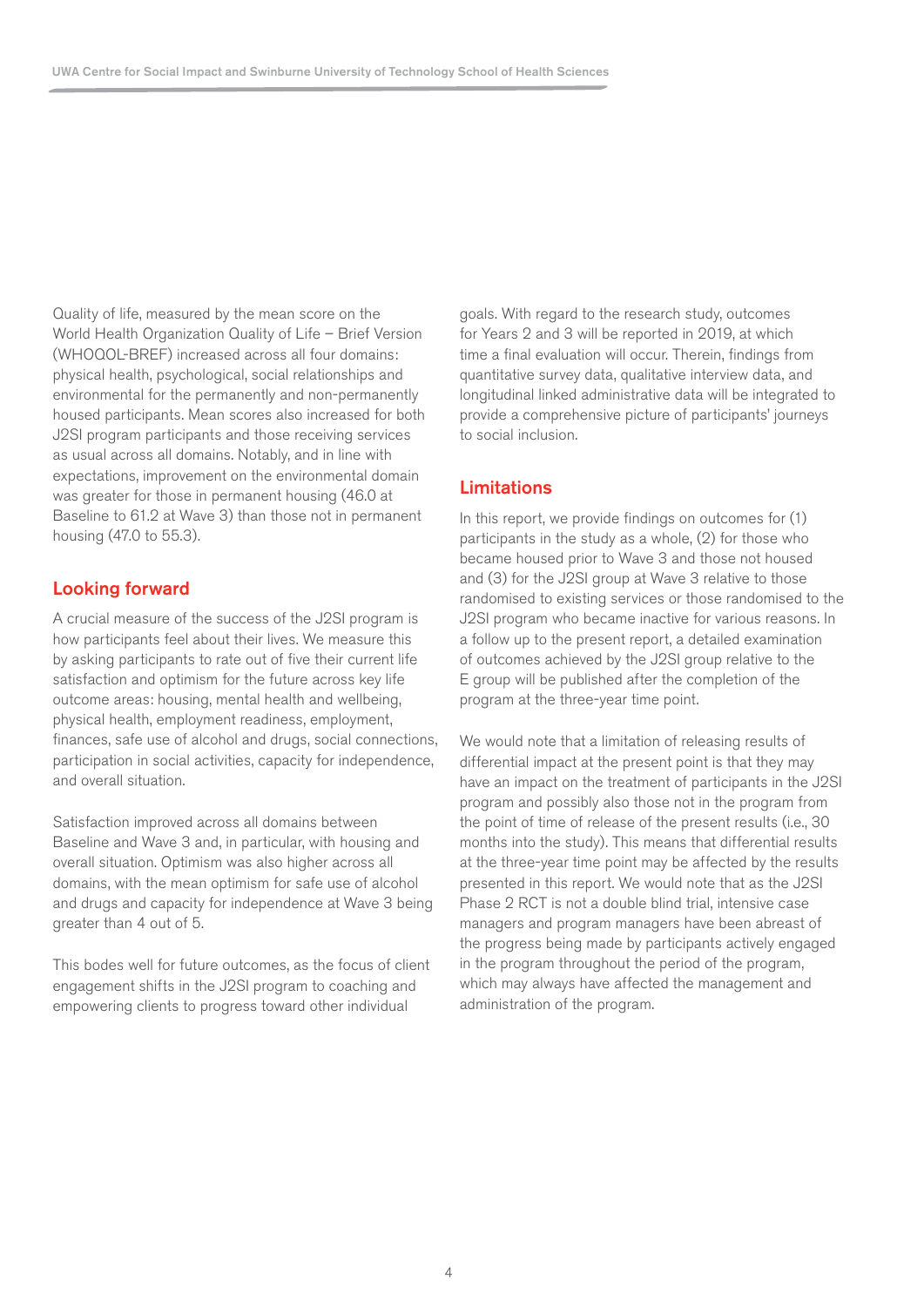Quality of life, measured by the mean score on the World Health Organization Quality of Life – Brief Version (WHOQOL-BREF) increased across all four domains: physical health, psychological, social relationships and environmental for the permanently and non-permanently housed participants. Mean scores also increased for both J2SI program participants and those receiving services as usual across all domains. Notably, and in line with expectations, improvement on the environmental domain was greater for those in permanent housing (46.0 at Baseline to 61.2 at Wave 3) than those not in permanent housing (47.0 to 55.3).

## Looking forward

A crucial measure of the success of the J2SI program is how participants feel about their lives. We measure this by asking participants to rate out of five their current life satisfaction and optimism for the future across key life outcome areas: housing, mental health and wellbeing, physical health, employment readiness, employment, finances, safe use of alcohol and drugs, social connections, participation in social activities, capacity for independence, and overall situation.

Satisfaction improved across all domains between Baseline and Wave 3 and, in particular, with housing and overall situation. Optimism was also higher across all domains, with the mean optimism for safe use of alcohol and drugs and capacity for independence at Wave 3 being greater than 4 out of 5.

This bodes well for future outcomes, as the focus of client engagement shifts in the J2SI program to coaching and empowering clients to progress toward other individual goals. With regard to the research study, outcomes for Years 2 and 3 will be reported in 2019, at which time a final evaluation will occur. Therein, findings from quantitative survey data, qualitative interview data, and longitudinal linked administrative data will be integrated to provide a comprehensive picture of participants' journeys to social inclusion.

## Limitations

In this report, we provide findings on outcomes for (1) participants in the study as a whole, (2) for those who became housed prior to Wave 3 and those not housed and (3) for the J2SI group at Wave 3 relative to those randomised to existing services or those randomised to the J2SI program who became inactive for various reasons. In a follow up to the present report, a detailed examination of outcomes achieved by the J2SI group relative to the E group will be published after the completion of the program at the three-year time point.

We would note that a limitation of releasing results of differential impact at the present point is that they may have an impact on the treatment of participants in the J2SI program and possibly also those not in the program from the point of time of release of the present results (i.e., 30 months into the study). This means that differential results at the three-year time point may be affected by the results presented in this report. We would note that as the J2SI Phase 2 RCT is not a double blind trial, intensive case managers and program managers have been abreast of the progress being made by participants actively engaged in the program throughout the period of the program, which may always have affected the management and administration of the program.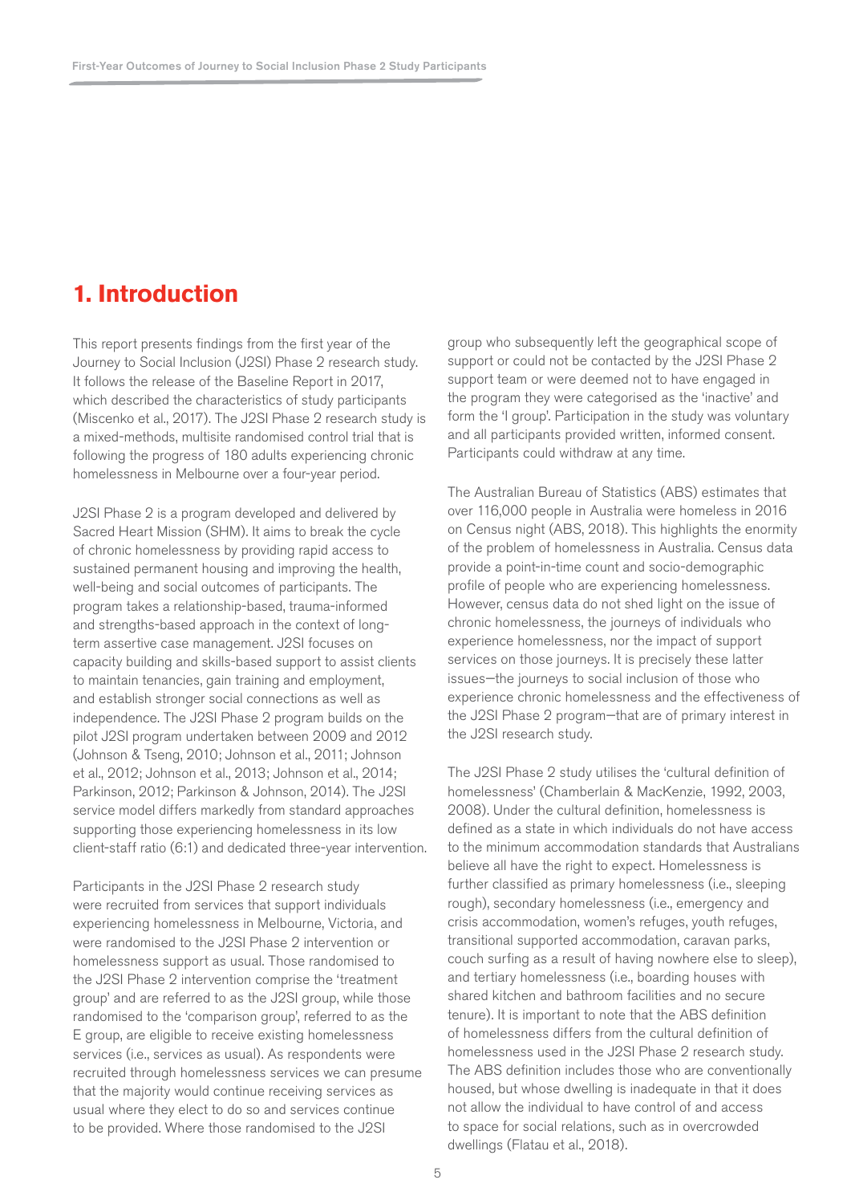# 1. Introduction

This report presents findings from the first year of the Journey to Social Inclusion (J2SI) Phase 2 research study. It follows the release of the Baseline Report in 2017, which described the characteristics of study participants (Miscenko et al., 2017). The J2SI Phase 2 research study is a mixed-methods, multisite randomised control trial that is following the progress of 180 adults experiencing chronic homelessness in Melbourne over a four-year period.

J2SI Phase 2 is a program developed and delivered by Sacred Heart Mission (SHM). It aims to break the cycle of chronic homelessness by providing rapid access to sustained permanent housing and improving the health, well-being and social outcomes of participants. The program takes a relationship-based, trauma-informed and strengths-based approach in the context of long-term assertive case management. J2SI focuses on capacity building and skills-based support to assist clients to maintain tenancies, gain training and employment, and establish stronger social connections as well as independence. The J2SI Phase 2 program builds on the pilot J2SI program undertaken between 2009 and 2012 (Johnson & Tseng, 2010; Johnson et al., 2011; Johnson et al., 2012; Johnson et al., 2013; Johnson et al., 2014; Parkinson, 2012; Parkinson & Johnson, 2014). The J2SI service model differs markedly from standard approaches supporting those experiencing homelessness in its low client-staff ratio (6:1) and dedicated three-year intervention.

Participants in the J2SI Phase 2 research study were recruited from services that support individuals experiencing homelessness in Melbourne, Victoria, and were randomised to the J2SI Phase 2 intervention or homelessness support as usual. Those randomised to the J2SI Phase 2 intervention comprise the 'treatment group' and are referred to as the J2SI group, while those randomised to the 'comparison group', referred to as the E group, are eligible to receive existing homelessness services (i.e., services as usual). As respondents were recruited through homelessness services we can presume that the majority would continue receiving services as usual where they elect to do so and services continue to be provided. Where those randomised to the J2SI group who subsequently left the geographical scope of support or could not be contacted by the J2SI Phase 2 support team or were deemed not to have engaged in the program they were categorised as the 'inactive' and form the 'I group'. Participation in the study was voluntary and all participants provided written, informed consent. Participants could withdraw at any time.

The Australian Bureau of Statistics (ABS) estimates that over 116,000 people in Australia were homeless in 2016 on Census night (ABS, 2018). This highlights the enormity of the problem of homelessness in Australia. Census data provide a point-in-time count and socio-demographic profile of people who are experiencing homelessness. However, census data do not shed light on the issue of chronic homelessness, the journeys of individuals who experience homelessness, nor the impact of support services on those journeys. It is precisely these latter issues—the journeys to social inclusion of those who experience chronic homelessness and the effectiveness of the J2SI Phase 2 program—that are of primary interest in the J2SI research study.

The J2SI Phase 2 study utilises the 'cultural definition of homelessness' (Chamberlain & MacKenzie, 1992, 2003, 2008). Under the cultural definition, homelessness is defined as a state in which individuals do not have access to the minimum accommodation standards that Australians believe all have the right to expect. Homelessness is further classified as primary homelessness (i.e., sleeping rough), secondary homelessness (i.e., emergency and crisis accommodation, women's refuges, youth refuges, transitional supported accommodation, caravan parks, couch surfing as a result of having nowhere else to sleep), and tertiary homelessness (i.e., boarding houses with shared kitchen and bathroom facilities and no secure tenure). It is important to note that the ABS definition of homelessness differs from the cultural definition of homelessness used in the J2SI Phase 2 research study. The ABS definition includes those who are conventionally housed, but whose dwelling is inadequate in that it does not allow the individual to have control of and access to space for social relations, such as in overcrowded dwellings (Flatau et al., 2018).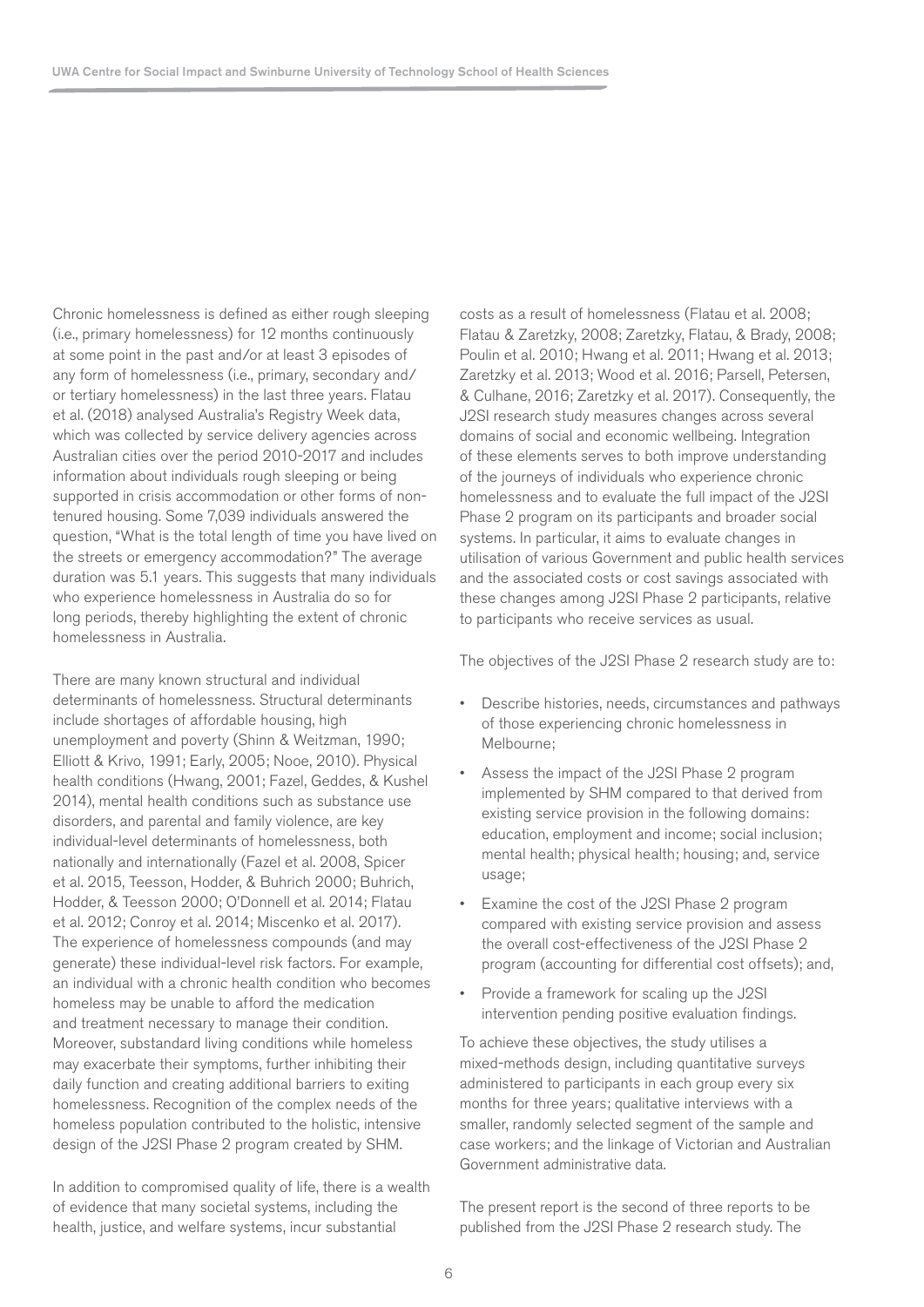Chronic homelessness is defined as either rough sleeping (i.e., primary homelessness) for 12 months continuously at some point in the past and/or at least 3 episodes of any form of homelessness (i.e., primary, secondary and/or tertiary homelessness) in the last three years. Flatau et al. (2018) analysed Australia's Registry Week data, which was collected by service delivery agencies across Australian cities over the period 2010-2017 and includes information about individuals rough sleeping or being supported in crisis accommodation or other forms of non-tenured housing. Some 7,039 individuals answered the question, "What is the total length of time you have lived on the streets or emergency accommodation?" The average duration was 5.1 years. This suggests that many individuals who experience homelessness in Australia do so for long periods, thereby highlighting the extent of chronic homelessness in Australia.

There are many known structural and individual determinants of homelessness. Structural determinants include shortages of affordable housing, high unemployment and poverty (Shinn & Weitzman, 1990; Elliott & Krivo, 1991; Early, 2005; Nooe, 2010). Physical health conditions (Hwang, 2001; Fazel, Geddes, & Kushel 2014), mental health conditions such as substance use disorders, and parental and family violence, are key individual-level determinants of homelessness, both nationally and internationally (Fazel et al. 2008, Spicer et al. 2015, Teesson, Hodder, & Buhrich 2000; Buhrich, Hodder, & Teesson 2000; O'Donnell et al. 2014; Flatau et al. 2012; Conroy et al. 2014; Miscenko et al. 2017). The experience of homelessness compounds (and may generate) these individual-level risk factors. For example, an individual with a chronic health condition who becomes homeless may be unable to afford the medication and treatment necessary to manage their condition. Moreover, substandard living conditions while homeless may exacerbate their symptoms, further inhibiting their daily function and creating additional barriers to exiting homelessness. Recognition of the complex needs of the homeless population contributed to the holistic, intensive design of the J2SI Phase 2 program created by SHM.

In addition to compromised quality of life, there is a wealth of evidence that many societal systems, including the health, justice, and welfare systems, incur substantial costs as a result of homelessness (Flatau et al. 2008; Flatau & Zaretzky, 2008; Zaretzky, Flatau, & Brady, 2008; Poulin et al. 2010; Hwang et al. 2011; Hwang et al. 2013; Zaretzky et al. 2013; Wood et al. 2016; Parsell, Petersen, & Culhane, 2016; Zaretzky et al. 2017). Consequently, the J2SI research study measures changes across several domains of social and economic wellbeing. Integration of these elements serves to both improve understanding of the journeys of individuals who experience chronic homelessness and to evaluate the full impact of the J2SI Phase 2 program on its participants and broader social systems. In particular, it aims to evaluate changes in utilisation of various Government and public health services and the associated costs or cost savings associated with these changes among J2SI Phase 2 participants, relative to participants who receive services as usual.

The objectives of the J2SI Phase 2 research study are to:

- Describe histories, needs, circumstances and pathways of those experiencing chronic homelessness in Melbourne;
- Assess the impact of the J2SI Phase 2 program implemented by SHM compared to that derived from existing service provision in the following domains: education, employment and income; social inclusion; mental health; physical health; housing; and, service usage;
- Examine the cost of the J2SI Phase 2 program compared with existing service provision and assess the overall cost-effectiveness of the J2SI Phase 2 program (accounting for differential cost offsets); and,
- Provide a framework for scaling up the J2SI intervention pending positive evaluation findings.

To achieve these objectives, the study utilises a mixed-methods design, including quantitative surveys administered to participants in each group every six months for three years; qualitative interviews with a smaller, randomly selected segment of the sample and case workers; and the linkage of Victorian and Australian Government administrative data.

The present report is the second of three reports to be published from the J2SI Phase 2 research study. The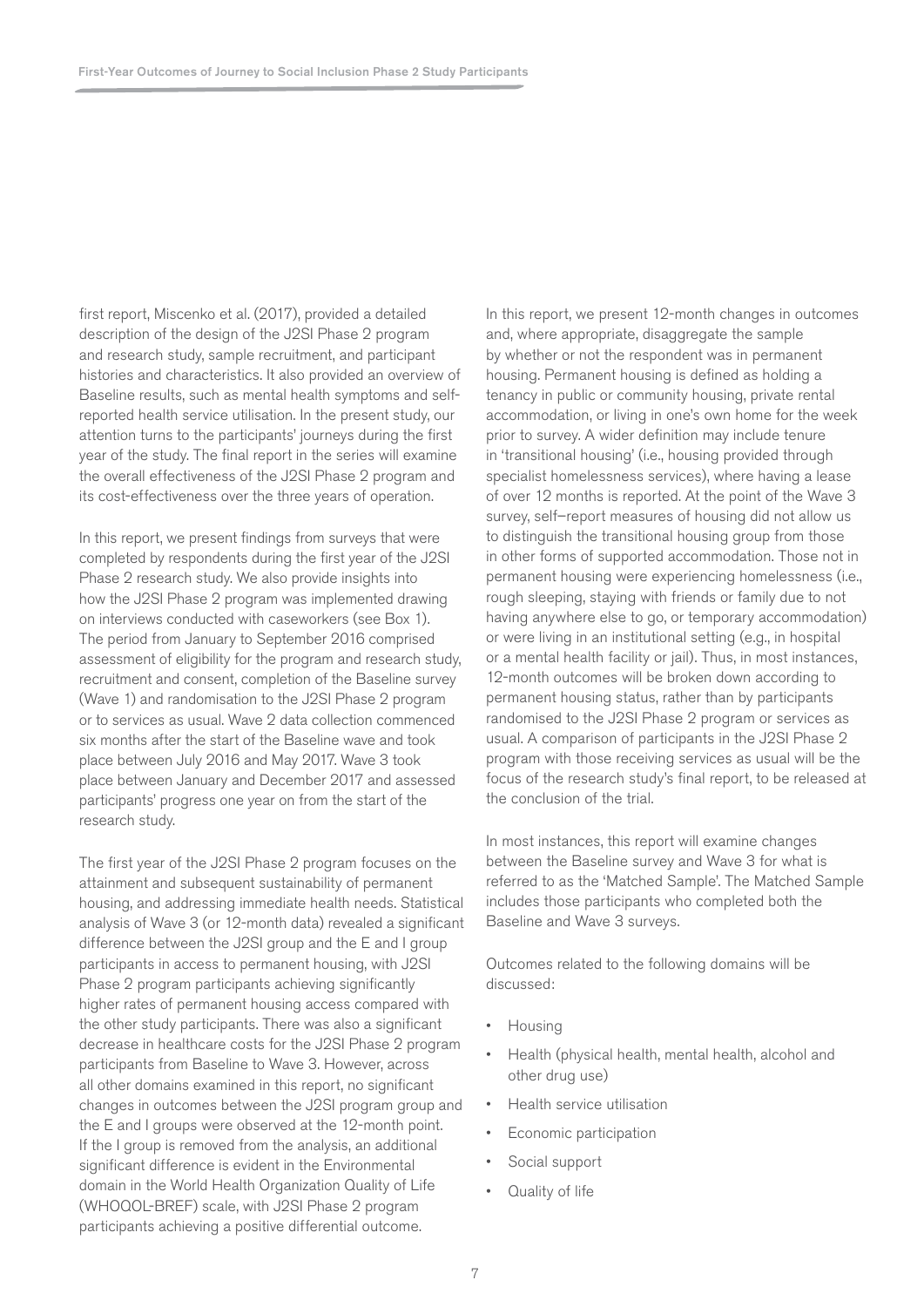first report, Miscenko et al. (2017), provided a detailed description of the design of the J2SI Phase 2 program and research study, sample recruitment, and participant histories and characteristics. It also provided an overview of Baseline results, such as mental health symptoms and self-reported health service utilisation. In the present study, our attention turns to the participants' journeys during the first year of the study. The final report in the series will examine the overall effectiveness of the J2SI Phase 2 program and its cost-effectiveness over the three years of operation.

In this report, we present findings from surveys that were completed by respondents during the first year of the J2SI Phase 2 research study. We also provide insights into how the J2SI Phase 2 program was implemented drawing on interviews conducted with caseworkers (see Box 1). The period from January to September 2016 comprised assessment of eligibility for the program and research study, recruitment and consent, completion of the Baseline survey (Wave 1) and randomisation to the J2SI Phase 2 program or to services as usual. Wave 2 data collection commenced six months after the start of the Baseline wave and took place between July 2016 and May 2017. Wave 3 took place between January and December 2017 and assessed participants' progress one year on from the start of the research study.

The first year of the J2SI Phase 2 program focuses on the attainment and subsequent sustainability of permanent housing, and addressing immediate health needs. Statistical analysis of Wave 3 (or 12-month data) revealed a significant difference between the J2SI group and the E and I group participants in access to permanent housing, with J2SI Phase 2 program participants achieving significantly higher rates of permanent housing access compared with the other study participants. There was also a significant decrease in healthcare costs for the J2SI Phase 2 program participants from Baseline to Wave 3. However, across all other domains examined in this report, no significant changes in outcomes between the J2SI program group and the E and I groups were observed at the 12-month point. If the I group is removed from the analysis, an additional significant difference is evident in the Environmental domain in the World Health Organization Quality of Life (WHOQOL-BREF) scale, with J2SI Phase 2 program participants achieving a positive differential outcome.

In this report, we present 12-month changes in outcomes and, where appropriate, disaggregate the sample by whether or not the respondent was in permanent housing. Permanent housing is defined as holding a tenancy in public or community housing, private rental accommodation, or living in one's own home for the week prior to survey. A wider definition may include tenure in 'transitional housing' (i.e., housing provided through specialist homelessness services), where having a lease of over 12 months is reported. At the point of the Wave 3 survey, self–report measures of housing did not allow us to distinguish the transitional housing group from those in other forms of supported accommodation. Those not in permanent housing were experiencing homelessness (i.e., rough sleeping, staying with friends or family due to not having anywhere else to go, or temporary accommodation) or were living in an institutional setting (e.g., in hospital or a mental health facility or jail). Thus, in most instances, 12-month outcomes will be broken down according to permanent housing status, rather than by participants randomised to the J2SI Phase 2 program or services as usual. A comparison of participants in the J2SI Phase 2 program with those receiving services as usual will be the focus of the research study's final report, to be released at the conclusion of the trial.

In most instances, this report will examine changes between the Baseline survey and Wave 3 for what is referred to as the 'Matched Sample'. The Matched Sample includes those participants who completed both the Baseline and Wave 3 surveys.

Outcomes related to the following domains will be discussed:

- Housing
- Health (physical health, mental health, alcohol and other drug use)
- Health service utilisation
- Economic participation
- Social support
- Quality of life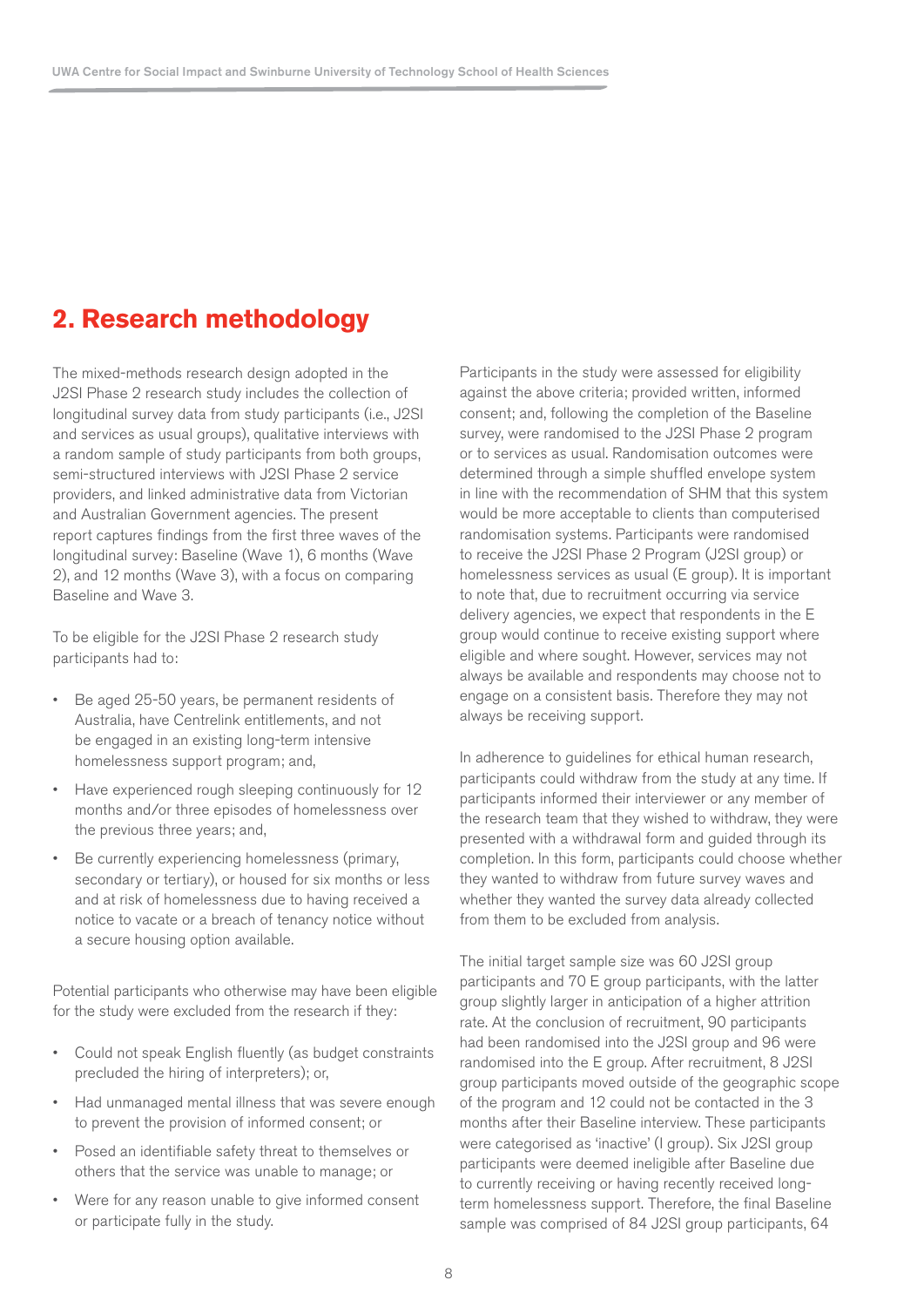## 2. Research methodology

The mixed-methods research design adopted in the J2SI Phase 2 research study includes the collection of longitudinal survey data from study participants (i.e., J2SI and services as usual groups), qualitative interviews with a random sample of study participants from both groups, semi-structured interviews with J2SI Phase 2 service providers, and linked administrative data from Victorian and Australian Government agencies. The present report captures findings from the first three waves of the longitudinal survey: Baseline (Wave 1), 6 months (Wave 2), and 12 months (Wave 3), with a focus on comparing Baseline and Wave 3.

To be eligible for the J2SI Phase 2 research study participants had to:

- Be aged 25-50 years, be permanent residents of Australia, have Centrelink entitlements, and not be engaged in an existing long-term intensive homelessness support program; and,
- Have experienced rough sleeping continuously for 12 months and/or three episodes of homelessness over the previous three years; and,
- Be currently experiencing homelessness (primary, secondary or tertiary), or housed for six months or less and at risk of homelessness due to having received a notice to vacate or a breach of tenancy notice without a secure housing option available.

Potential participants who otherwise may have been eligible for the study were excluded from the research if they:

- Could not speak English fluently (as budget constraints precluded the hiring of interpreters); or,
- Had unmanaged mental illness that was severe enough to prevent the provision of informed consent; or
- Posed an identifiable safety threat to themselves or others that the service was unable to manage; or
- Were for any reason unable to give informed consent or participate fully in the study.

Participants in the study were assessed for eligibility against the above criteria; provided written, informed consent; and, following the completion of the Baseline survey, were randomised to the J2SI Phase 2 program or to services as usual. Randomisation outcomes were determined through a simple shuffled envelope system in line with the recommendation of SHM that this system would be more acceptable to clients than computerised randomisation systems. Participants were randomised to receive the J2SI Phase 2 Program (J2SI group) or homelessness services as usual (E group). It is important to note that, due to recruitment occurring via service delivery agencies, we expect that respondents in the E group would continue to receive existing support where eligible and where sought. However, services may not always be available and respondents may choose not to engage on a consistent basis. Therefore they may not always be receiving support.

In adherence to guidelines for ethical human research, participants could withdraw from the study at any time. If participants informed their interviewer or any member of the research team that they wished to withdraw, they were presented with a withdrawal form and guided through its completion. In this form, participants could choose whether they wanted to withdraw from future survey waves and whether they wanted the survey data already collected from them to be excluded from analysis.

The initial target sample size was 60 J2SI group participants and 70 E group participants, with the latter group slightly larger in anticipation of a higher attrition rate. At the conclusion of recruitment, 90 participants had been randomised into the J2SI group and 96 were randomised into the E group. After recruitment, 8 J2SI group participants moved outside of the geographic scope of the program and 12 could not be contacted in the 3 months after their Baseline interview. These participants were categorised as 'inactive' (I group). Six J2SI group participants were deemed ineligible after Baseline due to currently receiving or having recently received long-term homelessness support. Therefore, the final Baseline sample was comprised of 84 J2SI group participants, 64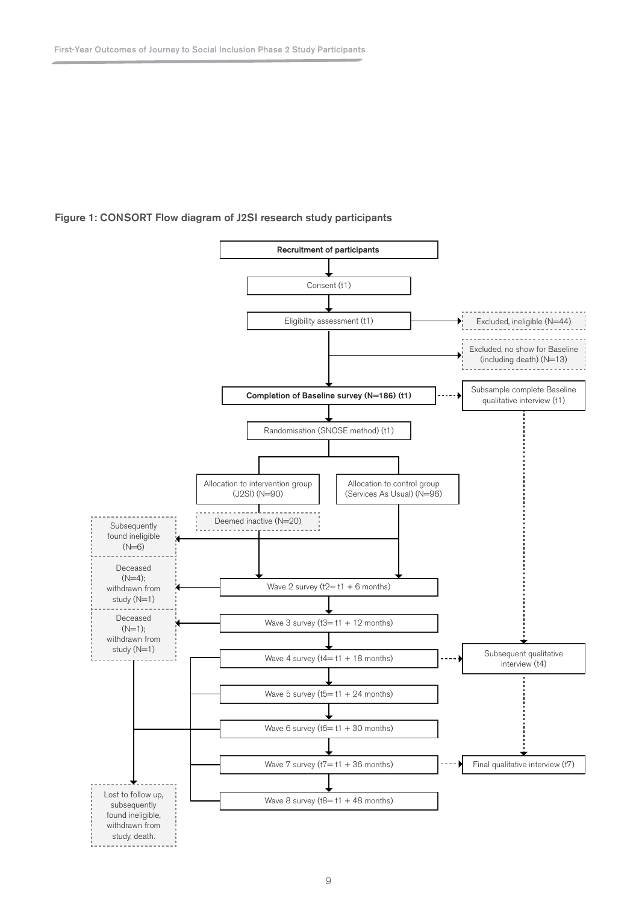**Figure 1: CONSORT Flow diagram of J2SI research study participants**

Recruitment of participants

Consent (t1)

Eligibility assessment (t1)

Excluded, ineligible (N=44)

Excluded, no show for Baseline (including death) (N=13)

**Completion of Baseline survey (N=186) (t1)**

Subsample complete Baseline qualitative interview (t1)

Randomisation (SNOSE method) (t1)

Allocation to intervention group (J2SI) (N=90)

Allocation to control group (Services As Usual) (N=96)

Deemed inactive (N=20)

Subsequently found ineligible (N=6)

Deceased (N=4); withdrawn from study (N=1)

Deceased (N=1); withdrawn from study (N=1)

Wave 2 survey (t2= t1 + 6 months)

Wave 3 survey (t3= t1 + 12 months)

Wave 4 survey (t4= t1 + 18 months)

Subsequent qualitative interview (t4)

Wave 5 survey (t5= t1 + 24 months)

Wave 6 survey (t6= t1 + 30 months)

Wave 7 survey (t7= t1 + 36 months)

Final qualitative interview (t7)

Wave 8 survey (t8= t1 + 48 months)

Lost to follow up, subsequently found ineligible, withdrawn from study, death.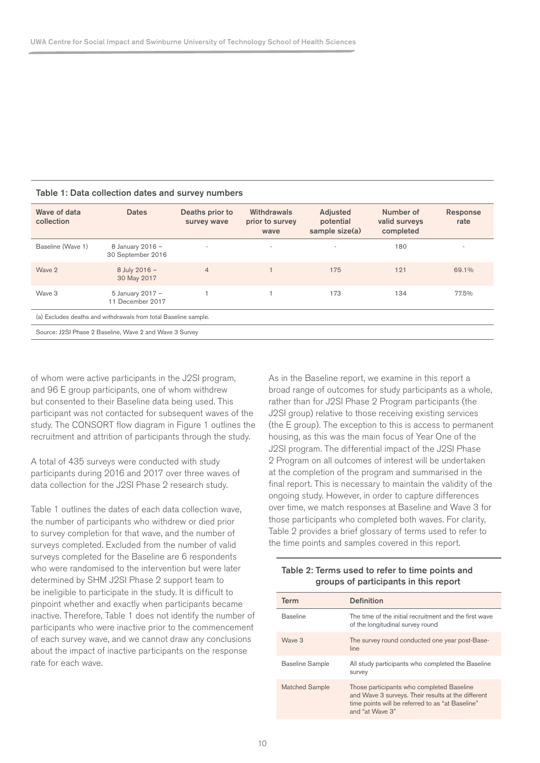**Table 1: Data collection dates and survey numbers**

| Wave of data collection | Dates | Deaths prior to survey wave | Withdrawals prior to survey wave | Adjusted potential sample size(a) | Number of valid surveys completed | Response rate |
|---|---|---|---|---|---|---|
| Baseline (Wave 1) | 8 January 2016 – 30 September 2016 | - | - | - | 180 | - |
| Wave 2 | 8 July 2016 – 30 May 2017 | 4 | 1 | 175 | 121 | 69.1% |
| Wave 3 | 5 January 2017 – 11 December 2017 | 1 | 1 | 173 | 134 | 77.5% |

(a) Excludes deaths and withdrawals from total Baseline sample.

Source: J2SI Phase 2 Baseline, Wave 2 and Wave 3 Survey

of whom were active participants in the J2SI program, and 96 E group participants, one of whom withdrew but consented to their Baseline data being used. This participant was not contacted for subsequent waves of the study. The CONSORT flow diagram in Figure 1 outlines the recruitment and attrition of participants through the study.

A total of 435 surveys were conducted with study participants during 2016 and 2017 over three waves of data collection for the J2SI Phase 2 research study.

Table 1 outlines the dates of each data collection wave, the number of participants who withdrew or died prior to survey completion for that wave, and the number of surveys completed. Excluded from the number of valid surveys completed for the Baseline are 6 respondents who were randomised to the intervention but were later determined by SHM J2SI Phase 2 support team to be ineligible to participate in the study. It is difficult to pinpoint whether and exactly when participants became inactive. Therefore, Table 1 does not identify the number of participants who were inactive prior to the commencement of each survey wave, and we cannot draw any conclusions about the impact of inactive participants on the response rate for each wave.

As in the Baseline report, we examine in this report a broad range of outcomes for study participants as a whole, rather than for J2SI Phase 2 Program participants (the J2SI group) relative to those receiving existing services (the E group). The exception to this is access to permanent housing, as this was the main focus of Year One of the J2SI program. The differential impact of the J2SI Phase 2 Program on all outcomes of interest will be undertaken at the completion of the program and summarised in the final report. This is necessary to maintain the validity of the ongoing study. However, in order to capture differences over time, we match responses at Baseline and Wave 3 for those participants who completed both waves. For clarity, Table 2 provides a brief glossary of terms used to refer to the time points and samples covered in this report.

**Table 2: Terms used to refer to time points and groups of participants in this report**

| Term | Definition |
|---|---|
| Baseline | The time of the initial recruitment and the first wave of the longitudinal survey round |
| Wave 3 | The survey round conducted one year post-Baseline |
| Baseline Sample | All study participants who completed the Baseline survey |
| Matched Sample | Those participants who completed Baseline and Wave 3 surveys. Their results at the different time points will be referred to as "at Baseline" and "at Wave 3" |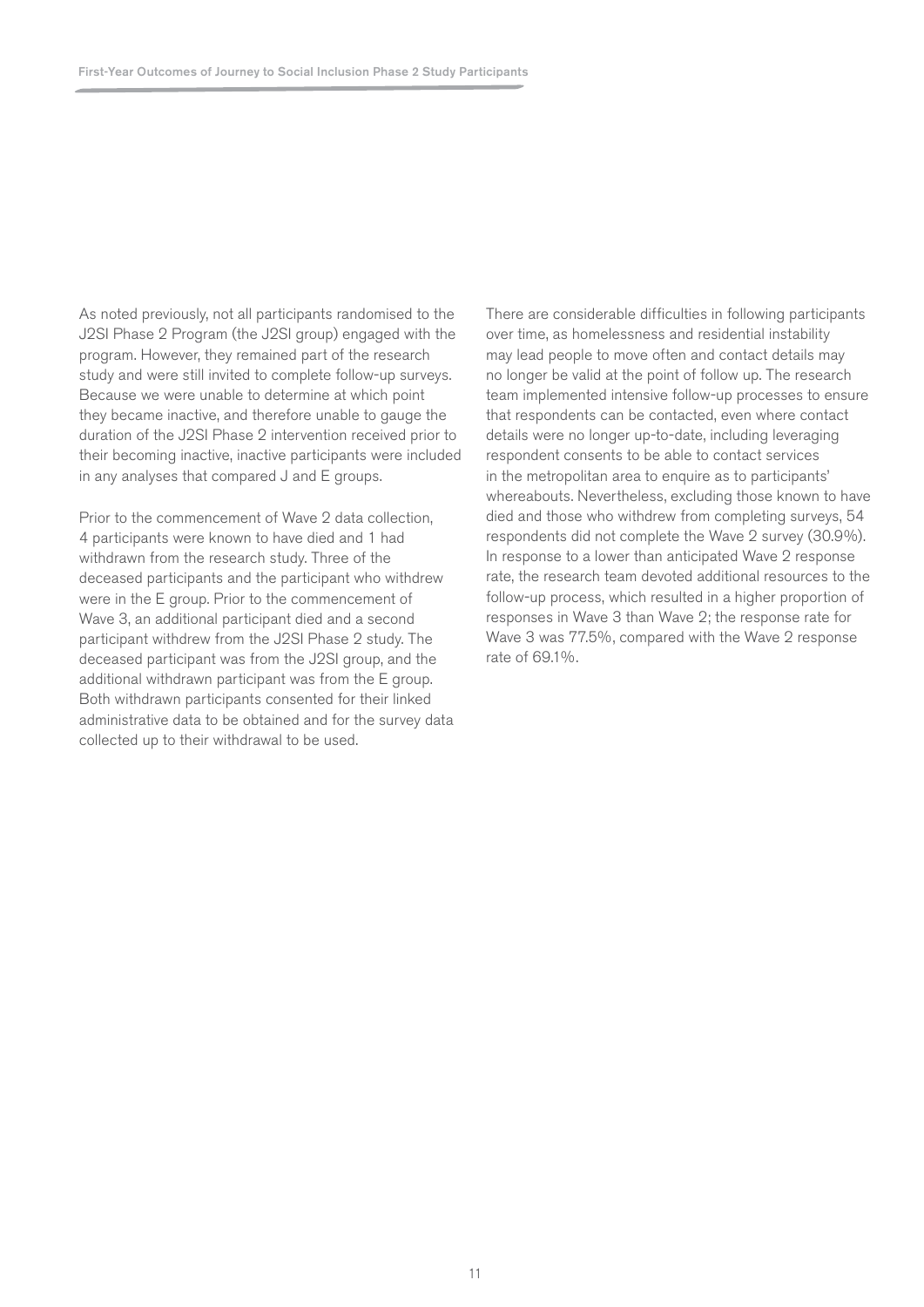As noted previously, not all participants randomised to the J2SI Phase 2 Program (the J2SI group) engaged with the program. However, they remained part of the research study and were still invited to complete follow-up surveys. Because we were unable to determine at which point they became inactive, and therefore unable to gauge the duration of the J2SI Phase 2 intervention received prior to their becoming inactive, inactive participants were included in any analyses that compared J and E groups.

Prior to the commencement of Wave 2 data collection, 4 participants were known to have died and 1 had withdrawn from the research study. Three of the deceased participants and the participant who withdrew were in the E group. Prior to the commencement of Wave 3, an additional participant died and a second participant withdrew from the J2SI Phase 2 study. The deceased participant was from the J2SI group, and the additional withdrawn participant was from the E group. Both withdrawn participants consented for their linked administrative data to be obtained and for the survey data collected up to their withdrawal to be used.

There are considerable difficulties in following participants over time, as homelessness and residential instability may lead people to move often and contact details may no longer be valid at the point of follow up. The research team implemented intensive follow-up processes to ensure that respondents can be contacted, even where contact details were no longer up-to-date, including leveraging respondent consents to be able to contact services in the metropolitan area to enquire as to participants' whereabouts. Nevertheless, excluding those known to have died and those who withdrew from completing surveys, 54 respondents did not complete the Wave 2 survey (30.9%). In response to a lower than anticipated Wave 2 response rate, the research team devoted additional resources to the follow-up process, which resulted in a higher proportion of responses in Wave 3 than Wave 2; the response rate for Wave 3 was 77.5%, compared with the Wave 2 response rate of 69.1%.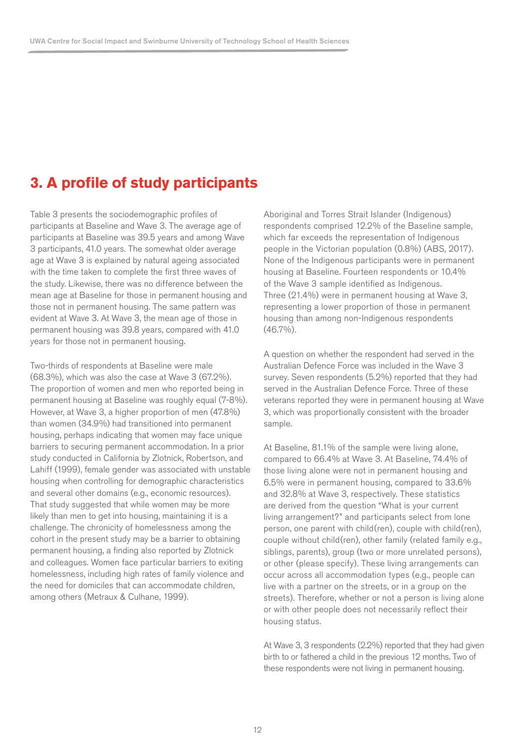# 3. A profile of study participants

Table 3 presents the sociodemographic profiles of participants at Baseline and Wave 3. The average age of participants at Baseline was 39.5 years and among Wave 3 participants, 41.0 years. The somewhat older average age at Wave 3 is explained by natural ageing associated with the time taken to complete the first three waves of the study. Likewise, there was no difference between the mean age at Baseline for those in permanent housing and those not in permanent housing. The same pattern was evident at Wave 3. At Wave 3, the mean age of those in permanent housing was 39.8 years, compared with 41.0 years for those not in permanent housing.

Two-thirds of respondents at Baseline were male (68.3%), which was also the case at Wave 3 (67.2%). The proportion of women and men who reported being in permanent housing at Baseline was roughly equal (7-8%). However, at Wave 3, a higher proportion of men (47.8%) than women (34.9%) had transitioned into permanent housing, perhaps indicating that women may face unique barriers to securing permanent accommodation. In a prior study conducted in California by Zlotnick, Robertson, and Lahiff (1999), female gender was associated with unstable housing when controlling for demographic characteristics and several other domains (e.g., economic resources). That study suggested that while women may be more likely than men to get into housing, maintaining it is a challenge. The chronicity of homelessness among the cohort in the present study may be a barrier to obtaining permanent housing, a finding also reported by Zlotnick and colleagues. Women face particular barriers to exiting homelessness, including high rates of family violence and the need for domiciles that can accommodate children, among others (Metraux & Culhane, 1999).

Aboriginal and Torres Strait Islander (Indigenous) respondents comprised 12.2% of the Baseline sample, which far exceeds the representation of Indigenous people in the Victorian population (0.8%) (ABS, 2017). None of the Indigenous participants were in permanent housing at Baseline. Fourteen respondents or 10.4% of the Wave 3 sample identified as Indigenous. Three (21.4%) were in permanent housing at Wave 3, representing a lower proportion of those in permanent housing than among non-Indigenous respondents (46.7%).

A question on whether the respondent had served in the Australian Defence Force was included in the Wave 3 survey. Seven respondents (5.2%) reported that they had served in the Australian Defence Force. Three of these veterans reported they were in permanent housing at Wave 3, which was proportionally consistent with the broader sample.

At Baseline, 81.1% of the sample were living alone, compared to 66.4% at Wave 3. At Baseline, 74.4% of those living alone were not in permanent housing and 6.5% were in permanent housing, compared to 33.6% and 32.8% at Wave 3, respectively. These statistics are derived from the question "What is your current living arrangement?" and participants select from lone person, one parent with child(ren), couple with child(ren), couple without child(ren), other family (related family e.g., siblings, parents), group (two or more unrelated persons), or other (please specify). These living arrangements can occur across all accommodation types (e.g., people can live with a partner on the streets, or in a group on the streets). Therefore, whether or not a person is living alone or with other people does not necessarily reflect their housing status.

At Wave 3, 3 respondents (2.2%) reported that they had given birth to or fathered a child in the previous 12 months. Two of these respondents were not living in permanent housing.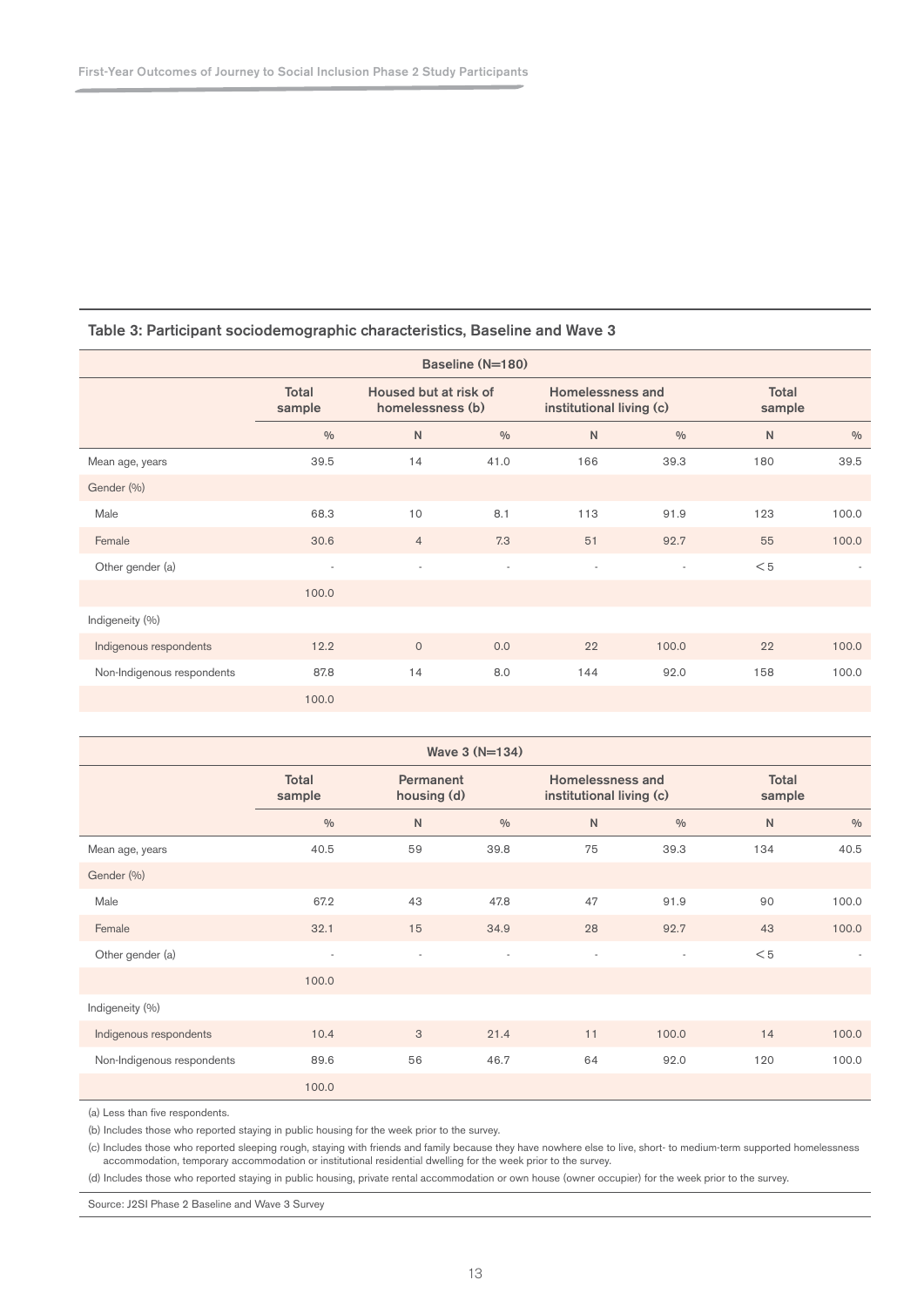### Table 3: Participant sociodemographic characteristics, Baseline and Wave 3

| Baseline (N=180) | | | | | | | |
|---|---|---|---|---|---|---|---|
| | Total sample | Housed but at risk of homelessness (b) | | Homelessness and institutional living (c) | | Total sample | |
| | % | N | % | N | % | N | % |
| Mean age, years | 39.5 | 14 | 41.0 | 166 | 39.3 | 180 | 39.5 |
| Gender (%) | | | | | | | |
| Male | 68.3 | 10 | 8.1 | 113 | 91.9 | 123 | 100.0 |
| Female | 30.6 | 4 | 7.3 | 51 | 92.7 | 55 | 100.0 |
| Other gender (a) | - | - | - | - | - | <5 | - |
| | 100.0 | | | | | | |
| Indigeneity (%) | | | | | | | |
| Indigenous respondents | 12.2 | 0 | 0.0 | 22 | 100.0 | 22 | 100.0 |
| Non-Indigenous respondents | 87.8 | 14 | 8.0 | 144 | 92.0 | 158 | 100.0 |
| | 100.0 | | | | | | |

| Wave 3 (N=134) | | | | | | | |
|---|---|---|---|---|---|---|---|
| | Total sample | Permanent housing (d) | | Homelessness and institutional living (c) | | Total sample | |
| | % | N | % | N | % | N | % |
| Mean age, years | 40.5 | 59 | 39.8 | 75 | 39.3 | 134 | 40.5 |
| Gender (%) | | | | | | | |
| Male | 67.2 | 43 | 47.8 | 47 | 91.9 | 90 | 100.0 |
| Female | 32.1 | 15 | 34.9 | 28 | 92.7 | 43 | 100.0 |
| Other gender (a) | - | - | - | - | - | <5 | - |
| | 100.0 | | | | | | |
| Indigeneity (%) | | | | | | | |
| Indigenous respondents | 10.4 | 3 | 21.4 | 11 | 100.0 | 14 | 100.0 |
| Non-Indigenous respondents | 89.6 | 56 | 46.7 | 64 | 92.0 | 120 | 100.0 |
| | 100.0 | | | | | | |

(a) Less than five respondents.

(b) Includes those who reported staying in public housing for the week prior to the survey.

(c) Includes those who reported sleeping rough, staying with friends and family because they have nowhere else to live, short- to medium-term supported homelessness accommodation, temporary accommodation or institutional residential dwelling for the week prior to the survey.

(d) Includes those who reported staying in public housing, private rental accommodation or own house (owner occupier) for the week prior to the survey.

Source: J2SI Phase 2 Baseline and Wave 3 Survey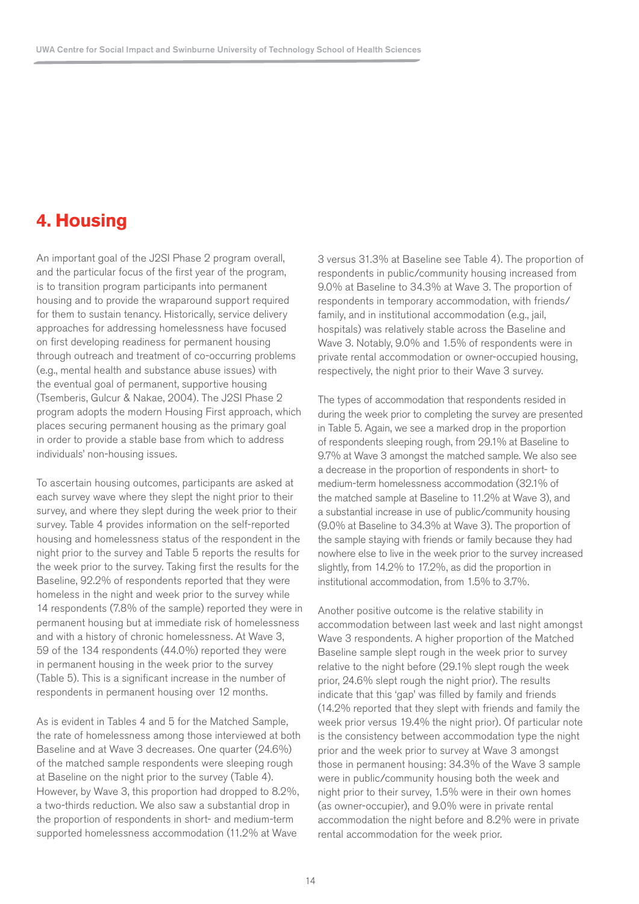# 4. Housing

An important goal of the J2SI Phase 2 program overall, and the particular focus of the first year of the program, is to transition program participants into permanent housing and to provide the wraparound support required for them to sustain tenancy. Historically, service delivery approaches for addressing homelessness have focused on first developing readiness for permanent housing through outreach and treatment of co-occurring problems (e.g., mental health and substance abuse issues) with the eventual goal of permanent, supportive housing (Tsemberis, Gulcur & Nakae, 2004). The J2SI Phase 2 program adopts the modern Housing First approach, which places securing permanent housing as the primary goal in order to provide a stable base from which to address individuals' non-housing issues.

To ascertain housing outcomes, participants are asked at each survey wave where they slept the night prior to their survey, and where they slept during the week prior to their survey. Table 4 provides information on the self-reported housing and homelessness status of the respondent in the night prior to the survey and Table 5 reports the results for the week prior to the survey. Taking first the results for the Baseline, 92.2% of respondents reported that they were homeless in the night and week prior to the survey while 14 respondents (7.8% of the sample) reported they were in permanent housing but at immediate risk of homelessness and with a history of chronic homelessness. At Wave 3, 59 of the 134 respondents (44.0%) reported they were in permanent housing in the week prior to the survey (Table 5). This is a significant increase in the number of respondents in permanent housing over 12 months.

As is evident in Tables 4 and 5 for the Matched Sample, the rate of homelessness among those interviewed at both Baseline and at Wave 3 decreases. One quarter (24.6%) of the matched sample respondents were sleeping rough at Baseline on the night prior to the survey (Table 4). However, by Wave 3, this proportion had dropped to 8.2%, a two-thirds reduction. We also saw a substantial drop in the proportion of respondents in short- and medium-term supported homelessness accommodation (11.2% at Wave 3 versus 31.3% at Baseline see Table 4). The proportion of respondents in public/community housing increased from 9.0% at Baseline to 34.3% at Wave 3. The proportion of respondents in temporary accommodation, with friends/family, and in institutional accommodation (e.g., jail, hospitals) was relatively stable across the Baseline and Wave 3. Notably, 9.0% and 1.5% of respondents were in private rental accommodation or owner-occupied housing, respectively, the night prior to their Wave 3 survey.

The types of accommodation that respondents resided in during the week prior to completing the survey are presented in Table 5. Again, we see a marked drop in the proportion of respondents sleeping rough, from 29.1% at Baseline to 9.7% at Wave 3 amongst the matched sample. We also see a decrease in the proportion of respondents in short- to medium-term homelessness accommodation (32.1% of the matched sample at Baseline to 11.2% at Wave 3), and a substantial increase in use of public/community housing (9.0% at Baseline to 34.3% at Wave 3). The proportion of the sample staying with friends or family because they had nowhere else to live in the week prior to the survey increased slightly, from 14.2% to 17.2%, as did the proportion in institutional accommodation, from 1.5% to 3.7%.

Another positive outcome is the relative stability in accommodation between last week and last night amongst Wave 3 respondents. A higher proportion of the Matched Baseline sample slept rough in the week prior to survey relative to the night before (29.1% slept rough the week prior, 24.6% slept rough the night prior). The results indicate that this 'gap' was filled by family and friends (14.2% reported that they slept with friends and family the week prior versus 19.4% the night prior). Of particular note is the consistency between accommodation type the night prior and the week prior to survey at Wave 3 amongst those in permanent housing: 34.3% of the Wave 3 sample were in public/community housing both the week and night prior to their survey, 1.5% were in their own homes (as owner-occupier), and 9.0% were in private rental accommodation the night before and 8.2% were in private rental accommodation for the week prior.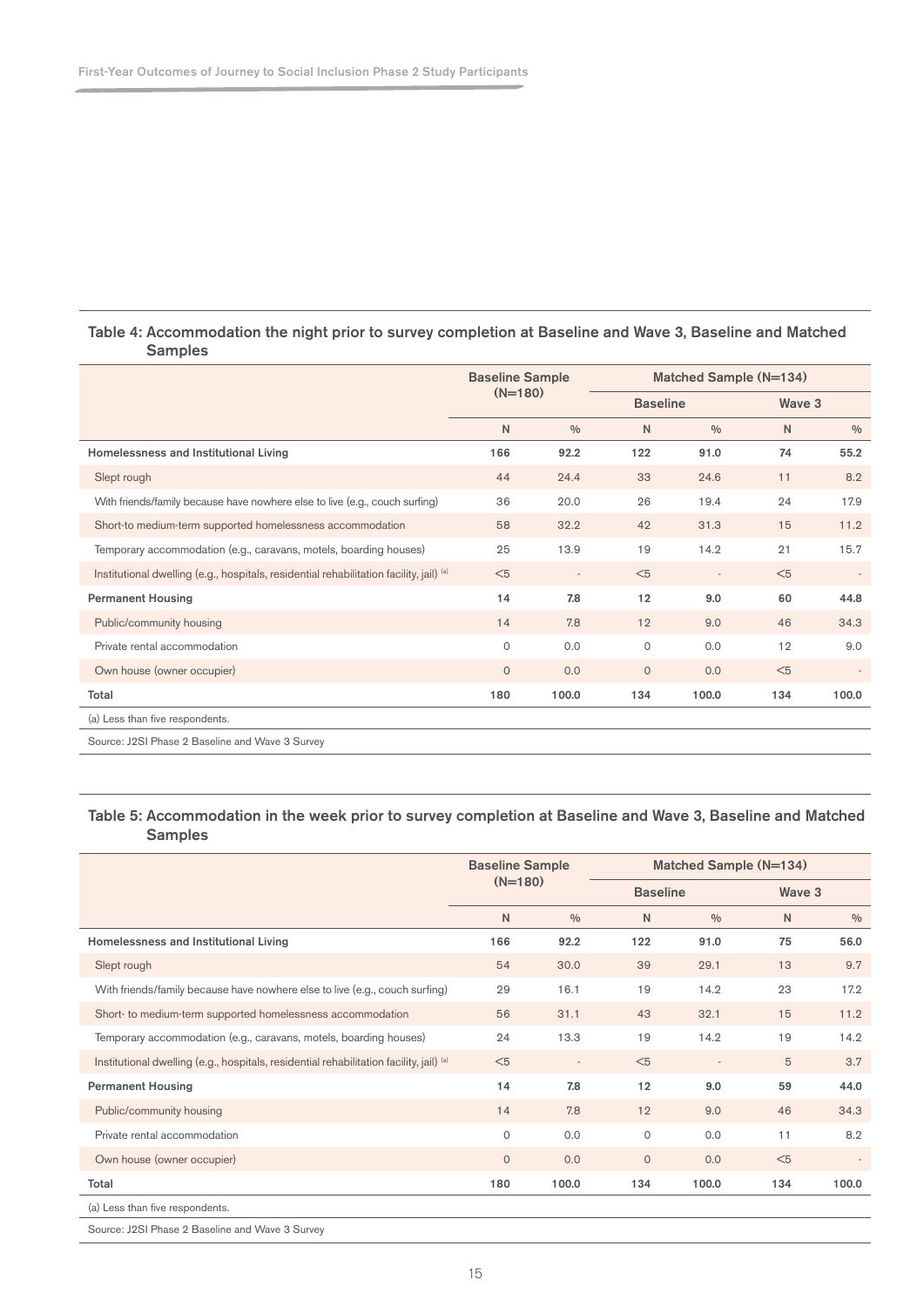**Table 4: Accommodation the night prior to survey completion at Baseline and Wave 3, Baseline and Matched Samples**

| | Baseline Sample (N=180) | | Matched Sample (N=134) | | | |
|---|---|---|---|---|---|---|
| | | | Baseline | | Wave 3 | |
| | N | % | N | % | N | % |
| **Homelessness and Institutional Living** | **166** | **92.2** | **122** | **91.0** | **74** | **55.2** |
| Slept rough | 44 | 24.4 | 33 | 24.6 | 11 | 8.2 |
| With friends/family because have nowhere else to live (e.g., couch surfing) | 36 | 20.0 | 26 | 19.4 | 24 | 17.9 |
| Short-to medium-term supported homelessness accommodation | 58 | 32.2 | 42 | 31.3 | 15 | 11.2 |
| Temporary accommodation (e.g., caravans, motels, boarding houses) | 25 | 13.9 | 19 | 14.2 | 21 | 15.7 |
| Institutional dwelling (e.g., hospitals, residential rehabilitation facility, jail) [(a)] | <5 | - | <5 | - | <5 | - |
| **Permanent Housing** | **14** | **7.8** | **12** | **9.0** | **60** | **44.8** |
| Public/community housing | 14 | 7.8 | 12 | 9.0 | 46 | 34.3 |
| Private rental accommodation | 0 | 0.0 | 0 | 0.0 | 12 | 9.0 |
| Own house (owner occupier) | 0 | 0.0 | 0 | 0.0 | <5 | - |
| **Total** | **180** | **100.0** | **134** | **100.0** | **134** | **100.0** |

(a) Less than five respondents.

Source: J2SI Phase 2 Baseline and Wave 3 Survey

**Table 5: Accommodation in the week prior to survey completion at Baseline and Wave 3, Baseline and Matched Samples**

| | Baseline Sample (N=180) | | Matched Sample (N=134) | | | |
|---|---|---|---|---|---|---|
| | | | Baseline | | Wave 3 | |
| | N | % | N | % | N | % |
| **Homelessness and Institutional Living** | **166** | **92.2** | **122** | **91.0** | **75** | **56.0** |
| Slept rough | 54 | 30.0 | 39 | 29.1 | 13 | 9.7 |
| With friends/family because have nowhere else to live (e.g., couch surfing) | 29 | 16.1 | 19 | 14.2 | 23 | 17.2 |
| Short- to medium-term supported homelessness accommodation | 56 | 31.1 | 43 | 32.1 | 15 | 11.2 |
| Temporary accommodation (e.g., caravans, motels, boarding houses) | 24 | 13.3 | 19 | 14.2 | 19 | 14.2 |
| Institutional dwelling (e.g., hospitals, residential rehabilitation facility, jail) [(a)] | <5 | - | <5 | - | 5 | 3.7 |
| **Permanent Housing** | **14** | **7.8** | **12** | **9.0** | **59** | **44.0** |
| Public/community housing | 14 | 7.8 | 12 | 9.0 | 46 | 34.3 |
| Private rental accommodation | 0 | 0.0 | 0 | 0.0 | 11 | 8.2 |
| Own house (owner occupier) | 0 | 0.0 | 0 | 0.0 | <5 | - |
| **Total** | **180** | **100.0** | **134** | **100.0** | **134** | **100.0** |

(a) Less than five respondents.

Source: J2SI Phase 2 Baseline and Wave 3 Survey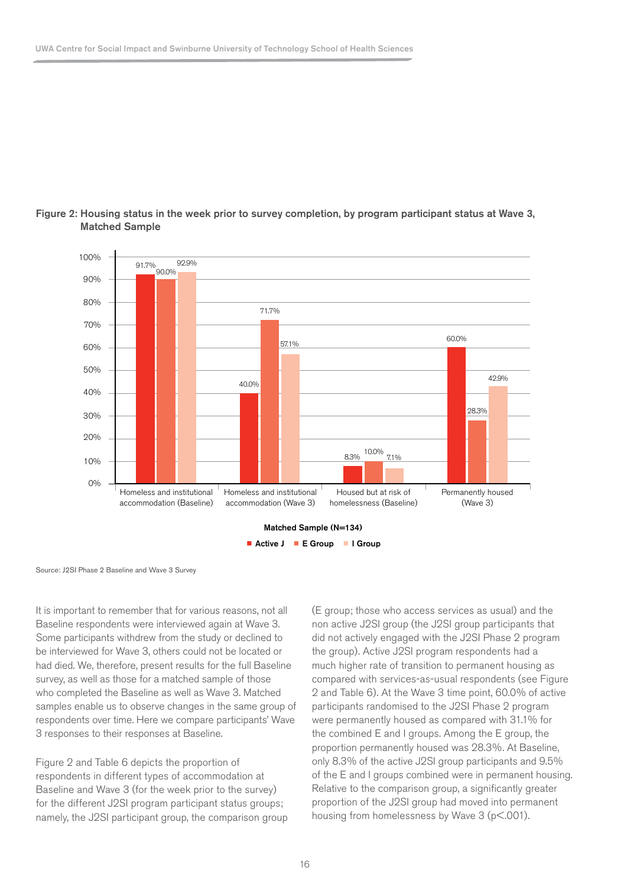**Figure 2: Housing status in the week prior to survey completion, by program participant status at Wave 3, Matched Sample**

| Matched Sample (N=134) | Active J | E Group | I Group |
|---|---|---|---|
| Homeless and institutional accommodation (Baseline) | 91.7% | 90.0% | 92.9% |
| Homeless and institutional accommodation (Wave 3) | 40.0% | 71.7% | 57.1% |
| Housed but at risk of homelessness (Baseline) | 8.3% | 10.0% | 7.1% |
| Permanently housed (Wave 3) | 60.0% | 28.3% | 42.9% |

Source: J2SI Phase 2 Baseline and Wave 3 Survey

It is important to remember that for various reasons, not all Baseline respondents were interviewed again at Wave 3. Some participants withdrew from the study or declined to be interviewed for Wave 3, others could not be located or had died. We, therefore, present results for the full Baseline survey, as well as those for a matched sample of those who completed the Baseline as well as Wave 3. Matched samples enable us to observe changes in the same group of respondents over time. Here we compare participants' Wave 3 responses to their responses at Baseline.

Figure 2 and Table 6 depicts the proportion of respondents in different types of accommodation at Baseline and Wave 3 (for the week prior to the survey) for the different J2SI program participant status groups; namely, the J2SI participant group, the comparison group (E group; those who access services as usual) and the non active J2SI group (the J2SI group participants that did not actively engaged with the J2SI Phase 2 program the group). Active J2SI program respondents had a much higher rate of transition to permanent housing as compared with services-as-usual respondents (see Figure 2 and Table 6). At the Wave 3 time point, 60.0% of active participants randomised to the J2SI Phase 2 program were permanently housed as compared with 31.1% for the combined E and I groups. Among the E group, the proportion permanently housed was 28.3%. At Baseline, only 8.3% of the active J2SI group participants and 9.5% of the E and I groups combined were in permanent housing. Relative to the comparison group, a significantly greater proportion of the J2SI group had moved into permanent housing from homelessness by Wave 3 ($p<.001$).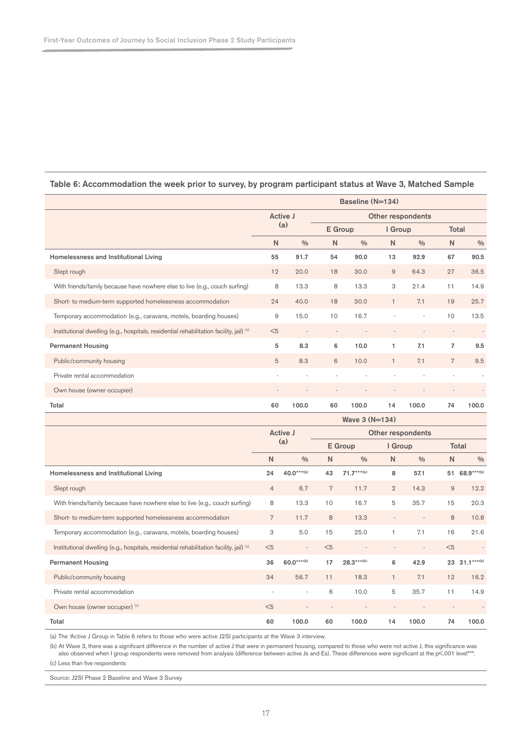### Table 6: Accommodation the week prior to survey, by program participant status at Wave 3, Matched Sample

| | Baseline (N=134) | | | | | | | |
|---|---|---|---|---|---|---|---|---|
| | Active J (a) | | Other respondents | | | | | |
| | | | E Group | | I Group | | Total | |
| | N | % | N | % | N | % | N | % |
| **Homelessness and Institutional Living** | **55** | **91.7** | **54** | **90.0** | **13** | **92.9** | **67** | **90.5** |
| Slept rough | 12 | 20.0 | 18 | 30.0 | 9 | 64.3 | 27 | 36.5 |
| With friends/family because have nowhere else to live (e.g., couch surfing) | 8 | 13.3 | 8 | 13.3 | 3 | 21.4 | 11 | 14.9 |
| Short- to medium-term supported homelessness accommodation | 24 | 40.0 | 18 | 30.0 | 1 | 7.1 | 19 | 25.7 |
| Temporary accommodation (e.g., caravans, motels, boarding houses) | 9 | 15.0 | 10 | 16.7 | - | - | 10 | 13.5 |
| Institutional dwelling (e.g., hospitals, residential rehabilitation facility, jail) (c) | <5 | - | - | - | - | - | - | - |
| **Permanent Housing** | **5** | **8.3** | **6** | **10.0** | **1** | **7.1** | **7** | **9.5** |
| Public/community housing | 5 | 8.3 | 6 | 10.0 | 1 | 7.1 | 7 | 9.5 |
| Private rental accommodation | - | - | - | - | - | - | - | - |
| Own house (owner occupier) | - | - | - | - | - | - | - | - |
| **Total** | **60** | **100.0** | **60** | **100.0** | **14** | **100.0** | **74** | **100.0** |
| | **Wave 3 (N=134)** | | | | | | | |
| | Active J (a) | | Other respondents | | | | | |
| | | | E Group | | I Group | | Total | |
| | N | % | N | % | N | % | N | % |
| **Homelessness and Institutional Living** | **24** | **40.0\*\*\*(b)** | **43** | **71.7\*\*\*(b)** | **8** | **57.1** | **51** | **68.9\*\*\*(b)** |
| Slept rough | 4 | 6.7 | 7 | 11.7 | 2 | 14.3 | 9 | 12.2 |
| With friends/family because have nowhere else to live (e.g., couch surfing) | 8 | 13.3 | 10 | 16.7 | 5 | 35.7 | 15 | 20.3 |
| Short- to medium-term supported homelessness accommodation | 7 | 11.7 | 8 | 13.3 | - | - | 8 | 10.8 |
| Temporary accommodation (e.g., caravans, motels, boarding houses) | 3 | 5.0 | 15 | 25.0 | 1 | 7.1 | 16 | 21.6 |
| Institutional dwelling (e.g., hospitals, residential rehabilitation facility, jail) (c) | <5 | - | <5 | - | - | - | <5 | - |
| **Permanent Housing** | **36** | **60.0\*\*\*(b)** | **17** | **28.3\*\*\*(b)** | **6** | **42.9** | **23** | **31.1\*\*\*(b)** |
| Public/community housing | 34 | 56.7 | 11 | 18.3 | 1 | 7.1 | 12 | 16.2 |
| Private rental accommodation | - | - | 6 | 10.0 | 5 | 35.7 | 11 | 14.9 |
| Own house (owner occupier) (c) | <5 | - | - | - | - | - | - | - |
| **Total** | **60** | **100.0** | **60** | **100.0** | **14** | **100.0** | **74** | **100.0** |

(a) The 'Active J Group in Table 6 refers to those who were active J2SI participants at the Wave 3 interview.

(b) At Wave 3, there was a significant difference in the number of active J that were in permanent housing, compared to those who were not active J, this significance was also observed when I group respondents were removed from analysis (difference between active Js and Es). These differences were significant at the p<.001 level***.

(c) Less than five respondents

Source: J2SI Phase 2 Baseline and Wave 3 Survey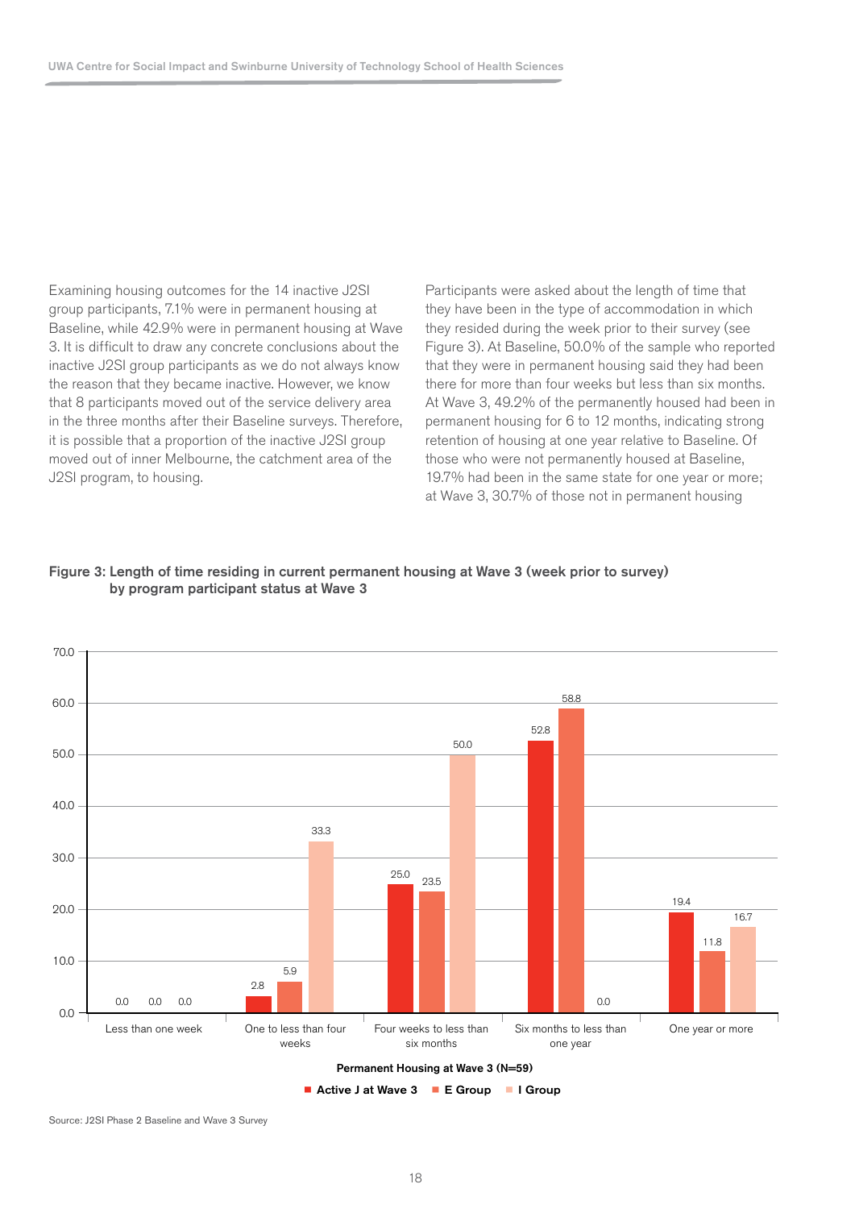Examining housing outcomes for the 14 inactive J2SI group participants, 7.1% were in permanent housing at Baseline, while 42.9% were in permanent housing at Wave 3. It is difficult to draw any concrete conclusions about the inactive J2SI group participants as we do not always know the reason that they became inactive. However, we know that 8 participants moved out of the service delivery area in the three months after their Baseline surveys. Therefore, it is possible that a proportion of the inactive J2SI group moved out of inner Melbourne, the catchment area of the J2SI program, to housing.

Participants were asked about the length of time that they have been in the type of accommodation in which they resided during the week prior to their survey (see Figure 3). At Baseline, 50.0% of the sample who reported that they were in permanent housing said they had been there for more than four weeks but less than six months. At Wave 3, 49.2% of the permanently housed had been in permanent housing for 6 to 12 months, indicating strong retention of housing at one year relative to Baseline. Of those who were not permanently housed at Baseline, 19.7% had been in the same state for one year or more; at Wave 3, 30.7% of those not in permanent housing

**Figure 3: Length of time residing in current permanent housing at Wave 3 (week prior to survey) by program participant status at Wave 3**

| Permanent Housing at Wave 3 (N=59) | Active J at Wave 3 | E Group | I Group |
|---|---|---|---|
| Less than one week | 0.0 | 0.0 | 0.0 |
| One to less than four weeks | 2.8 | 5.9 | 33.3 |
| Four weeks to less than six months | 25.0 | 23.5 | 50.0 |
| Six months to less than one year | 52.8 | 58.8 | 0.0 |
| One year or more | 19.4 | 11.8 | 16.7 |

Source: J2SI Phase 2 Baseline and Wave 3 Survey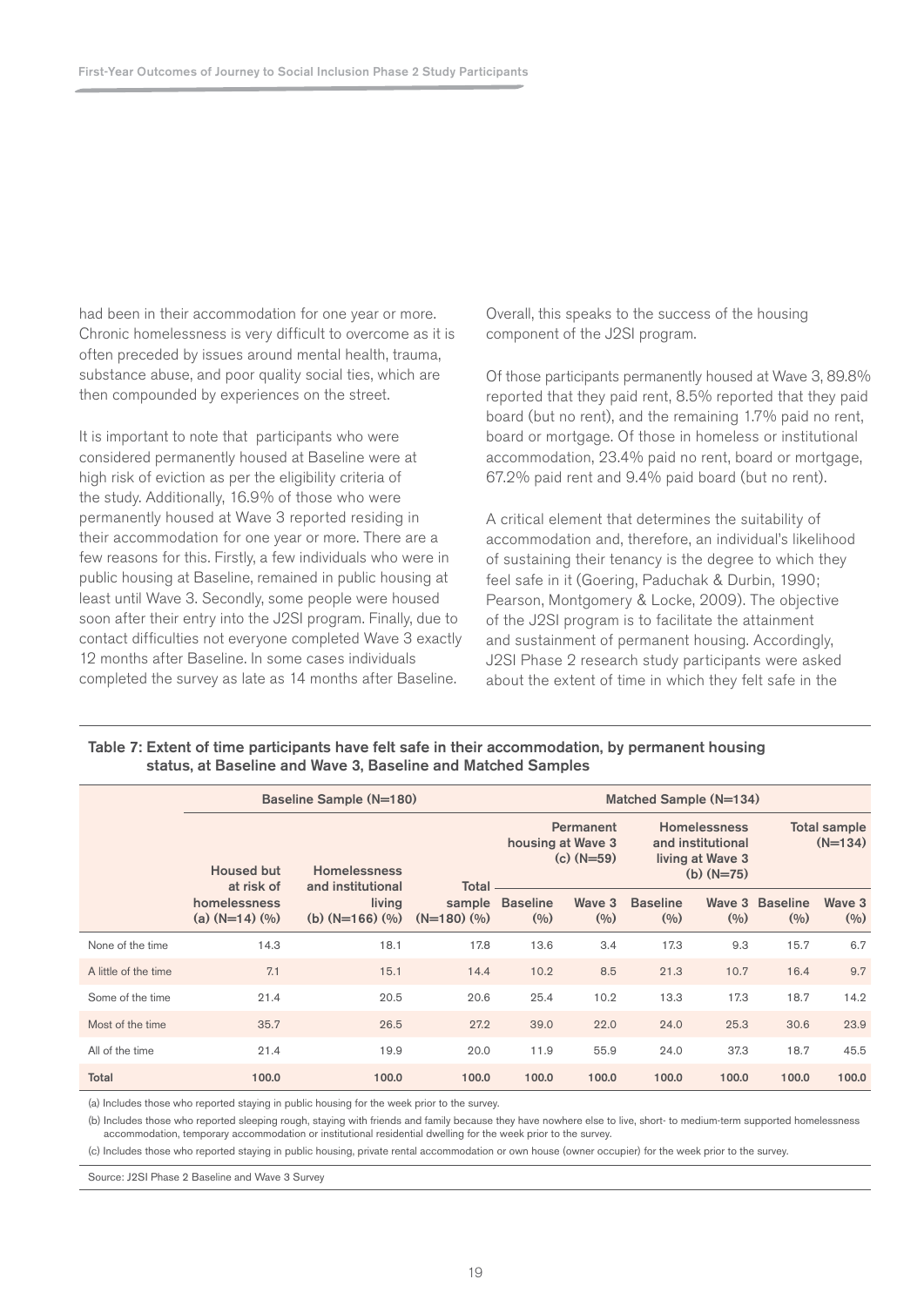had been in their accommodation for one year or more. Chronic homelessness is very difficult to overcome as it is often preceded by issues around mental health, trauma, substance abuse, and poor quality social ties, which are then compounded by experiences on the street.

It is important to note that participants who were considered permanently housed at Baseline were at high risk of eviction as per the eligibility criteria of the study. Additionally, 16.9% of those who were permanently housed at Wave 3 reported residing in their accommodation for one year or more. There are a few reasons for this. Firstly, a few individuals who were in public housing at Baseline, remained in public housing at least until Wave 3. Secondly, some people were housed soon after their entry into the J2SI program. Finally, due to contact difficulties not everyone completed Wave 3 exactly 12 months after Baseline. In some cases individuals completed the survey as late as 14 months after Baseline.

Overall, this speaks to the success of the housing component of the J2SI program.

Of those participants permanently housed at Wave 3, 89.8% reported that they paid rent, 8.5% reported that they paid board (but no rent), and the remaining 1.7% paid no rent, board or mortgage. Of those in homeless or institutional accommodation, 23.4% paid no rent, board or mortgage, 67.2% paid rent and 9.4% paid board (but no rent).

A critical element that determines the suitability of accommodation and, therefore, an individual's likelihood of sustaining their tenancy is the degree to which they feel safe in it (Goering, Paduchak & Durbin, 1990; Pearson, Montgomery & Locke, 2009). The objective of the J2SI program is to facilitate the attainment and sustainment of permanent housing. Accordingly, J2SI Phase 2 research study participants were asked about the extent of time in which they felt safe in the

**Table 7: Extent of time participants have felt safe in their accommodation, by permanent housing status, at Baseline and Wave 3, Baseline and Matched Samples**

| | Baseline Sample (N=180) | | | Matched Sample (N=134) | | | | | |
|---|---|---|---|---|---|---|---|---|---|
| | | | | Permanent housing at Wave 3 (c) (N=59) | | Homelessness and institutional living at Wave 3 (b) (N=75) | | Total sample (N=134) | |
| | Housed but at risk of homelessness (a) (N=14) (%) | Homelessness and institutional living (b) (N=166) (%) | Total sample (N=180) (%) | Baseline (%) | Wave 3 (%) | Baseline (%) | Wave 3 (%) | Baseline (%) | Wave 3 (%) |
| None of the time | 14.3 | 18.1 | 17.8 | 13.6 | 3.4 | 17.3 | 9.3 | 15.7 | 6.7 |
| A little of the time | 7.1 | 15.1 | 14.4 | 10.2 | 8.5 | 21.3 | 10.7 | 16.4 | 9.7 |
| Some of the time | 21.4 | 20.5 | 20.6 | 25.4 | 10.2 | 13.3 | 17.3 | 18.7 | 14.2 |
| Most of the time | 35.7 | 26.5 | 27.2 | 39.0 | 22.0 | 24.0 | 25.3 | 30.6 | 23.9 |
| All of the time | 21.4 | 19.9 | 20.0 | 11.9 | 55.9 | 24.0 | 37.3 | 18.7 | 45.5 |
| **Total** | **100.0** | **100.0** | **100.0** | **100.0** | **100.0** | **100.0** | **100.0** | **100.0** | **100.0** |

(a) Includes those who reported staying in public housing for the week prior to the survey.

(b) Includes those who reported sleeping rough, staying with friends and family because they have nowhere else to live, short- to medium-term supported homelessness accommodation, temporary accommodation or institutional residential dwelling for the week prior to the survey.

(c) Includes those who reported staying in public housing, private rental accommodation or own house (owner occupier) for the week prior to the survey.

Source: J2SI Phase 2 Baseline and Wave 3 Survey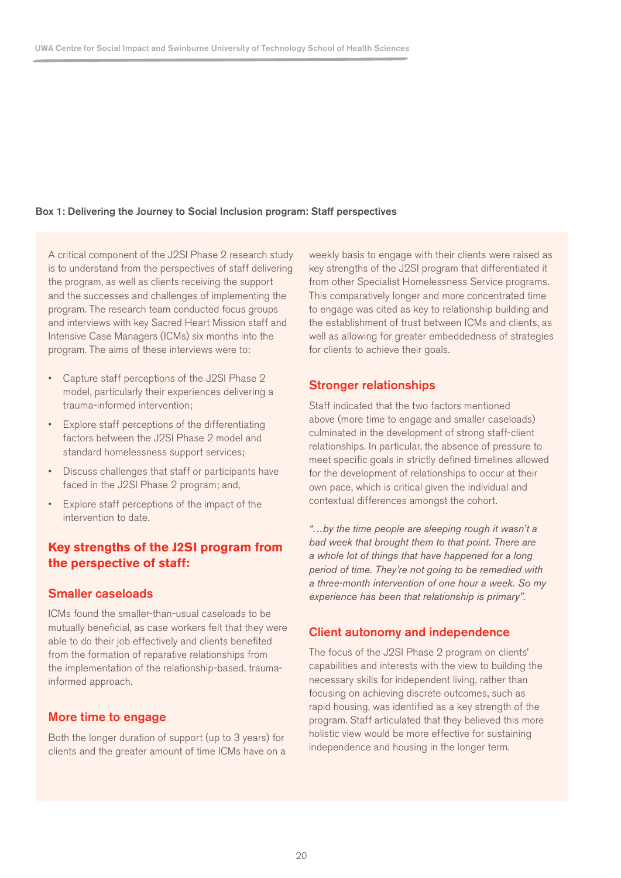**Box 1: Delivering the Journey to Social Inclusion program: Staff perspectives**

A critical component of the J2SI Phase 2 research study is to understand from the perspectives of staff delivering the program, as well as clients receiving the support and the successes and challenges of implementing the program. The research team conducted focus groups and interviews with key Sacred Heart Mission staff and Intensive Case Managers (ICMs) six months into the program. The aims of these interviews were to:

- Capture staff perceptions of the J2SI Phase 2 model, particularly their experiences delivering a trauma-informed intervention;
- Explore staff perceptions of the differentiating factors between the J2SI Phase 2 model and standard homelessness support services;
- Discuss challenges that staff or participants have faced in the J2SI Phase 2 program; and,
- Explore staff perceptions of the impact of the intervention to date.

## Key strengths of the J2SI program from the perspective of staff:

### Smaller caseloads

ICMs found the smaller-than-usual caseloads to be mutually beneficial, as case workers felt that they were able to do their job effectively and clients benefited from the formation of reparative relationships from the implementation of the relationship-based, trauma-informed approach.

### More time to engage

Both the longer duration of support (up to 3 years) for clients and the greater amount of time ICMs have on a weekly basis to engage with their clients were raised as key strengths of the J2SI program that differentiated it from other Specialist Homelessness Service programs. This comparatively longer and more concentrated time to engage was cited as key to relationship building and the establishment of trust between ICMs and clients, as well as allowing for greater embeddedness of strategies for clients to achieve their goals.

### Stronger relationships

Staff indicated that the two factors mentioned above (more time to engage and smaller caseloads) culminated in the development of strong staff-client relationships. In particular, the absence of pressure to meet specific goals in strictly defined timelines allowed for the development of relationships to occur at their own pace, which is critical given the individual and contextual differences amongst the cohort.

*"…by the time people are sleeping rough it wasn't a bad week that brought them to that point. There are a whole lot of things that have happened for a long period of time. They're not going to be remedied with a three-month intervention of one hour a week. So my experience has been that relationship is primary".*

### Client autonomy and independence

The focus of the J2SI Phase 2 program on clients' capabilities and interests with the view to building the necessary skills for independent living, rather than focusing on achieving discrete outcomes, such as rapid housing, was identified as a key strength of the program. Staff articulated that they believed this more holistic view would be more effective for sustaining independence and housing in the longer term.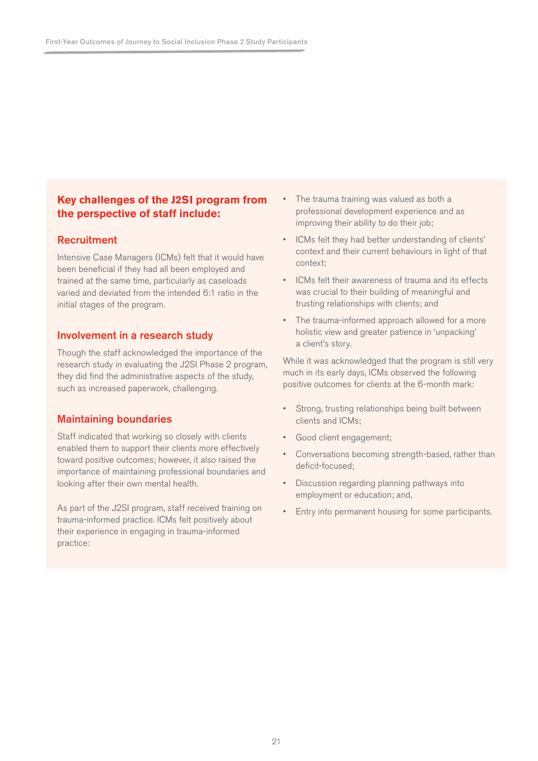## Key challenges of the J2SI program from the perspective of staff include:

### Recruitment

Intensive Case Managers (ICMs) felt that it would have been beneficial if they had all been employed and trained at the same time, particularly as caseloads varied and deviated from the intended 6:1 ratio in the initial stages of the program.

### Involvement in a research study

Though the staff acknowledged the importance of the research study in evaluating the J2SI Phase 2 program, they did find the administrative aspects of the study, such as increased paperwork, challenging.

### Maintaining boundaries

Staff indicated that working so closely with clients enabled them to support their clients more effectively toward positive outcomes; however, it also raised the importance of maintaining professional boundaries and looking after their own mental health.

As part of the J2SI program, staff received training on trauma-informed practice. ICMs felt positively about their experience in engaging in trauma-informed practice:

- The trauma training was valued as both a professional development experience and as improving their ability to do their job;
- ICMs felt they had better understanding of clients' context and their current behaviours in light of that context;
- ICMs felt their awareness of trauma and its effects was crucial to their building of meaningful and trusting relationships with clients; and
- The trauma-informed approach allowed for a more holistic view and greater patience in 'unpacking' a client's story.

While it was acknowledged that the program is still very much in its early days, ICMs observed the following positive outcomes for clients at the 6-month mark:

- Strong, trusting relationships being built between clients and ICMs;
- Good client engagement;
- Conversations becoming strength-based, rather than deficit-focused;
- Discussion regarding planning pathways into employment or education; and,
- Entry into permanent housing for some participants.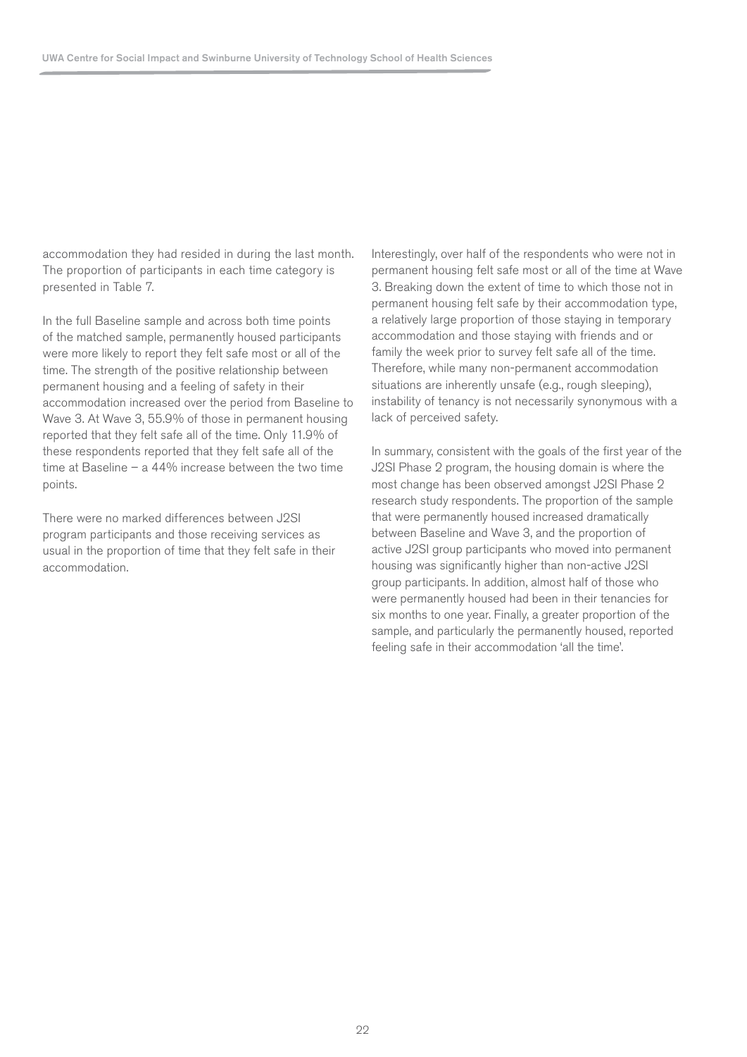accommodation they had resided in during the last month. The proportion of participants in each time category is presented in Table 7.

In the full Baseline sample and across both time points of the matched sample, permanently housed participants were more likely to report they felt safe most or all of the time. The strength of the positive relationship between permanent housing and a feeling of safety in their accommodation increased over the period from Baseline to Wave 3. At Wave 3, 55.9% of those in permanent housing reported that they felt safe all of the time. Only 11.9% of these respondents reported that they felt safe all of the time at Baseline – a 44% increase between the two time points.

There were no marked differences between J2SI program participants and those receiving services as usual in the proportion of time that they felt safe in their accommodation.

Interestingly, over half of the respondents who were not in permanent housing felt safe most or all of the time at Wave 3. Breaking down the extent of time to which those not in permanent housing felt safe by their accommodation type, a relatively large proportion of those staying in temporary accommodation and those staying with friends and or family the week prior to survey felt safe all of the time. Therefore, while many non-permanent accommodation situations are inherently unsafe (e.g., rough sleeping), instability of tenancy is not necessarily synonymous with a lack of perceived safety.

In summary, consistent with the goals of the first year of the J2SI Phase 2 program, the housing domain is where the most change has been observed amongst J2SI Phase 2 research study respondents. The proportion of the sample that were permanently housed increased dramatically between Baseline and Wave 3, and the proportion of active J2SI group participants who moved into permanent housing was significantly higher than non-active J2SI group participants. In addition, almost half of those who were permanently housed had been in their tenancies for six months to one year. Finally, a greater proportion of the sample, and particularly the permanently housed, reported feeling safe in their accommodation 'all the time'.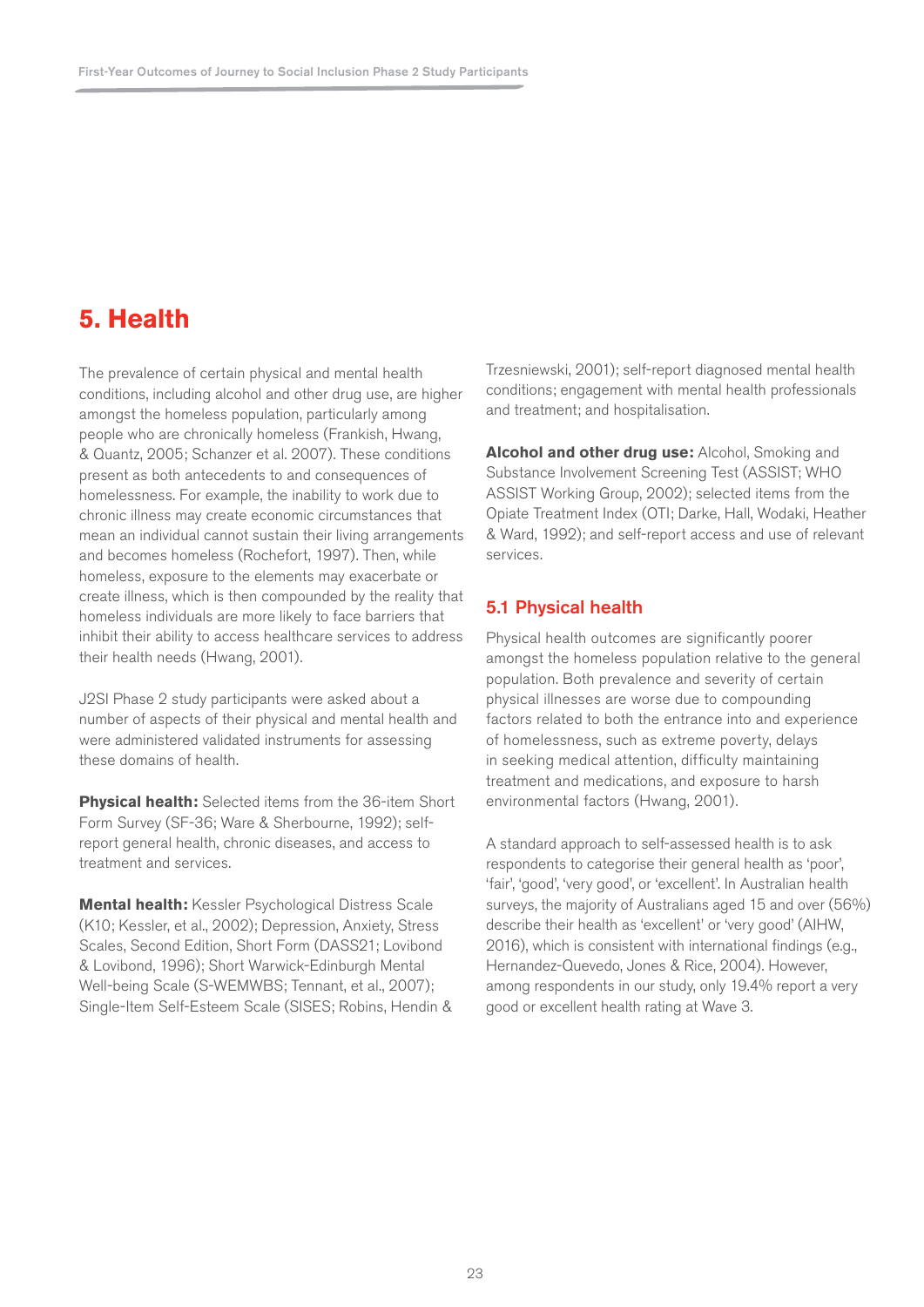# 5. Health

The prevalence of certain physical and mental health conditions, including alcohol and other drug use, are higher amongst the homeless population, particularly among people who are chronically homeless (Frankish, Hwang, & Quantz, 2005; Schanzer et al. 2007). These conditions present as both antecedents to and consequences of homelessness. For example, the inability to work due to chronic illness may create economic circumstances that mean an individual cannot sustain their living arrangements and becomes homeless (Rochefort, 1997). Then, while homeless, exposure to the elements may exacerbate or create illness, which is then compounded by the reality that homeless individuals are more likely to face barriers that inhibit their ability to access healthcare services to address their health needs (Hwang, 2001).

J2SI Phase 2 study participants were asked about a number of aspects of their physical and mental health and were administered validated instruments for assessing these domains of health.

**Physical health:** Selected items from the 36-item Short Form Survey (SF-36; Ware & Sherbourne, 1992); self-report general health, chronic diseases, and access to treatment and services.

**Mental health:** Kessler Psychological Distress Scale (K10; Kessler, et al., 2002); Depression, Anxiety, Stress Scales, Second Edition, Short Form (DASS21; Lovibond & Lovibond, 1996); Short Warwick-Edinburgh Mental Well-being Scale (S-WEMWBS; Tennant, et al., 2007); Single-Item Self-Esteem Scale (SISES; Robins, Hendin & Trzesniewski, 2001); self-report diagnosed mental health conditions; engagement with mental health professionals and treatment; and hospitalisation.

**Alcohol and other drug use:** Alcohol, Smoking and Substance Involvement Screening Test (ASSIST; WHO ASSIST Working Group, 2002); selected items from the Opiate Treatment Index (OTI; Darke, Hall, Wodaki, Heather & Ward, 1992); and self-report access and use of relevant services.

## 5.1 Physical health

Physical health outcomes are significantly poorer amongst the homeless population relative to the general population. Both prevalence and severity of certain physical illnesses are worse due to compounding factors related to both the entrance into and experience of homelessness, such as extreme poverty, delays in seeking medical attention, difficulty maintaining treatment and medications, and exposure to harsh environmental factors (Hwang, 2001).

A standard approach to self-assessed health is to ask respondents to categorise their general health as 'poor', 'fair', 'good', 'very good', or 'excellent'. In Australian health surveys, the majority of Australians aged 15 and over (56%) describe their health as 'excellent' or 'very good' (AIHW, 2016), which is consistent with international findings (e.g., Hernandez-Quevedo, Jones & Rice, 2004). However, among respondents in our study, only 19.4% report a very good or excellent health rating at Wave 3.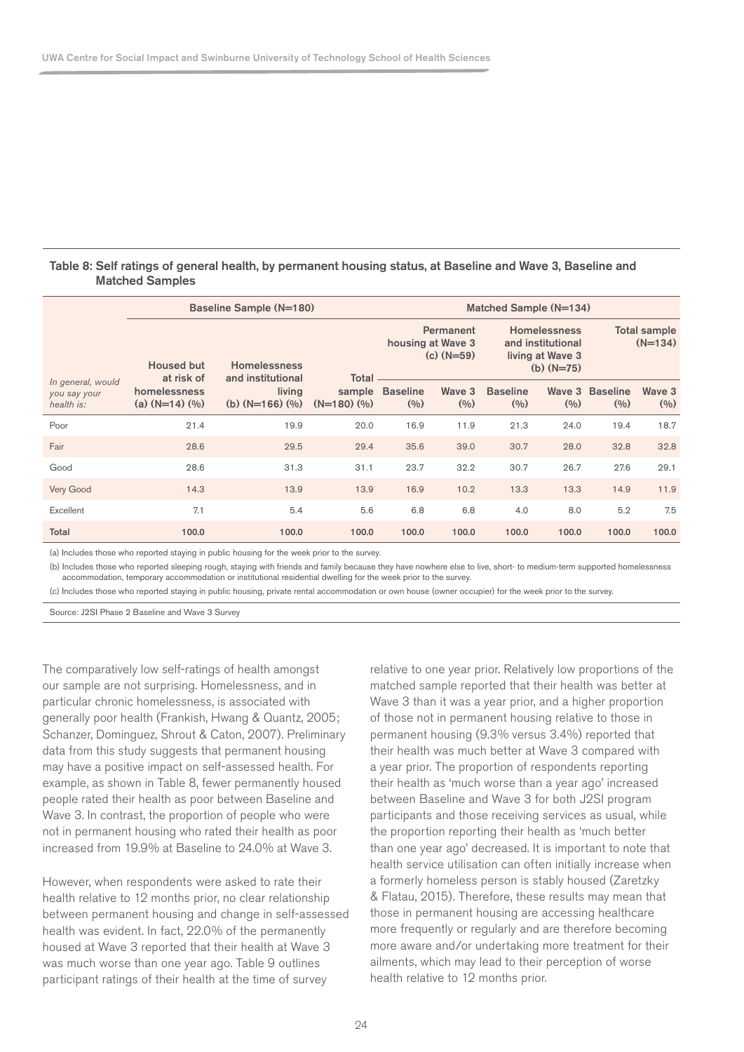Table 8: Self ratings of general health, by permanent housing status, at Baseline and Wave 3, Baseline and Matched Samples

| In general, would you say your health is: | Baseline Sample (N=180) | | | Matched Sample (N=134) | | | | | |
|---|---|---|---|---|---|---|---|---|---|
| | Housed but at risk of homelessness (a) (N=14) (%) | Homelessness and institutional living (b) (N=166) (%) | Total sample (N=180) (%) | Permanent housing at Wave 3 (c) (N=59) | | Homelessness and institutional living at Wave 3 (b) (N=75) | | Total sample (N=134) | |
| | | | | Baseline (%) | Wave 3 (%) | Baseline (%) | Wave 3 (%) | Baseline (%) | Wave 3 (%) |
| Poor | 21.4 | 19.9 | 20.0 | 16.9 | 11.9 | 21.3 | 24.0 | 19.4 | 18.7 |
| Fair | 28.6 | 29.5 | 29.4 | 35.6 | 39.0 | 30.7 | 28.0 | 32.8 | 32.8 |
| Good | 28.6 | 31.3 | 31.1 | 23.7 | 32.2 | 30.7 | 26.7 | 27.6 | 29.1 |
| Very Good | 14.3 | 13.9 | 13.9 | 16.9 | 10.2 | 13.3 | 13.3 | 14.9 | 11.9 |
| Excellent | 7.1 | 5.4 | 5.6 | 6.8 | 6.8 | 4.0 | 8.0 | 5.2 | 7.5 |
| **Total** | **100.0** | **100.0** | **100.0** | **100.0** | **100.0** | **100.0** | **100.0** | **100.0** | **100.0** |

(a) Includes those who reported staying in public housing for the week prior to the survey.

(b) Includes those who reported sleeping rough, staying with friends and family because they have nowhere else to live, short- to medium-term supported homelessness accommodation, temporary accommodation or institutional residential dwelling for the week prior to the survey.

(c) Includes those who reported staying in public housing, private rental accommodation or own house (owner occupier) for the week prior to the survey.

Source: J2SI Phase 2 Baseline and Wave 3 Survey

The comparatively low self-ratings of health amongst our sample are not surprising. Homelessness, and in particular chronic homelessness, is associated with generally poor health (Frankish, Hwang & Quantz, 2005; Schanzer, Dominguez, Shrout & Caton, 2007). Preliminary data from this study suggests that permanent housing may have a positive impact on self-assessed health. For example, as shown in Table 8, fewer permanently housed people rated their health as poor between Baseline and Wave 3. In contrast, the proportion of people who were not in permanent housing who rated their health as poor increased from 19.9% at Baseline to 24.0% at Wave 3.

However, when respondents were asked to rate their health relative to 12 months prior, no clear relationship between permanent housing and change in self-assessed health was evident. In fact, 22.0% of the permanently housed at Wave 3 reported that their health at Wave 3 was much worse than one year ago. Table 9 outlines participant ratings of their health at the time of survey relative to one year prior. Relatively low proportions of the matched sample reported that their health was better at Wave 3 than it was a year prior, and a higher proportion of those not in permanent housing relative to those in permanent housing (9.3% versus 3.4%) reported that their health was much better at Wave 3 compared with a year prior. The proportion of respondents reporting their health as 'much worse than a year ago' increased between Baseline and Wave 3 for both J2SI program participants and those receiving services as usual, while the proportion reporting their health as 'much better than one year ago' decreased. It is important to note that health service utilisation can often initially increase when a formerly homeless person is stably housed (Zaretzky & Flatau, 2015). Therefore, these results may mean that those in permanent housing are accessing healthcare more frequently or regularly and are therefore becoming more aware and/or undertaking more treatment for their ailments, which may lead to their perception of worse health relative to 12 months prior.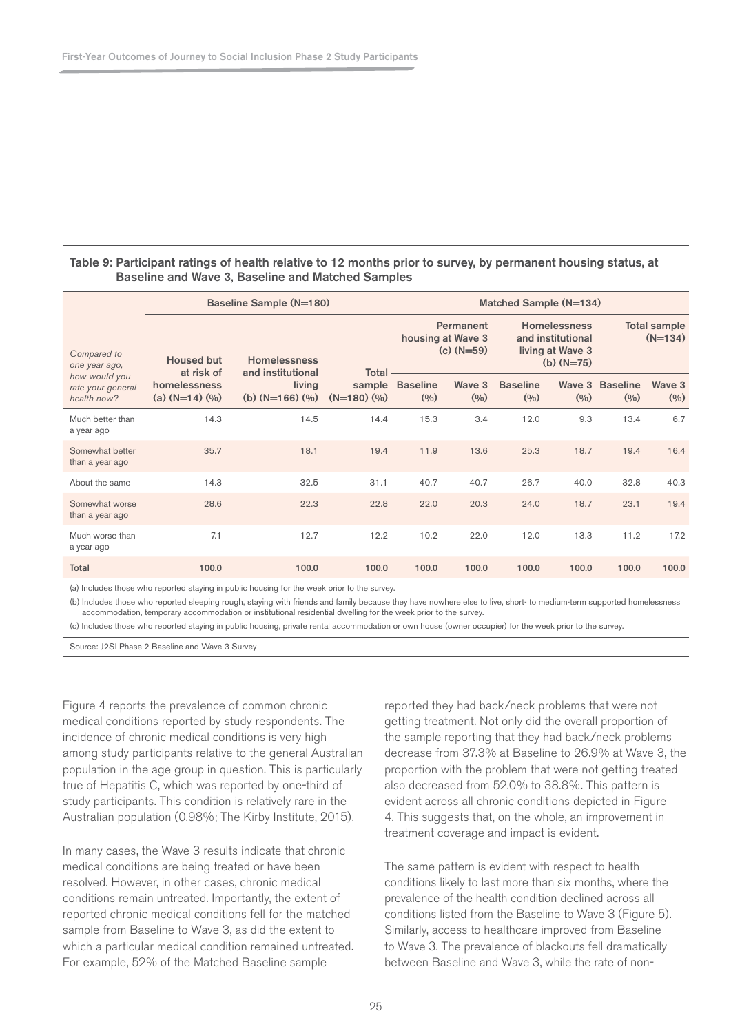Table 9: Participant ratings of health relative to 12 months prior to survey, by permanent housing status, at Baseline and Wave 3, Baseline and Matched Samples

| Compared to one year ago, how would you rate your general health now? | Baseline Sample (N=180) | | | Matched Sample (N=134) | | | | | |
|---|---|---|---|---|---|---|---|---|---|
| | Housed but at risk of homelessness (a) (N=14) (%) | Homelessness and institutional living (b) (N=166) (%) | Total sample (N=180) (%) | Permanent housing at Wave 3 (c) (N=59) | | Homelessness and institutional living at Wave 3 (b) (N=75) | | Total sample (N=134) | |
| | | | | Baseline (%) | Wave 3 (%) | Baseline (%) | Wave 3 (%) | Baseline (%) | Wave 3 (%) |
| Much better than a year ago | 14.3 | 14.5 | 14.4 | 15.3 | 3.4 | 12.0 | 9.3 | 13.4 | 6.7 |
| Somewhat better than a year ago | 35.7 | 18.1 | 19.4 | 11.9 | 13.6 | 25.3 | 18.7 | 19.4 | 16.4 |
| About the same | 14.3 | 32.5 | 31.1 | 40.7 | 40.7 | 26.7 | 40.0 | 32.8 | 40.3 |
| Somewhat worse than a year ago | 28.6 | 22.3 | 22.8 | 22.0 | 20.3 | 24.0 | 18.7 | 23.1 | 19.4 |
| Much worse than a year ago | 7.1 | 12.7 | 12.2 | 10.2 | 22.0 | 12.0 | 13.3 | 11.2 | 17.2 |
| **Total** | 100.0 | 100.0 | 100.0 | 100.0 | 100.0 | 100.0 | 100.0 | 100.0 | 100.0 |

(a) Includes those who reported staying in public housing for the week prior to the survey.

(b) Includes those who reported sleeping rough, staying with friends and family because they have nowhere else to live, short- to medium-term supported homelessness accommodation, temporary accommodation or institutional residential dwelling for the week prior to the survey.

(c) Includes those who reported staying in public housing, private rental accommodation or own house (owner occupier) for the week prior to the survey.

Source: J2SI Phase 2 Baseline and Wave 3 Survey

Figure 4 reports the prevalence of common chronic medical conditions reported by study respondents. The incidence of chronic medical conditions is very high among study participants relative to the general Australian population in the age group in question. This is particularly true of Hepatitis C, which was reported by one-third of study participants. This condition is relatively rare in the Australian population (0.98%; The Kirby Institute, 2015).

In many cases, the Wave 3 results indicate that chronic medical conditions are being treated or have been resolved. However, in other cases, chronic medical conditions remain untreated. Importantly, the extent of reported chronic medical conditions fell for the matched sample from Baseline to Wave 3, as did the extent to which a particular medical condition remained untreated. For example, 52% of the Matched Baseline sample reported they had back/neck problems that were not getting treatment. Not only did the overall proportion of the sample reporting that they had back/neck problems decrease from 37.3% at Baseline to 26.9% at Wave 3, the proportion with the problem that were not getting treated also decreased from 52.0% to 38.8%. This pattern is evident across all chronic conditions depicted in Figure 4. This suggests that, on the whole, an improvement in treatment coverage and impact is evident.

The same pattern is evident with respect to health conditions likely to last more than six months, where the prevalence of the health condition declined across all conditions listed from the Baseline to Wave 3 (Figure 5). Similarly, access to healthcare improved from Baseline to Wave 3. The prevalence of blackouts fell dramatically between Baseline and Wave 3, while the rate of non-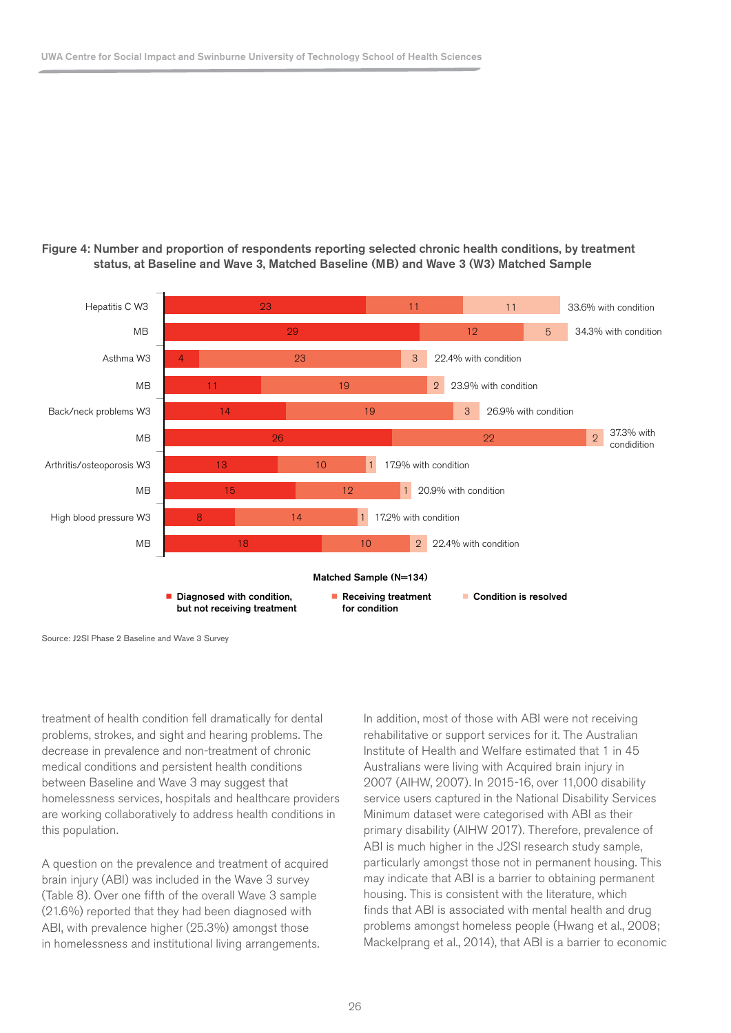**Figure 4: Number and proportion of respondents reporting selected chronic health conditions, by treatment status, at Baseline and Wave 3, Matched Baseline (MB) and Wave 3 (W3) Matched Sample**

| Condition | Diagnosed with condition, but not receiving treatment | Receiving treatment for condition | Condition is resolved | Proportion |
|---|---|---|---|---|
| Hepatitis C W3 | 23 | 11 | 11 | 33.6% with condition |
| MB | 29 | 12 | 5 | 34.3% with condition |
| Asthma W3 | 4 | 23 | 3 | 22.4% with condition |
| MB | 11 | 19 | 2 | 23.9% with condition |
| Back/neck problems W3 | 14 | 19 | 3 | 26.9% with condition |
| MB | 26 | 22 | 2 | 37.3% with condidition |
| Arthritis/osteoporosis W3 | 13 | 10 | 1 | 17.9% with condition |
| MB | 15 | 12 | 1 | 20.9% with condition |
| High blood pressure W3 | 8 | 14 | 1 | 17.2% with condition |
| MB | 18 | 10 | 2 | 22.4% with condition |

Matched Sample (N=134)

Source: J2SI Phase 2 Baseline and Wave 3 Survey

treatment of health condition fell dramatically for dental problems, strokes, and sight and hearing problems. The decrease in prevalence and non-treatment of chronic medical conditions and persistent health conditions between Baseline and Wave 3 may suggest that homelessness services, hospitals and healthcare providers are working collaboratively to address health conditions in this population.

A question on the prevalence and treatment of acquired brain injury (ABI) was included in the Wave 3 survey (Table 8). Over one fifth of the overall Wave 3 sample (21.6%) reported that they had been diagnosed with ABI, with prevalence higher (25.3%) amongst those in homelessness and institutional living arrangements.

In addition, most of those with ABI were not receiving rehabilitative or support services for it. The Australian Institute of Health and Welfare estimated that 1 in 45 Australians were living with Acquired brain injury in 2007 (AIHW, 2007). In 2015-16, over 11,000 disability service users captured in the National Disability Services Minimum dataset were categorised with ABI as their primary disability (AIHW 2017). Therefore, prevalence of ABI is much higher in the J2SI research study sample, particularly amongst those not in permanent housing. This may indicate that ABI is a barrier to obtaining permanent housing. This is consistent with the literature, which finds that ABI is associated with mental health and drug problems amongst homeless people (Hwang et al., 2008; Mackelprang et al., 2014), that ABI is a barrier to economic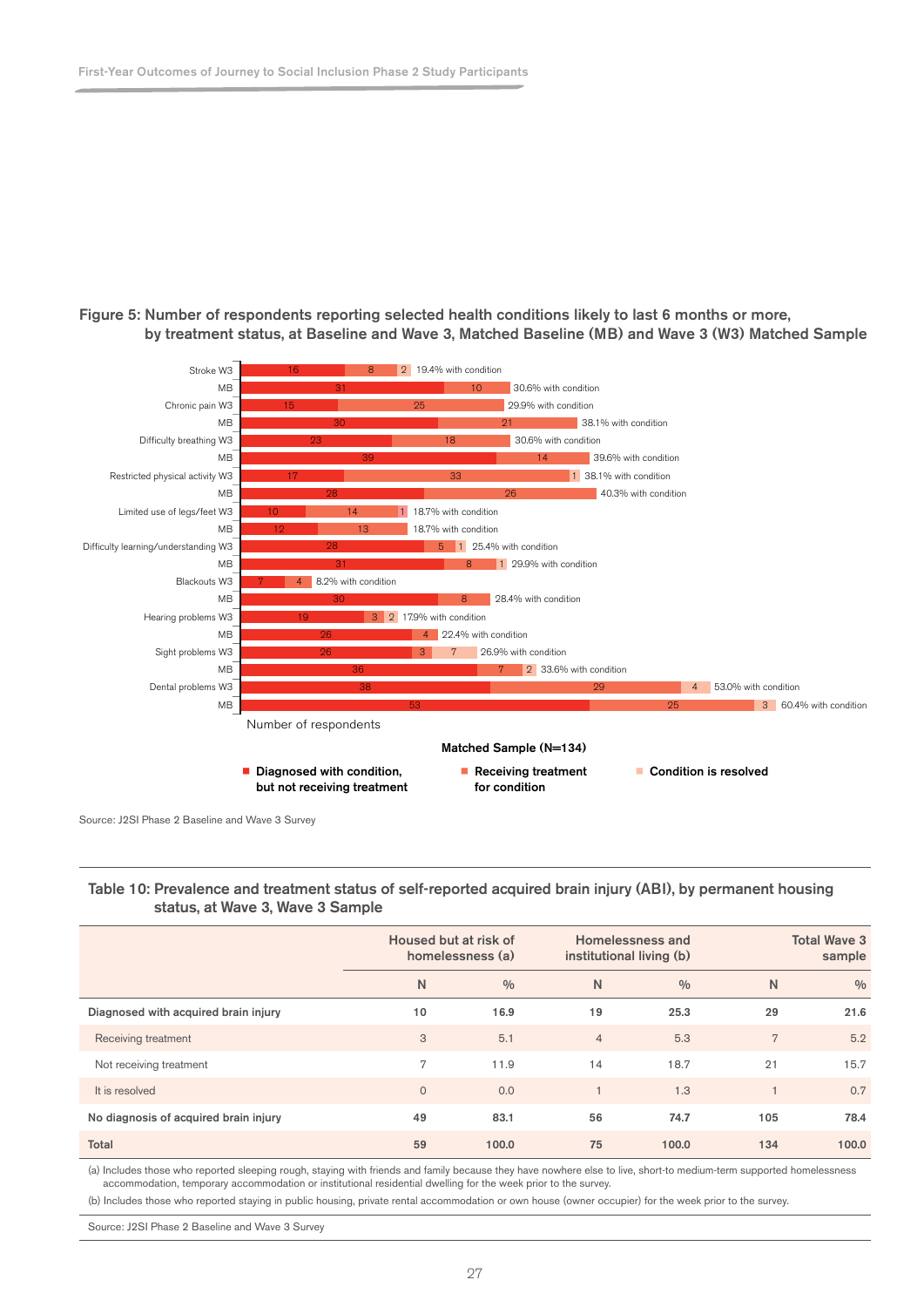**Figure 5: Number of respondents reporting selected health conditions likely to last 6 months or more, by treatment status, at Baseline and Wave 3, Matched Baseline (MB) and Wave 3 (W3) Matched Sample**

| Condition | Diagnosed with condition, but not receiving treatment | Receiving treatment for condition | Condition is resolved | % with condition |
|---|---|---|---|---|
| Stroke W3 | 16 | 8 | 2 | 19.4% with condition |
| Stroke MB | 31 | 10 | | 30.6% with condition |
| Chronic pain W3 | 15 | 25 | | 29.9% with condition |
| Chronic pain MB | 30 | 21 | | 38.1% with condition |
| Difficulty breathing W3 | 23 | 18 | | 30.6% with condition |
| Difficulty breathing MB | 39 | 14 | | 39.6% with condition |
| Restricted physical activity W3 | 17 | 33 | 1 | 38.1% with condition |
| Restricted physical activity MB | 28 | 26 | | 40.3% with condition |
| Limited use of legs/feet W3 | 10 | 14 | 1 | 18.7% with condition |
| Limited use of legs/feet MB | 12 | 13 | | 18.7% with condition |
| Difficulty learning/understanding W3 | 28 | 5 | 1 | 25.4% with condition |
| Difficulty learning/understanding MB | 31 | 8 | 1 | 29.9% with condition |
| Blackouts W3 | 7 | 4 | | 8.2% with condition |
| Blackouts MB | 30 | 8 | | 28.4% with condition |
| Hearing problems W3 | 19 | 3 | 2 | 17.9% with condition |
| Hearing problems MB | 26 | 4 | | 22.4% with condition |
| Sight problems W3 | 26 | 3 | 7 | 26.9% with condition |
| Sight problems MB | 36 | 7 | 2 | 33.6% with condition |
| Dental problems W3 | 38 | 29 | 4 | 53.0% with condition |
| Dental problems MB | 53 | 25 | 3 | 60.4% with condition |

Number of respondents

Matched Sample (N=134)

Source: J2SI Phase 2 Baseline and Wave 3 Survey

**Table 10: Prevalence and treatment status of self-reported acquired brain injury (ABI), by permanent housing status, at Wave 3, Wave 3 Sample**

| | Housed but at risk of homelessness (a) | | Homelessness and institutional living (b) | | Total Wave 3 sample | |
|---|---|---|---|---|---|---|
| | N | % | N | % | N | % |
| **Diagnosed with acquired brain injury** | **10** | **16.9** | **19** | **25.3** | **29** | **21.6** |
| Receiving treatment | 3 | 5.1 | 4 | 5.3 | 7 | 5.2 |
| Not receiving treatment | 7 | 11.9 | 14 | 18.7 | 21 | 15.7 |
| It is resolved | 0 | 0.0 | 1 | 1.3 | 1 | 0.7 |
| **No diagnosis of acquired brain injury** | **49** | **83.1** | **56** | **74.7** | **105** | **78.4** |
| **Total** | **59** | **100.0** | **75** | **100.0** | **134** | **100.0** |

(a) Includes those who reported sleeping rough, staying with friends and family because they have nowhere else to live, short-to medium-term supported homelessness accommodation, temporary accommodation or institutional residential dwelling for the week prior to the survey.

(b) Includes those who reported staying in public housing, private rental accommodation or own house (owner occupier) for the week prior to the survey.

Source: J2SI Phase 2 Baseline and Wave 3 Survey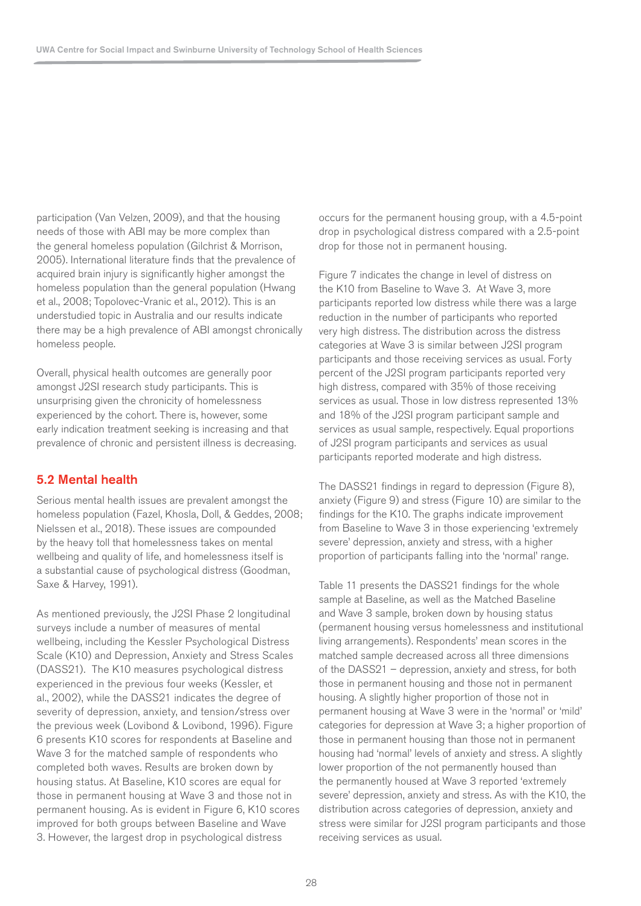participation (Van Velzen, 2009), and that the housing needs of those with ABI may be more complex than the general homeless population (Gilchrist & Morrison, 2005). International literature finds that the prevalence of acquired brain injury is significantly higher amongst the homeless population than the general population (Hwang et al., 2008; Topolovec-Vranic et al., 2012). This is an understudied topic in Australia and our results indicate there may be a high prevalence of ABI amongst chronically homeless people.

Overall, physical health outcomes are generally poor amongst J2SI research study participants. This is unsurprising given the chronicity of homelessness experienced by the cohort. There is, however, some early indication treatment seeking is increasing and that prevalence of chronic and persistent illness is decreasing.

## 5.2 Mental health

Serious mental health issues are prevalent amongst the homeless population (Fazel, Khosla, Doll, & Geddes, 2008; Nielssen et al., 2018). These issues are compounded by the heavy toll that homelessness takes on mental wellbeing and quality of life, and homelessness itself is a substantial cause of psychological distress (Goodman, Saxe & Harvey, 1991).

As mentioned previously, the J2SI Phase 2 longitudinal surveys include a number of measures of mental wellbeing, including the Kessler Psychological Distress Scale (K10) and Depression, Anxiety and Stress Scales (DASS21). The K10 measures psychological distress experienced in the previous four weeks (Kessler, et al., 2002), while the DASS21 indicates the degree of severity of depression, anxiety, and tension/stress over the previous week (Lovibond & Lovibond, 1996). Figure 6 presents K10 scores for respondents at Baseline and Wave 3 for the matched sample of respondents who completed both waves. Results are broken down by housing status. At Baseline, K10 scores are equal for those in permanent housing at Wave 3 and those not in permanent housing. As is evident in Figure 6, K10 scores improved for both groups between Baseline and Wave 3. However, the largest drop in psychological distress occurs for the permanent housing group, with a 4.5-point drop in psychological distress compared with a 2.5-point drop for those not in permanent housing.

Figure 7 indicates the change in level of distress on the K10 from Baseline to Wave 3. At Wave 3, more participants reported low distress while there was a large reduction in the number of participants who reported very high distress. The distribution across the distress categories at Wave 3 is similar between J2SI program participants and those receiving services as usual. Forty percent of the J2SI program participants reported very high distress, compared with 35% of those receiving services as usual. Those in low distress represented 13% and 18% of the J2SI program participant sample and services as usual sample, respectively. Equal proportions of J2SI program participants and services as usual participants reported moderate and high distress.

The DASS21 findings in regard to depression (Figure 8), anxiety (Figure 9) and stress (Figure 10) are similar to the findings for the K10. The graphs indicate improvement from Baseline to Wave 3 in those experiencing 'extremely severe' depression, anxiety and stress, with a higher proportion of participants falling into the 'normal' range.

Table 11 presents the DASS21 findings for the whole sample at Baseline, as well as the Matched Baseline and Wave 3 sample, broken down by housing status (permanent housing versus homelessness and institutional living arrangements). Respondents' mean scores in the matched sample decreased across all three dimensions of the DASS21 – depression, anxiety and stress, for both those in permanent housing and those not in permanent housing. A slightly higher proportion of those not in permanent housing at Wave 3 were in the 'normal' or 'mild' categories for depression at Wave 3; a higher proportion of those in permanent housing than those not in permanent housing had 'normal' levels of anxiety and stress. A slightly lower proportion of the not permanently housed than the permanently housed at Wave 3 reported 'extremely severe' depression, anxiety and stress. As with the K10, the distribution across categories of depression, anxiety and stress were similar for J2SI program participants and those receiving services as usual.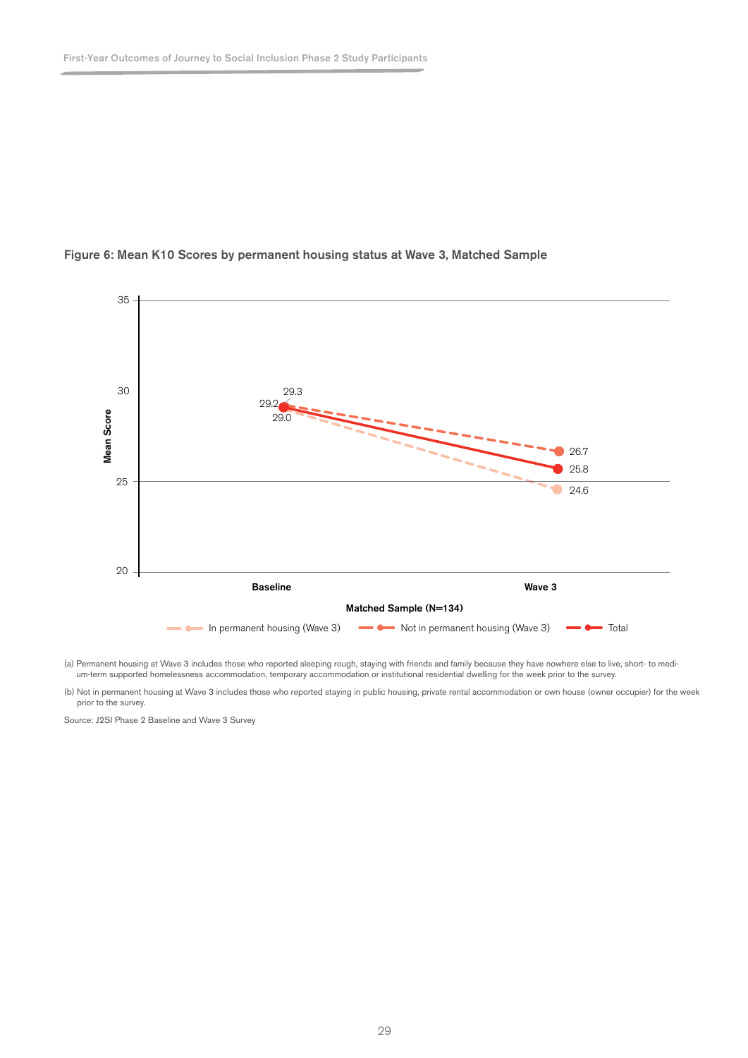### Figure 6: Mean K10 Scores by permanent housing status at Wave 3, Matched Sample

| | Baseline | Wave 3 |
|---|---|---|
| In permanent housing (Wave 3) | 29.0 | 24.6 |
| Not in permanent housing (Wave 3) | 29.3 | 26.7 |
| Total | 29.2 | 25.8 |

Matched Sample (N=134)

(a) Permanent housing at Wave 3 includes those who reported sleeping rough, staying with friends and family because they have nowhere else to live, short- to medium-term supported homelessness accommodation, temporary accommodation or institutional residential dwelling for the week prior to the survey.

(b) Not in permanent housing at Wave 3 includes those who reported staying in public housing, private rental accommodation or own house (owner occupier) for the week prior to the survey.

Source: J2SI Phase 2 Baseline and Wave 3 Survey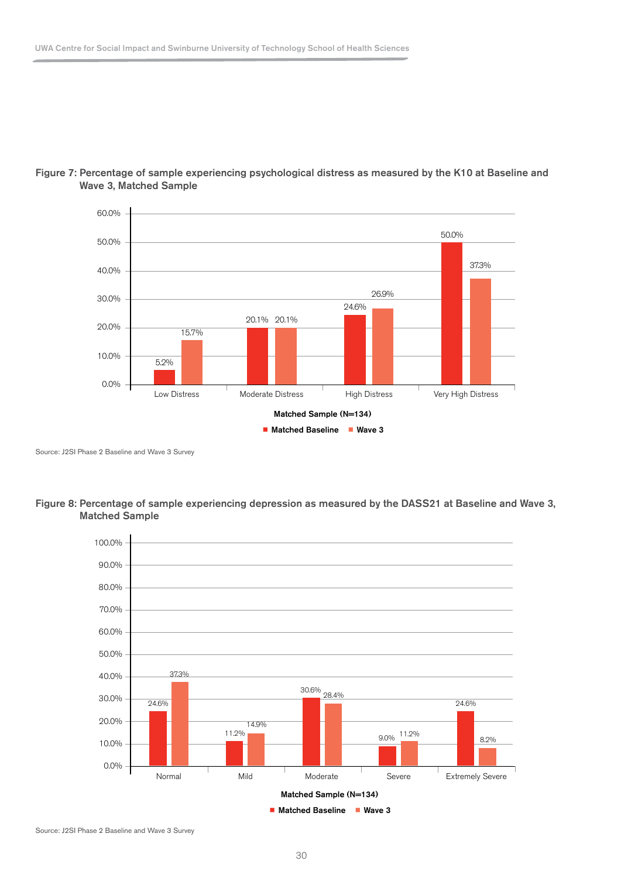**Figure 7: Percentage of sample experiencing psychological distress as measured by the K10 at Baseline and Wave 3, Matched Sample**

| Matched Sample (N=134) | Matched Baseline | Wave 3 |
|---|---|---|
| Low Distress | 5.2% | 15.7% |
| Moderate Distress | 20.1% | 20.1% |
| High Distress | 24.6% | 26.9% |
| Very High Distress | 50.0% | 37.3% |

Source: J2SI Phase 2 Baseline and Wave 3 Survey

**Figure 8: Percentage of sample experiencing depression as measured by the DASS21 at Baseline and Wave 3, Matched Sample**

| Matched Sample (N=134) | Matched Baseline | Wave 3 |
|---|---|---|
| Normal | 24.6% | 37.3% |
| Mild | 11.2% | 14.9% |
| Moderate | 30.6% | 28.4% |
| Severe | 9.0% | 11.2% |
| Extremely Severe | 24.6% | 8.2% |

Source: J2SI Phase 2 Baseline and Wave 3 Survey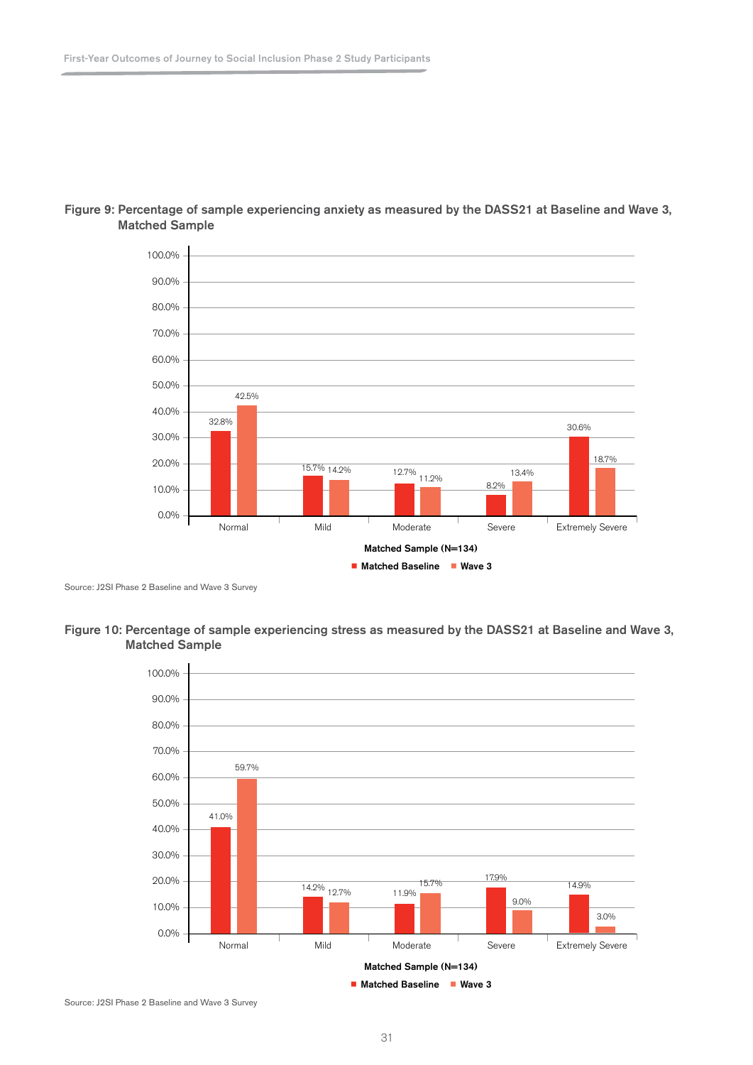**Figure 9: Percentage of sample experiencing anxiety as measured by the DASS21 at Baseline and Wave 3, Matched Sample**

| Matched Sample (N=134) | Normal | Mild | Moderate | Severe | Extremely Severe |
|---|---|---|---|---|---|
| Matched Baseline | 32.8% | 15.7% | 12.7% | 8.2% | 30.6% |
| Wave 3 | 42.5% | 14.2% | 11.2% | 13.4% | 18.7% |

Source: J2SI Phase 2 Baseline and Wave 3 Survey

**Figure 10: Percentage of sample experiencing stress as measured by the DASS21 at Baseline and Wave 3, Matched Sample**

| Matched Sample (N=134) | Normal | Mild | Moderate | Severe | Extremely Severe |
|---|---|---|---|---|---|
| Matched Baseline | 41.0% | 14.2% | 11.9% | 17.9% | 14.9% |
| Wave 3 | 59.7% | 12.7% | 15.7% | 9.0% | 3.0% |

Source: J2SI Phase 2 Baseline and Wave 3 Survey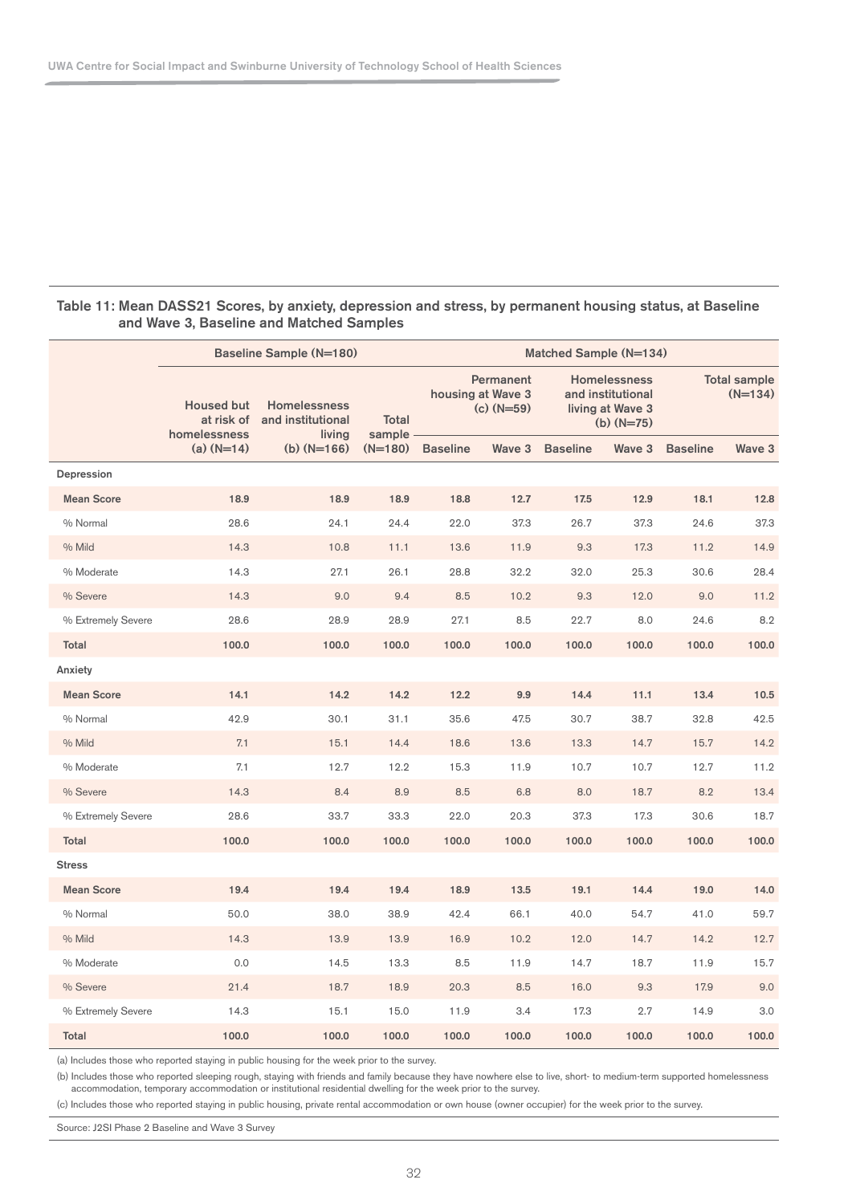**Table 11: Mean DASS21 Scores, by anxiety, depression and stress, by permanent housing status, at Baseline and Wave 3, Baseline and Matched Samples**

| | Baseline Sample (N=180) | | | Matched Sample (N=134) | | | | | |
|---|---|---|---|---|---|---|---|---|---|
| | Housed but at risk of homelessness (a) (N=14) | Homelessness and institutional living (b) (N=166) | Total sample (N=180) | Permanent housing at Wave 3 (c) (N=59) | | Homelessness and institutional living at Wave 3 (b) (N=75) | | Total sample (N=134) | |
| | | | | Baseline | Wave 3 | Baseline | Wave 3 | Baseline | Wave 3 |
| **Depression** | | | | | | | | | |
| **Mean Score** | **18.9** | **18.9** | **18.9** | **18.8** | **12.7** | **17.5** | **12.9** | **18.1** | **12.8** |
| % Normal | 28.6 | 24.1 | 24.4 | 22.0 | 37.3 | 26.7 | 37.3 | 24.6 | 37.3 |
| % Mild | 14.3 | 10.8 | 11.1 | 13.6 | 11.9 | 9.3 | 17.3 | 11.2 | 14.9 |
| % Moderate | 14.3 | 27.1 | 26.1 | 28.8 | 32.2 | 32.0 | 25.3 | 30.6 | 28.4 |
| % Severe | 14.3 | 9.0 | 9.4 | 8.5 | 10.2 | 9.3 | 12.0 | 9.0 | 11.2 |
| % Extremely Severe | 28.6 | 28.9 | 28.9 | 27.1 | 8.5 | 22.7 | 8.0 | 24.6 | 8.2 |
| **Total** | **100.0** | **100.0** | **100.0** | **100.0** | **100.0** | **100.0** | **100.0** | **100.0** | **100.0** |
| **Anxiety** | | | | | | | | | |
| **Mean Score** | **14.1** | **14.2** | **14.2** | **12.2** | **9.9** | **14.4** | **11.1** | **13.4** | **10.5** |
| % Normal | 42.9 | 30.1 | 31.1 | 35.6 | 47.5 | 30.7 | 38.7 | 32.8 | 42.5 |
| % Mild | 7.1 | 15.1 | 14.4 | 18.6 | 13.6 | 13.3 | 14.7 | 15.7 | 14.2 |
| % Moderate | 7.1 | 12.7 | 12.2 | 15.3 | 11.9 | 10.7 | 10.7 | 12.7 | 11.2 |
| % Severe | 14.3 | 8.4 | 8.9 | 8.5 | 6.8 | 8.0 | 18.7 | 8.2 | 13.4 |
| % Extremely Severe | 28.6 | 33.7 | 33.3 | 22.0 | 20.3 | 37.3 | 17.3 | 30.6 | 18.7 |
| **Total** | **100.0** | **100.0** | **100.0** | **100.0** | **100.0** | **100.0** | **100.0** | **100.0** | **100.0** |
| **Stress** | | | | | | | | | |
| **Mean Score** | **19.4** | **19.4** | **19.4** | **18.9** | **13.5** | **19.1** | **14.4** | **19.0** | **14.0** |
| % Normal | 50.0 | 38.0 | 38.9 | 42.4 | 66.1 | 40.0 | 54.7 | 41.0 | 59.7 |
| % Mild | 14.3 | 13.9 | 13.9 | 16.9 | 10.2 | 12.0 | 14.7 | 14.2 | 12.7 |
| % Moderate | 0.0 | 14.5 | 13.3 | 8.5 | 11.9 | 14.7 | 18.7 | 11.9 | 15.7 |
| % Severe | 21.4 | 18.7 | 18.9 | 20.3 | 8.5 | 16.0 | 9.3 | 17.9 | 9.0 |
| % Extremely Severe | 14.3 | 15.1 | 15.0 | 11.9 | 3.4 | 17.3 | 2.7 | 14.9 | 3.0 |
| **Total** | **100.0** | **100.0** | **100.0** | **100.0** | **100.0** | **100.0** | **100.0** | **100.0** | **100.0** |

(a) Includes those who reported staying in public housing for the week prior to the survey.

(b) Includes those who reported sleeping rough, staying with friends and family because they have nowhere else to live, short- to medium-term supported homelessness accommodation, temporary accommodation or institutional residential dwelling for the week prior to the survey.

(c) Includes those who reported staying in public housing, private rental accommodation or own house (owner occupier) for the week prior to the survey.

Source: J2SI Phase 2 Baseline and Wave 3 Survey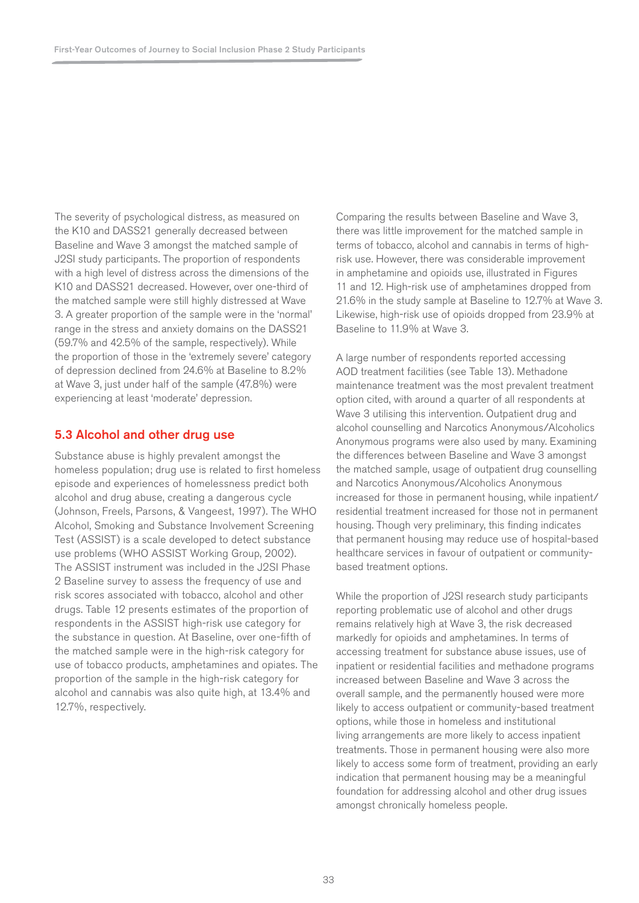The severity of psychological distress, as measured on the K10 and DASS21 generally decreased between Baseline and Wave 3 amongst the matched sample of J2SI study participants. The proportion of respondents with a high level of distress across the dimensions of the K10 and DASS21 decreased. However, over one-third of the matched sample were still highly distressed at Wave 3. A greater proportion of the sample were in the 'normal' range in the stress and anxiety domains on the DASS21 (59.7% and 42.5% of the sample, respectively). While the proportion of those in the 'extremely severe' category of depression declined from 24.6% at Baseline to 8.2% at Wave 3, just under half of the sample (47.8%) were experiencing at least 'moderate' depression.

## 5.3 Alcohol and other drug use

Substance abuse is highly prevalent amongst the homeless population; drug use is related to first homeless episode and experiences of homelessness predict both alcohol and drug abuse, creating a dangerous cycle (Johnson, Freels, Parsons, & Vangeest, 1997). The WHO Alcohol, Smoking and Substance Involvement Screening Test (ASSIST) is a scale developed to detect substance use problems (WHO ASSIST Working Group, 2002). The ASSIST instrument was included in the J2SI Phase 2 Baseline survey to assess the frequency of use and risk scores associated with tobacco, alcohol and other drugs. Table 12 presents estimates of the proportion of respondents in the ASSIST high-risk use category for the substance in question. At Baseline, over one-fifth of the matched sample were in the high-risk category for use of tobacco products, amphetamines and opiates. The proportion of the sample in the high-risk category for alcohol and cannabis was also quite high, at 13.4% and 12.7%, respectively.

Comparing the results between Baseline and Wave 3, there was little improvement for the matched sample in terms of tobacco, alcohol and cannabis in terms of high-risk use. However, there was considerable improvement in amphetamine and opioids use, illustrated in Figures 11 and 12. High-risk use of amphetamines dropped from 21.6% in the study sample at Baseline to 12.7% at Wave 3. Likewise, high-risk use of opioids dropped from 23.9% at Baseline to 11.9% at Wave 3.

A large number of respondents reported accessing AOD treatment facilities (see Table 13). Methadone maintenance treatment was the most prevalent treatment option cited, with around a quarter of all respondents at Wave 3 utilising this intervention. Outpatient drug and alcohol counselling and Narcotics Anonymous/Alcoholics Anonymous programs were also used by many. Examining the differences between Baseline and Wave 3 amongst the matched sample, usage of outpatient drug counselling and Narcotics Anonymous/Alcoholics Anonymous increased for those in permanent housing, while inpatient/residential treatment increased for those not in permanent housing. Though very preliminary, this finding indicates that permanent housing may reduce use of hospital-based healthcare services in favour of outpatient or community-based treatment options.

While the proportion of J2SI research study participants reporting problematic use of alcohol and other drugs remains relatively high at Wave 3, the risk decreased markedly for opioids and amphetamines. In terms of accessing treatment for substance abuse issues, use of inpatient or residential facilities and methadone programs increased between Baseline and Wave 3 across the overall sample, and the permanently housed were more likely to access outpatient or community-based treatment options, while those in homeless and institutional living arrangements are more likely to access inpatient treatments. Those in permanent housing were also more likely to access some form of treatment, providing an early indication that permanent housing may be a meaningful foundation for addressing alcohol and other drug issues amongst chronically homeless people.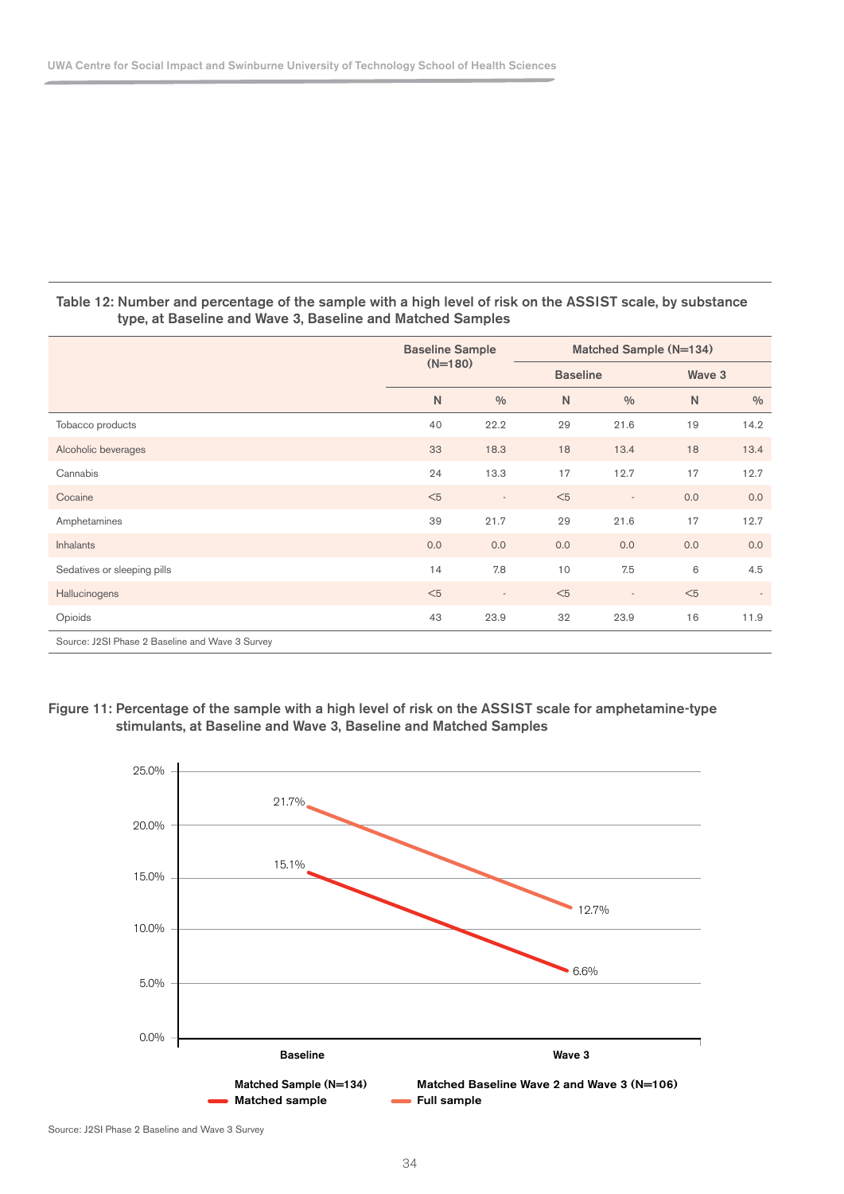**Table 12: Number and percentage of the sample with a high level of risk on the ASSIST scale, by substance type, at Baseline and Wave 3, Baseline and Matched Samples**

| | Baseline Sample (N=180) | | Matched Sample (N=134) | | | |
|---|---|---|---|---|---|---|
| | | | Baseline | | Wave 3 | |
| | N | % | N | % | N | % |
| Tobacco products | 40 | 22.2 | 29 | 21.6 | 19 | 14.2 |
| Alcoholic beverages | 33 | 18.3 | 18 | 13.4 | 18 | 13.4 |
| Cannabis | 24 | 13.3 | 17 | 12.7 | 17 | 12.7 |
| Cocaine | <5 | - | <5 | - | 0.0 | 0.0 |
| Amphetamines | 39 | 21.7 | 29 | 21.6 | 17 | 12.7 |
| Inhalants | 0.0 | 0.0 | 0.0 | 0.0 | 0.0 | 0.0 |
| Sedatives or sleeping pills | 14 | 7.8 | 10 | 7.5 | 6 | 4.5 |
| Hallucinogens | <5 | - | <5 | - | <5 | - |
| Opioids | 43 | 23.9 | 32 | 23.9 | 16 | 11.9 |

Source: J2SI Phase 2 Baseline and Wave 3 Survey

**Figure 11: Percentage of the sample with a high level of risk on the ASSIST scale for amphetamine-type stimulants, at Baseline and Wave 3, Baseline and Matched Samples**

| | Baseline | Wave 3 |
|---|---|---|
| Full sample | 21.7% | 12.7% |
| Matched sample | 15.1% | 6.6% |

Matched Sample (N=134) — Matched sample

Matched Baseline Wave 2 and Wave 3 (N=106) — Full sample

Source: J2SI Phase 2 Baseline and Wave 3 Survey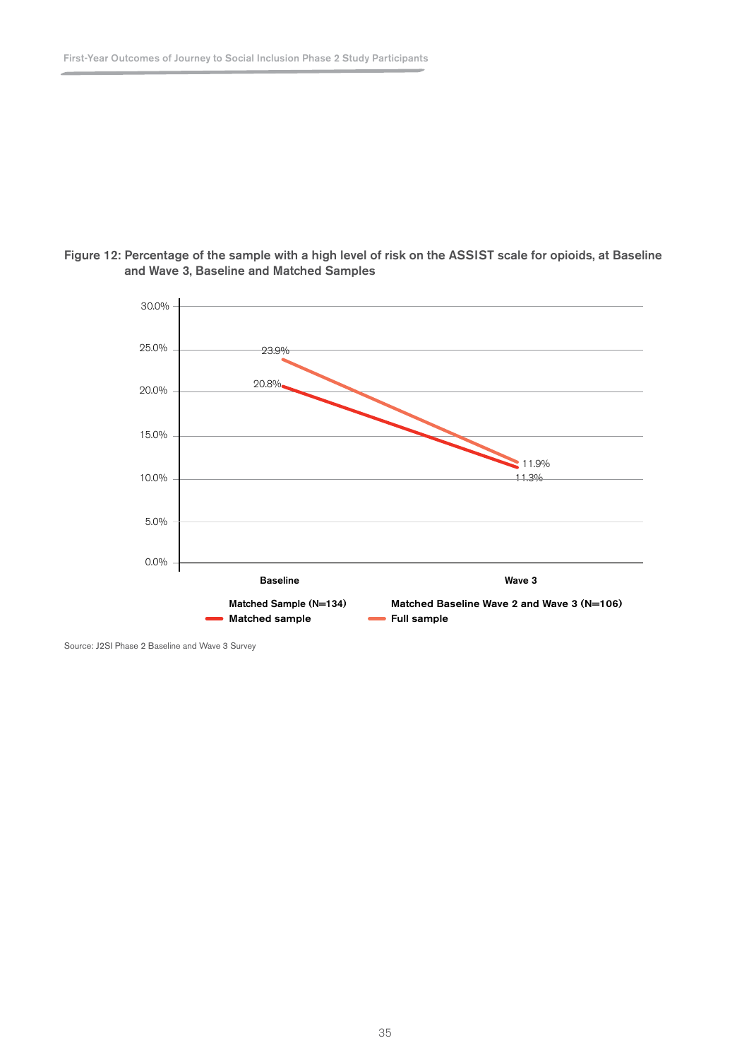Figure 12: Percentage of the sample with a high level of risk on the ASSIST scale for opioids, at Baseline and Wave 3, Baseline and Matched Samples

| | Baseline | Wave 3 |
|---|---|---|
| Matched sample | 20.8% | 11.3% |
| Full sample | 23.9% | 11.9% |

Matched Sample (N=134) — Matched sample
Matched Baseline Wave 2 and Wave 3 (N=106) — Full sample

Source: J2SI Phase 2 Baseline and Wave 3 Survey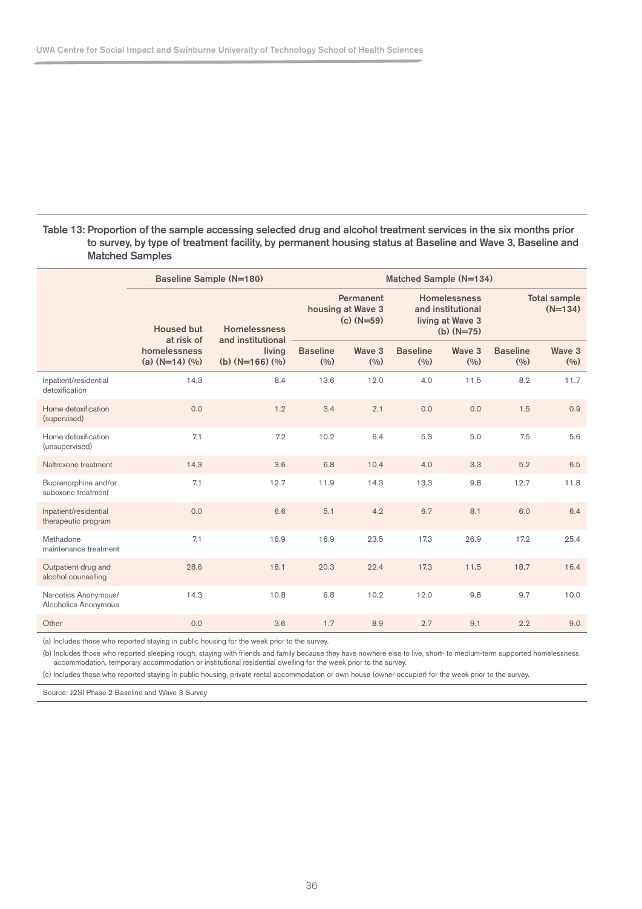**Table 13: Proportion of the sample accessing selected drug and alcohol treatment services in the six months prior to survey, by type of treatment facility, by permanent housing status at Baseline and Wave 3, Baseline and Matched Samples**

| | Baseline Sample (N=180) | | Matched Sample (N=134) | | | | | |
|---|---|---|---|---|---|---|---|---|
| | Housed but at risk of homelessness (a) (N=14) (%) | Homelessness and institutional living (b) (N=166) (%) | Permanent housing at Wave 3 (c) (N=59) | | Homelessness and institutional living at Wave 3 (b) (N=75) | | Total sample (N=134) | |
| | | | Baseline (%) | Wave 3 (%) | Baseline (%) | Wave 3 (%) | Baseline (%) | Wave 3 (%) |
| Inpatient/residential detoxification | 14.3 | 8.4 | 13.6 | 12.0 | 4.0 | 11.5 | 8.2 | 11.7 |
| Home detoxification (supervised) | 0.0 | 1.2 | 3.4 | 2.1 | 0.0 | 0.0 | 1.5 | 0.9 |
| Home detoxification (unsupervised) | 7.1 | 7.2 | 10.2 | 6.4 | 5.3 | 5.0 | 7.5 | 5.6 |
| Naltrexone treatment | 14.3 | 3.6 | 6.8 | 10.4 | 4.0 | 3.3 | 5.2 | 6.5 |
| Buprenorphine and/or suboxone treatment | 7.1 | 12.7 | 11.9 | 14.3 | 13.3 | 9.8 | 12.7 | 11.8 |
| Inpatient/residential therapeutic program | 0.0 | 6.6 | 5.1 | 4.2 | 6.7 | 8.1 | 6.0 | 6.4 |
| Methadone maintenance treatment | 7.1 | 16.9 | 16.9 | 23.5 | 17.3 | 26.9 | 17.2 | 25.4 |
| Outpatient drug and alcohol counselling | 28.6 | 18.1 | 20.3 | 22.4 | 17.3 | 11.5 | 18.7 | 16.4 |
| Narcotics Anonymous/ Alcoholics Anonymous | 14.3 | 10.8 | 6.8 | 10.2 | 12.0 | 9.8 | 9.7 | 10.0 |
| Other | 0.0 | 3.6 | 1.7 | 8.9 | 2.7 | 9.1 | 2.2 | 9.0 |

(a) Includes those who reported staying in public housing for the week prior to the survey.

(b) Includes those who reported sleeping rough, staying with friends and family because they have nowhere else to live, short- to medium-term supported homelessness accommodation, temporary accommodation or institutional residential dwelling for the week prior to the survey.

(c) Includes those who reported staying in public housing, private rental accommodation or own house (owner occupier) for the week prior to the survey.

Source: J2SI Phase 2 Baseline and Wave 3 Survey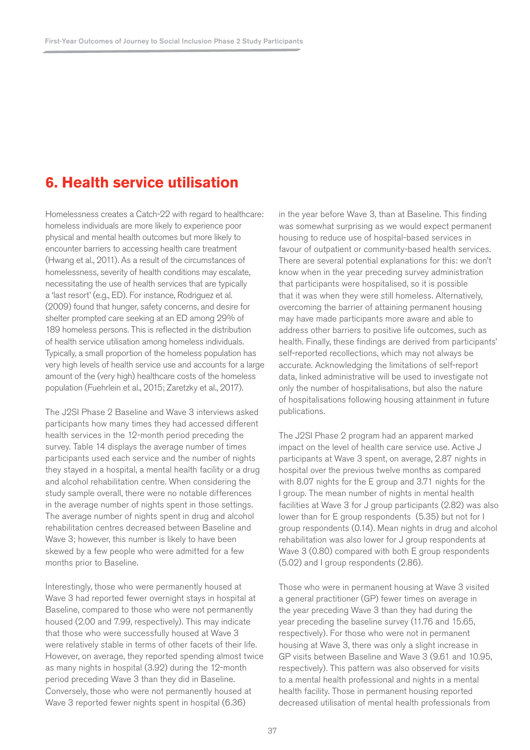# 6. Health service utilisation

Homelessness creates a Catch-22 with regard to healthcare: homeless individuals are more likely to experience poor physical and mental health outcomes but more likely to encounter barriers to accessing health care treatment (Hwang et al., 2011). As a result of the circumstances of homelessness, severity of health conditions may escalate, necessitating the use of health services that are typically a 'last resort' (e.g., ED). For instance, Rodriguez et al. (2009) found that hunger, safety concerns, and desire for shelter prompted care seeking at an ED among 29% of 189 homeless persons. This is reflected in the distribution of health service utilisation among homeless individuals. Typically, a small proportion of the homeless population has very high levels of health service use and accounts for a large amount of the (very high) healthcare costs of the homeless population (Fuehrlein et al., 2015; Zaretzky et al., 2017).

The J2SI Phase 2 Baseline and Wave 3 interviews asked participants how many times they had accessed different health services in the 12-month period preceding the survey. Table 14 displays the average number of times participants used each service and the number of nights they stayed in a hospital, a mental health facility or a drug and alcohol rehabilitation centre. When considering the study sample overall, there were no notable differences in the average number of nights spent in those settings. The average number of nights spent in drug and alcohol rehabilitation centres decreased between Baseline and Wave 3; however, this number is likely to have been skewed by a few people who were admitted for a few months prior to Baseline.

Interestingly, those who were permanently housed at Wave 3 had reported fewer overnight stays in hospital at Baseline, compared to those who were not permanently housed (2.00 and 7.99, respectively). This may indicate that those who were successfully housed at Wave 3 were relatively stable in terms of other facets of their life. However, on average, they reported spending almost twice as many nights in hospital (3.92) during the 12-month period preceding Wave 3 than they did in Baseline. Conversely, those who were not permanently housed at Wave 3 reported fewer nights spent in hospital (6.36) in the year before Wave 3, than at Baseline. This finding was somewhat surprising as we would expect permanent housing to reduce use of hospital-based services in favour of outpatient or community-based health services. There are several potential explanations for this: we don't know when in the year preceding survey administration that participants were hospitalised, so it is possible that it was when they were still homeless. Alternatively, overcoming the barrier of attaining permanent housing may have made participants more aware and able to address other barriers to positive life outcomes, such as health. Finally, these findings are derived from participants' self-reported recollections, which may not always be accurate. Acknowledging the limitations of self-report data, linked administrative will be used to investigate not only the number of hospitalisations, but also the nature of hospitalisations following housing attainment in future publications.

The J2SI Phase 2 program had an apparent marked impact on the level of health care service use. Active J participants at Wave 3 spent, on average, 2.87 nights in hospital over the previous twelve months as compared with 8.07 nights for the E group and 3.71 nights for the I group. The mean number of nights in mental health facilities at Wave 3 for J group participants (2.82) was also lower than for E group respondents (5.35) but not for I group respondents (0.14). Mean nights in drug and alcohol rehabilitation was also lower for J group respondents at Wave 3 (0.80) compared with both E group respondents (5.02) and I group respondents (2.86).

Those who were in permanent housing at Wave 3 visited a general practitioner (GP) fewer times on average in the year preceding Wave 3 than they had during the year preceding the baseline survey (11.76 and 15.65, respectively). For those who were not in permanent housing at Wave 3, there was only a slight increase in GP visits between Baseline and Wave 3 (9.61 and 10.95, respectively). This pattern was also observed for visits to a mental health professional and nights in a mental health facility. Those in permanent housing reported decreased utilisation of mental health professionals from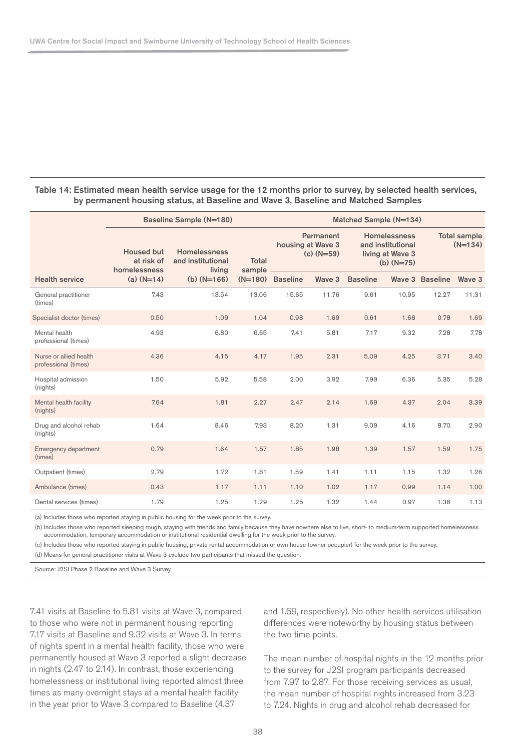**Table 14: Estimated mean health service usage for the 12 months prior to survey, by selected health services, by permanent housing status, at Baseline and Wave 3, Baseline and Matched Samples**

| | Baseline Sample (N=180) | | | Matched Sample (N=134) | | | | | |
|---|---|---|---|---|---|---|---|---|---|
| | | | | Permanent housing at Wave 3 (c) (N=59) | | Homelessness and institutional living at Wave 3 (b) (N=75) | | Total sample (N=134) | |
| Health service | Housed but at risk of homelessness (a) (N=14) | Homelessness and institutional living (b) (N=166) | Total sample (N=180) | Baseline | Wave 3 | Baseline | Wave 3 | Baseline | Wave 3 |
| General practitioner (times) | 7.43 | 13.54 | 13.06 | 15.65 | 11.76 | 9.61 | 10.95 | 12.27 | 11.31 |
| Specialist doctor (times) | 0.50 | 1.09 | 1.04 | 0.98 | 1.69 | 0.61 | 1.68 | 0.78 | 1.69 |
| Mental health professional (times) | 4.93 | 6.80 | 6.65 | 7.41 | 5.81 | 7.17 | 9.32 | 7.28 | 7.78 |
| Nurse or allied health professional (times) | 4.36 | 4.15 | 4.17 | 1.95 | 2.31 | 5.09 | 4.25 | 3.71 | 3.40 |
| Hospital admission (nights) | 1.50 | 5.92 | 5.58 | 2.00 | 3.92 | 7.99 | 6.36 | 5.35 | 5.28 |
| Mental health facility (nights) | 7.64 | 1.81 | 2.27 | 2.47 | 2.14 | 1.69 | 4.37 | 2.04 | 3.39 |
| Drug and alcohol rehab (nights) | 1.64 | 8.46 | 7.93 | 8.20 | 1.31 | 9.09 | 4.16 | 8.70 | 2.90 |
| Emergency department (times) | 0.79 | 1.64 | 1.57 | 1.85 | 1.98 | 1.39 | 1.57 | 1.59 | 1.75 |
| Outpatient (times) | 2.79 | 1.72 | 1.81 | 1.59 | 1.41 | 1.11 | 1.15 | 1.32 | 1.26 |
| Ambulance (times) | 0.43 | 1.17 | 1.11 | 1.10 | 1.02 | 1.17 | 0.99 | 1.14 | 1.00 |
| Dental services (times) | 1.79 | 1.25 | 1.29 | 1.25 | 1.32 | 1.44 | 0.97 | 1.36 | 1.13 |

(a) Includes those who reported staying in public housing for the week prior to the survey.

(b) Includes those who reported sleeping rough, staying with friends and family because they have nowhere else to live, short- to medium-term supported homelessness accommodation, temporary accommodation or institutional residential dwelling for the week prior to the survey.

(c) Includes those who reported staying in public housing, private rental accommodation or own house (owner occupier) for the week prior to the survey.

(d) Means for general practitioner visits at Wave 3 exclude two participants that missed the question.

Source: J2SI Phase 2 Baseline and Wave 3 Survey

7.41 visits at Baseline to 5.81 visits at Wave 3, compared to those who were not in permanent housing reporting 7.17 visits at Baseline and 9.32 visits at Wave 3. In terms of nights spent in a mental health facility, those who were permanently housed at Wave 3 reported a slight decrease in nights (2.47 to 2.14). In contrast, those experiencing homelessness or institutional living reported almost three times as many overnight stays at a mental health facility in the year prior to Wave 3 compared to Baseline (4.37 and 1.69, respectively). No other health services utilisation differences were noteworthy by housing status between the two time points.

The mean number of hospital nights in the 12 months prior to the survey for J2SI program participants decreased from 7.97 to 2.87. For those receiving services as usual, the mean number of hospital nights increased from 3.23 to 7.24. Nights in drug and alcohol rehab decreased for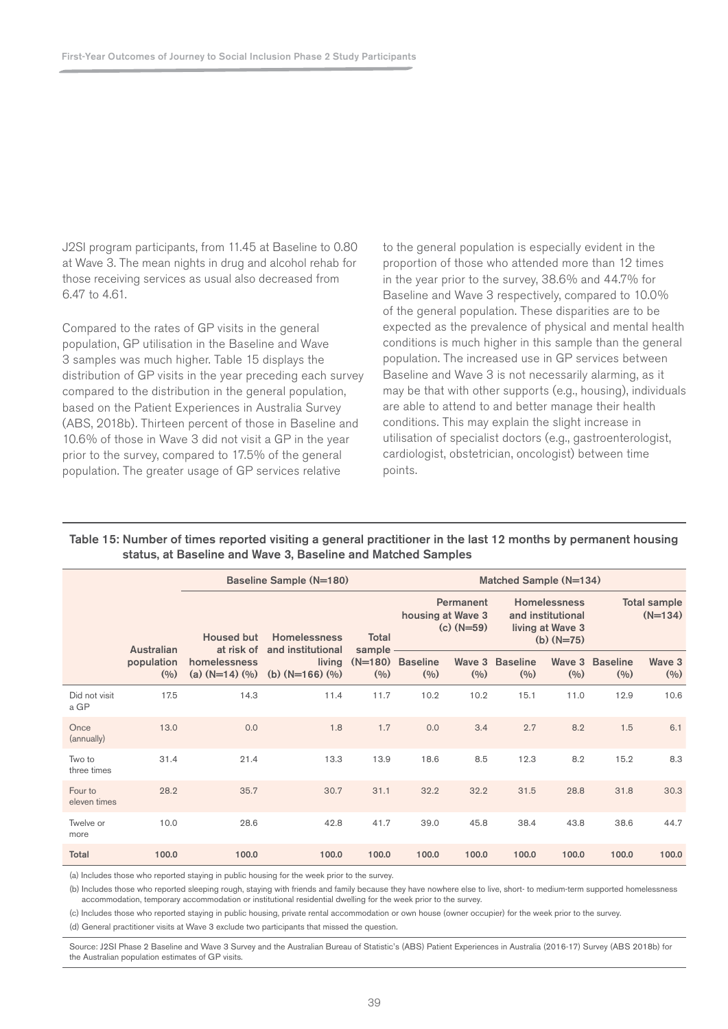J2SI program participants, from 11.45 at Baseline to 0.80 at Wave 3. The mean nights in drug and alcohol rehab for those receiving services as usual also decreased from 6.47 to 4.61.

Compared to the rates of GP visits in the general population, GP utilisation in the Baseline and Wave 3 samples was much higher. Table 15 displays the distribution of GP visits in the year preceding each survey compared to the distribution in the general population, based on the Patient Experiences in Australia Survey (ABS, 2018b). Thirteen percent of those in Baseline and 10.6% of those in Wave 3 did not visit a GP in the year prior to the survey, compared to 17.5% of the general population. The greater usage of GP services relative to the general population is especially evident in the proportion of those who attended more than 12 times in the year prior to the survey, 38.6% and 44.7% for Baseline and Wave 3 respectively, compared to 10.0% of the general population. These disparities are to be expected as the prevalence of physical and mental health conditions is much higher in this sample than the general population. The increased use in GP services between Baseline and Wave 3 is not necessarily alarming, as it may be that with other supports (e.g., housing), individuals are able to attend to and better manage their health conditions. This may explain the slight increase in utilisation of specialist doctors (e.g., gastroenterologist, cardiologist, obstetrician, oncologist) between time points.

**Table 15: Number of times reported visiting a general practitioner in the last 12 months by permanent housing status, at Baseline and Wave 3, Baseline and Matched Samples**

| | | Baseline Sample (N=180) | | | Matched Sample (N=134) | | | | | |
|---|---|---|---|---|---|---|---|---|---|---|
| | | | | | Permanent housing at Wave 3 (c) (N=59) | | Homelessness and institutional living at Wave 3 (b) (N=75) | | Total sample (N=134) | |
| | Australian population (%) | Housed but at risk of homelessness (a) (N=14) (%) | Homelessness and institutional living (b) (N=166) (%) | Total sample (N=180) (%) | Baseline (%) | Wave 3 (%) | Baseline (%) | Wave 3 (%) | Baseline (%) | Wave 3 (%) |
| Did not visit a GP | 17.5 | 14.3 | 11.4 | 11.7 | 10.2 | 10.2 | 15.1 | 11.0 | 12.9 | 10.6 |
| Once (annually) | 13.0 | 0.0 | 1.8 | 1.7 | 0.0 | 3.4 | 2.7 | 8.2 | 1.5 | 6.1 |
| Two to three times | 31.4 | 21.4 | 13.3 | 13.9 | 18.6 | 8.5 | 12.3 | 8.2 | 15.2 | 8.3 |
| Four to eleven times | 28.2 | 35.7 | 30.7 | 31.1 | 32.2 | 32.2 | 31.5 | 28.8 | 31.8 | 30.3 |
| Twelve or more | 10.0 | 28.6 | 42.8 | 41.7 | 39.0 | 45.8 | 38.4 | 43.8 | 38.6 | 44.7 |
| **Total** | **100.0** | **100.0** | **100.0** | **100.0** | **100.0** | **100.0** | **100.0** | **100.0** | **100.0** | **100.0** |

(a) Includes those who reported staying in public housing for the week prior to the survey.

(b) Includes those who reported sleeping rough, staying with friends and family because they have nowhere else to live, short- to medium-term supported homelessness accommodation, temporary accommodation or institutional residential dwelling for the week prior to the survey.

(c) Includes those who reported staying in public housing, private rental accommodation or own house (owner occupier) for the week prior to the survey.

(d) General practitioner visits at Wave 3 exclude two participants that missed the question.

Source: J2SI Phase 2 Baseline and Wave 3 Survey and the Australian Bureau of Statistic's (ABS) Patient Experiences in Australia (2016-17) Survey (ABS 2018b) for the Australian population estimates of GP visits.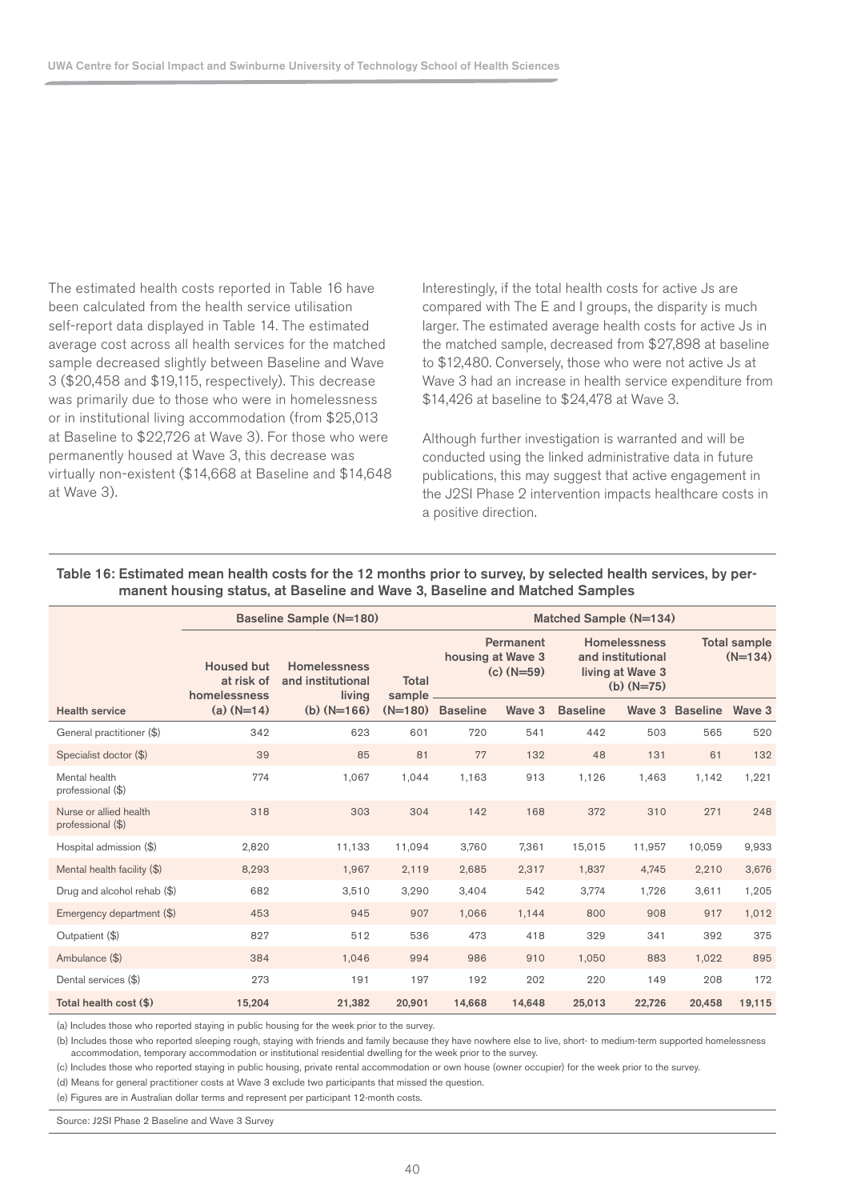The estimated health costs reported in Table 16 have been calculated from the health service utilisation self-report data displayed in Table 14. The estimated average cost across all health services for the matched sample decreased slightly between Baseline and Wave 3 ($20,458 and $19,115, respectively). This decrease was primarily due to those who were in homelessness or in institutional living accommodation (from $25,013 at Baseline to $22,726 at Wave 3). For those who were permanently housed at Wave 3, this decrease was virtually non-existent ($14,668 at Baseline and $14,648 at Wave 3).

Interestingly, if the total health costs for active Js are compared with The E and I groups, the disparity is much larger. The estimated average health costs for active Js in the matched sample, decreased from $27,898 at baseline to $12,480. Conversely, those who were not active Js at Wave 3 had an increase in health service expenditure from $14,426 at baseline to $24,478 at Wave 3.

Although further investigation is warranted and will be conducted using the linked administrative data in future publications, this may suggest that active engagement in the J2SI Phase 2 intervention impacts healthcare costs in a positive direction.

**Table 16: Estimated mean health costs for the 12 months prior to survey, by selected health services, by permanent housing status, at Baseline and Wave 3, Baseline and Matched Samples**

| | Baseline Sample (N=180) | | | Matched Sample (N=134) | | | | | |
|---|---|---|---|---|---|---|---|---|---|
| | Housed but at risk of homelessness | Homelessness and institutional living | Total sample | Permanent housing at Wave 3 (c) (N=59) | | Homelessness and institutional living at Wave 3 (b) (N=75) | | Total sample (N=134) | |
| Health service | (a) (N=14) | (b) (N=166) | (N=180) | Baseline | Wave 3 | Baseline | Wave 3 | Baseline | Wave 3 |
| General practitioner ($) | 342 | 623 | 601 | 720 | 541 | 442 | 503 | 565 | 520 |
| Specialist doctor ($) | 39 | 85 | 81 | 77 | 132 | 48 | 131 | 61 | 132 |
| Mental health professional ($) | 774 | 1,067 | 1,044 | 1,163 | 913 | 1,126 | 1,463 | 1,142 | 1,221 |
| Nurse or allied health professional ($) | 318 | 303 | 304 | 142 | 168 | 372 | 310 | 271 | 248 |
| Hospital admission ($) | 2,820 | 11,133 | 11,094 | 3,760 | 7,361 | 15,015 | 11,957 | 10,059 | 9,933 |
| Mental health facility ($) | 8,293 | 1,967 | 2,119 | 2,685 | 2,317 | 1,837 | 4,745 | 2,210 | 3,676 |
| Drug and alcohol rehab ($) | 682 | 3,510 | 3,290 | 3,404 | 542 | 3,774 | 1,726 | 3,611 | 1,205 |
| Emergency department ($) | 453 | 945 | 907 | 1,066 | 1,144 | 800 | 908 | 917 | 1,012 |
| Outpatient ($) | 827 | 512 | 536 | 473 | 418 | 329 | 341 | 392 | 375 |
| Ambulance ($) | 384 | 1,046 | 994 | 986 | 910 | 1,050 | 883 | 1,022 | 895 |
| Dental services ($) | 273 | 191 | 197 | 192 | 202 | 220 | 149 | 208 | 172 |
| **Total health cost ($)** | **15,204** | **21,382** | **20,901** | **14,668** | **14,648** | **25,013** | **22,726** | **20,458** | **19,115** |

(a) Includes those who reported staying in public housing for the week prior to the survey.

(b) Includes those who reported sleeping rough, staying with friends and family because they have nowhere else to live, short- to medium-term supported homelessness accommodation, temporary accommodation or institutional residential dwelling for the week prior to the survey.

(c) Includes those who reported staying in public housing, private rental accommodation or own house (owner occupier) for the week prior to the survey.

(d) Means for general practitioner costs at Wave 3 exclude two participants that missed the question.

(e) Figures are in Australian dollar terms and represent per participant 12-month costs.

Source: J2SI Phase 2 Baseline and Wave 3 Survey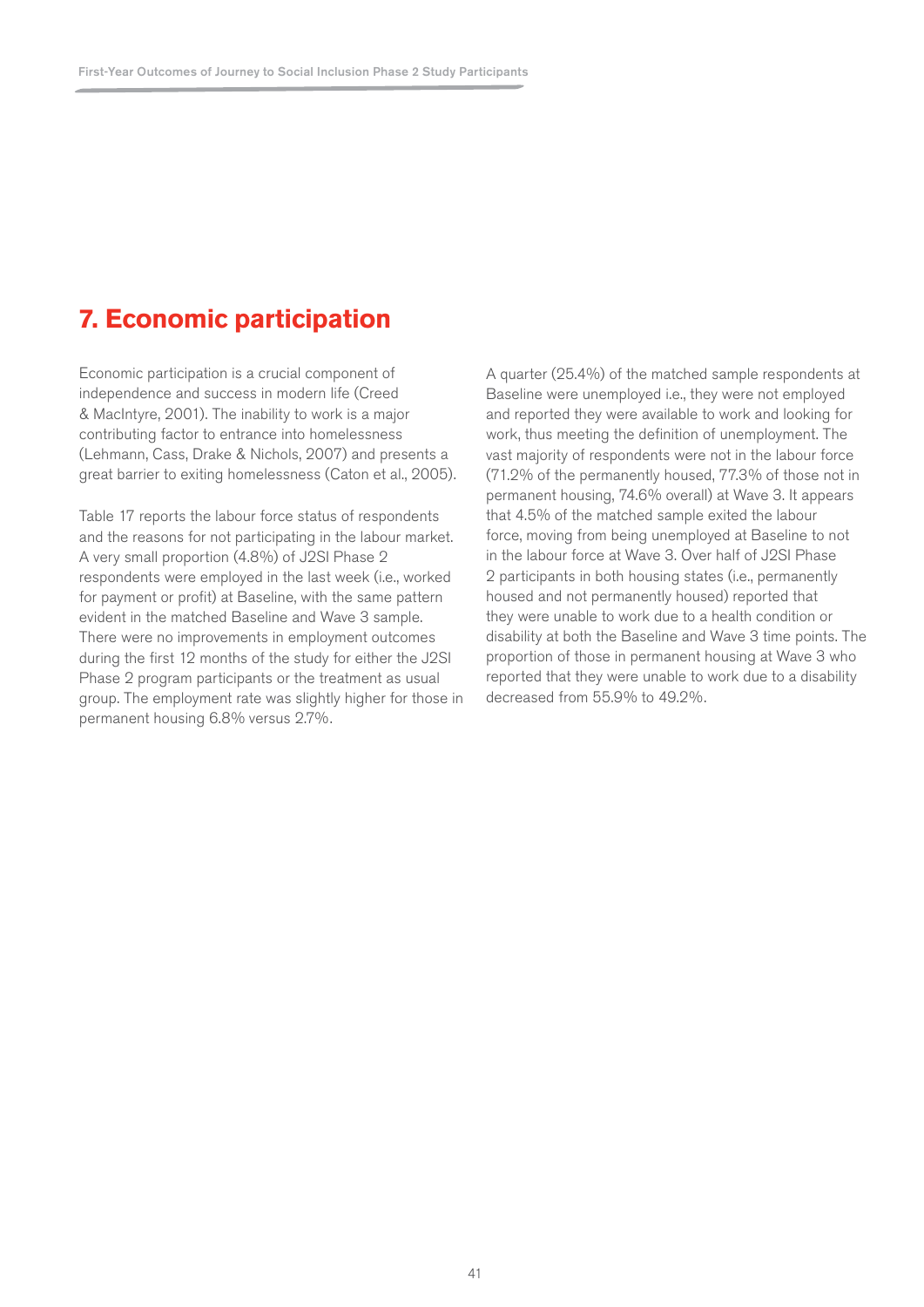## 7. Economic participation

Economic participation is a crucial component of independence and success in modern life (Creed & MacIntyre, 2001). The inability to work is a major contributing factor to entrance into homelessness (Lehmann, Cass, Drake & Nichols, 2007) and presents a great barrier to exiting homelessness (Caton et al., 2005).

Table 17 reports the labour force status of respondents and the reasons for not participating in the labour market. A very small proportion (4.8%) of J2SI Phase 2 respondents were employed in the last week (i.e., worked for payment or profit) at Baseline, with the same pattern evident in the matched Baseline and Wave 3 sample. There were no improvements in employment outcomes during the first 12 months of the study for either the J2SI Phase 2 program participants or the treatment as usual group. The employment rate was slightly higher for those in permanent housing 6.8% versus 2.7%.

A quarter (25.4%) of the matched sample respondents at Baseline were unemployed i.e., they were not employed and reported they were available to work and looking for work, thus meeting the definition of unemployment. The vast majority of respondents were not in the labour force (71.2% of the permanently housed, 77.3% of those not in permanent housing, 74.6% overall) at Wave 3. It appears that 4.5% of the matched sample exited the labour force, moving from being unemployed at Baseline to not in the labour force at Wave 3. Over half of J2SI Phase 2 participants in both housing states (i.e., permanently housed and not permanently housed) reported that they were unable to work due to a health condition or disability at both the Baseline and Wave 3 time points. The proportion of those in permanent housing at Wave 3 who reported that they were unable to work due to a disability decreased from 55.9% to 49.2%.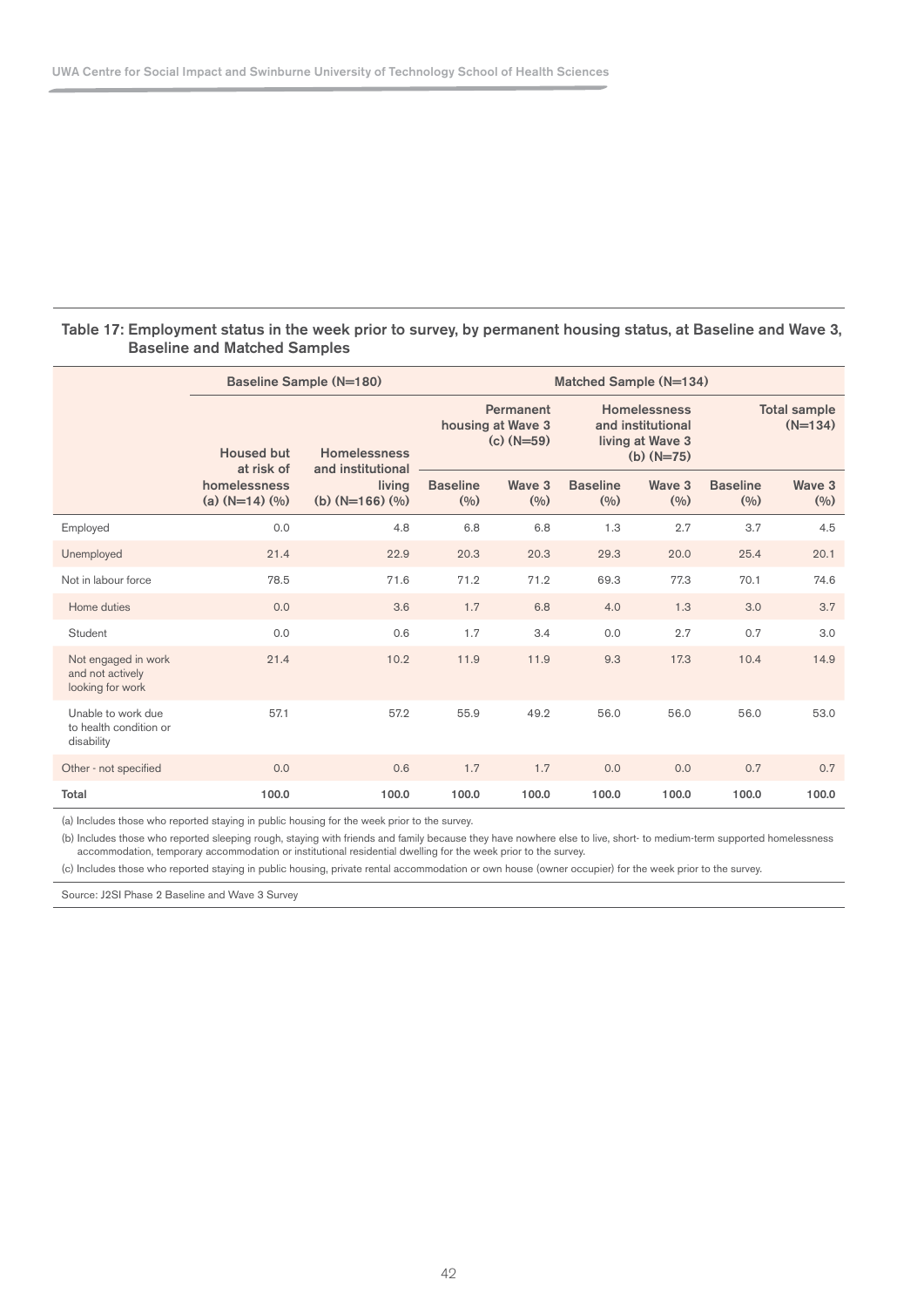Table 17: Employment status in the week prior to survey, by permanent housing status, at Baseline and Wave 3, Baseline and Matched Samples

| | Baseline Sample (N=180) | | Matched Sample (N=134) | | | | | |
|---|---|---|---|---|---|---|---|---|
| | Housed but at risk of homelessness (a) (N=14) (%) | Homelessness and institutional living (b) (N=166) (%) | Permanent housing at Wave 3 (c) (N=59) | | Homelessness and institutional living at Wave 3 (b) (N=75) | | Total sample (N=134) | |
| | | | Baseline (%) | Wave 3 (%) | Baseline (%) | Wave 3 (%) | Baseline (%) | Wave 3 (%) |
| Employed | 0.0 | 4.8 | 6.8 | 6.8 | 1.3 | 2.7 | 3.7 | 4.5 |
| Unemployed | 21.4 | 22.9 | 20.3 | 20.3 | 29.3 | 20.0 | 25.4 | 20.1 |
| Not in labour force | 78.5 | 71.6 | 71.2 | 71.2 | 69.3 | 77.3 | 70.1 | 74.6 |
| Home duties | 0.0 | 3.6 | 1.7 | 6.8 | 4.0 | 1.3 | 3.0 | 3.7 |
| Student | 0.0 | 0.6 | 1.7 | 3.4 | 0.0 | 2.7 | 0.7 | 3.0 |
| Not engaged in work and not actively looking for work | 21.4 | 10.2 | 11.9 | 11.9 | 9.3 | 17.3 | 10.4 | 14.9 |
| Unable to work due to health condition or disability | 57.1 | 57.2 | 55.9 | 49.2 | 56.0 | 56.0 | 56.0 | 53.0 |
| Other - not specified | 0.0 | 0.6 | 1.7 | 1.7 | 0.0 | 0.0 | 0.7 | 0.7 |
| **Total** | **100.0** | **100.0** | **100.0** | **100.0** | **100.0** | **100.0** | **100.0** | **100.0** |

(a) Includes those who reported staying in public housing for the week prior to the survey.

(b) Includes those who reported sleeping rough, staying with friends and family because they have nowhere else to live, short- to medium-term supported homelessness accommodation, temporary accommodation or institutional residential dwelling for the week prior to the survey.

(c) Includes those who reported staying in public housing, private rental accommodation or own house (owner occupier) for the week prior to the survey.

Source: J2SI Phase 2 Baseline and Wave 3 Survey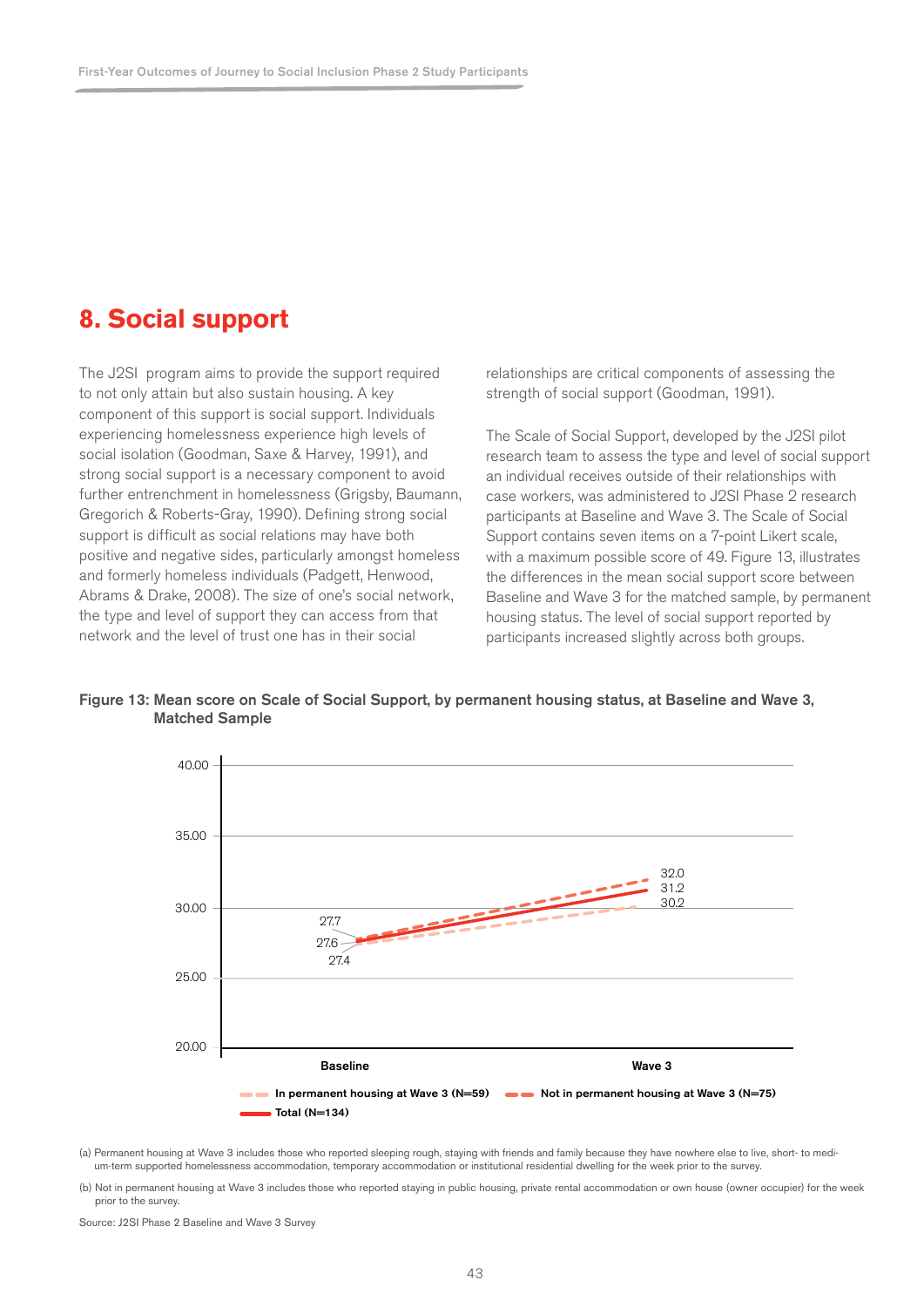# 8. Social support

The J2SI program aims to provide the support required to not only attain but also sustain housing. A key component of this support is social support. Individuals experiencing homelessness experience high levels of social isolation (Goodman, Saxe & Harvey, 1991), and strong social support is a necessary component to avoid further entrenchment in homelessness (Grigsby, Baumann, Gregorich & Roberts-Gray, 1990). Defining strong social support is difficult as social relations may have both positive and negative sides, particularly amongst homeless and formerly homeless individuals (Padgett, Henwood, Abrams & Drake, 2008). The size of one's social network, the type and level of support they can access from that network and the level of trust one has in their social relationships are critical components of assessing the strength of social support (Goodman, 1991).

The Scale of Social Support, developed by the J2SI pilot research team to assess the type and level of social support an individual receives outside of their relationships with case workers, was administered to J2SI Phase 2 research participants at Baseline and Wave 3. The Scale of Social Support contains seven items on a 7-point Likert scale, with a maximum possible score of 49. Figure 13, illustrates the differences in the mean social support score between Baseline and Wave 3 for the matched sample, by permanent housing status. The level of social support reported by participants increased slightly across both groups.

**Figure 13: Mean score on Scale of Social Support, by permanent housing status, at Baseline and Wave 3, Matched Sample**

| | Baseline | Wave 3 |
|---|---|---|
| In permanent housing at Wave 3 (N=59) | 27.4 | 30.2 |
| Not in permanent housing at Wave 3 (N=75) | 27.7 | 32.0 |
| Total (N=134) | 27.6 | 31.2 |

(a) Permanent housing at Wave 3 includes those who reported sleeping rough, staying with friends and family because they have nowhere else to live, short- to medium-term supported homelessness accommodation, temporary accommodation or institutional residential dwelling for the week prior to the survey.

(b) Not in permanent housing at Wave 3 includes those who reported staying in public housing, private rental accommodation or own house (owner occupier) for the week prior to the survey.

Source: J2SI Phase 2 Baseline and Wave 3 Survey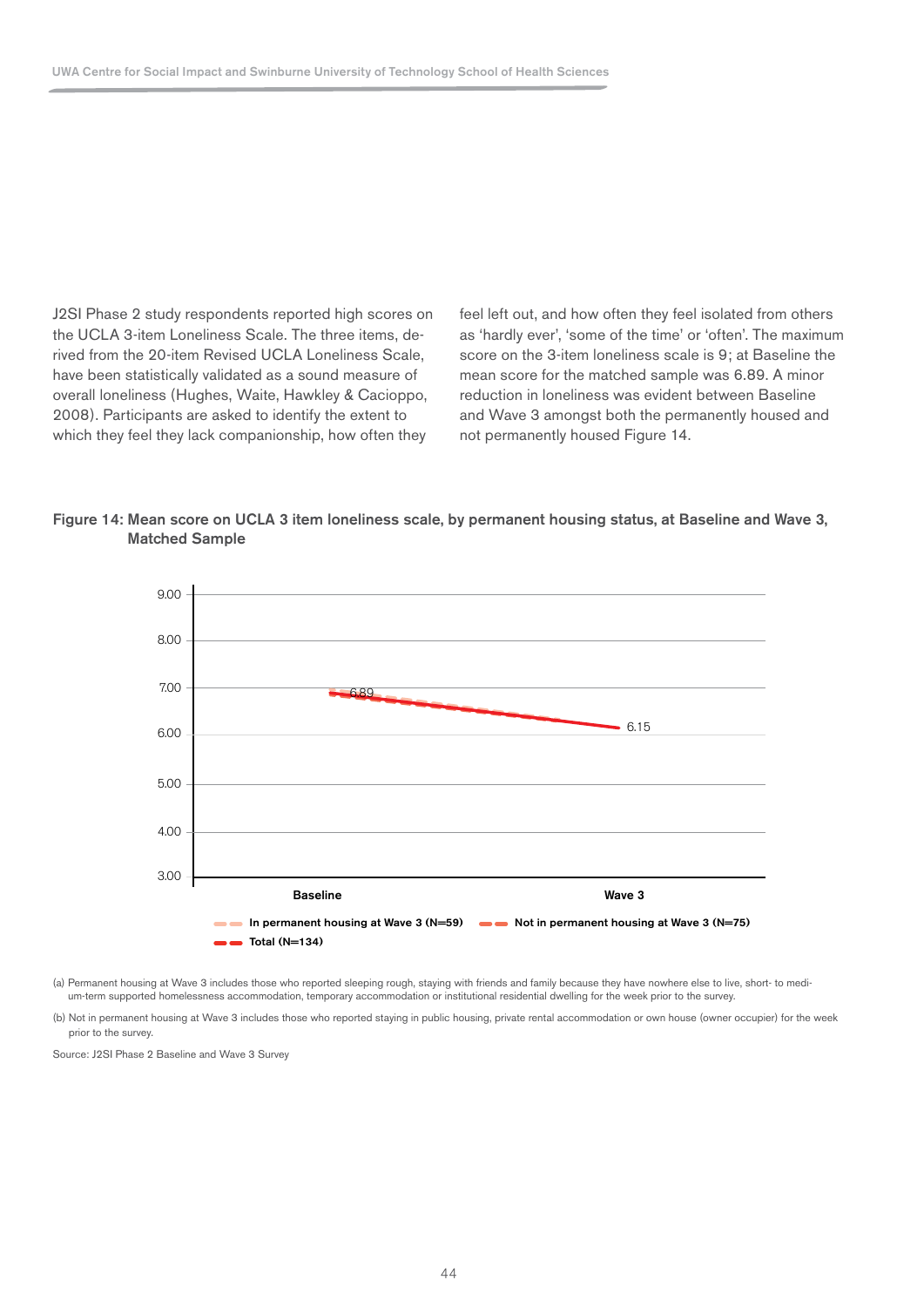J2SI Phase 2 study respondents reported high scores on the UCLA 3-item Loneliness Scale. The three items, derived from the 20-item Revised UCLA Loneliness Scale, have been statistically validated as a sound measure of overall loneliness (Hughes, Waite, Hawkley & Cacioppo, 2008). Participants are asked to identify the extent to which they feel they lack companionship, how often they feel left out, and how often they feel isolated from others as 'hardly ever', 'some of the time' or 'often'. The maximum score on the 3-item loneliness scale is 9; at Baseline the mean score for the matched sample was 6.89. A minor reduction in loneliness was evident between Baseline and Wave 3 amongst both the permanently housed and not permanently housed Figure 14.

**Figure 14: Mean score on UCLA 3 item loneliness scale, by permanent housing status, at Baseline and Wave 3, Matched Sample**

| | Baseline | Wave 3 |
|---|---|---|
| Total (N=134) | 6.89 | 6.15 |

Legend: In permanent housing at Wave 3 (N=59); Not in permanent housing at Wave 3 (N=75); Total (N=134)

(a) Permanent housing at Wave 3 includes those who reported sleeping rough, staying with friends and family because they have nowhere else to live, short- to medium-term supported homelessness accommodation, temporary accommodation or institutional residential dwelling for the week prior to the survey.

(b) Not in permanent housing at Wave 3 includes those who reported staying in public housing, private rental accommodation or own house (owner occupier) for the week prior to the survey.

Source: J2SI Phase 2 Baseline and Wave 3 Survey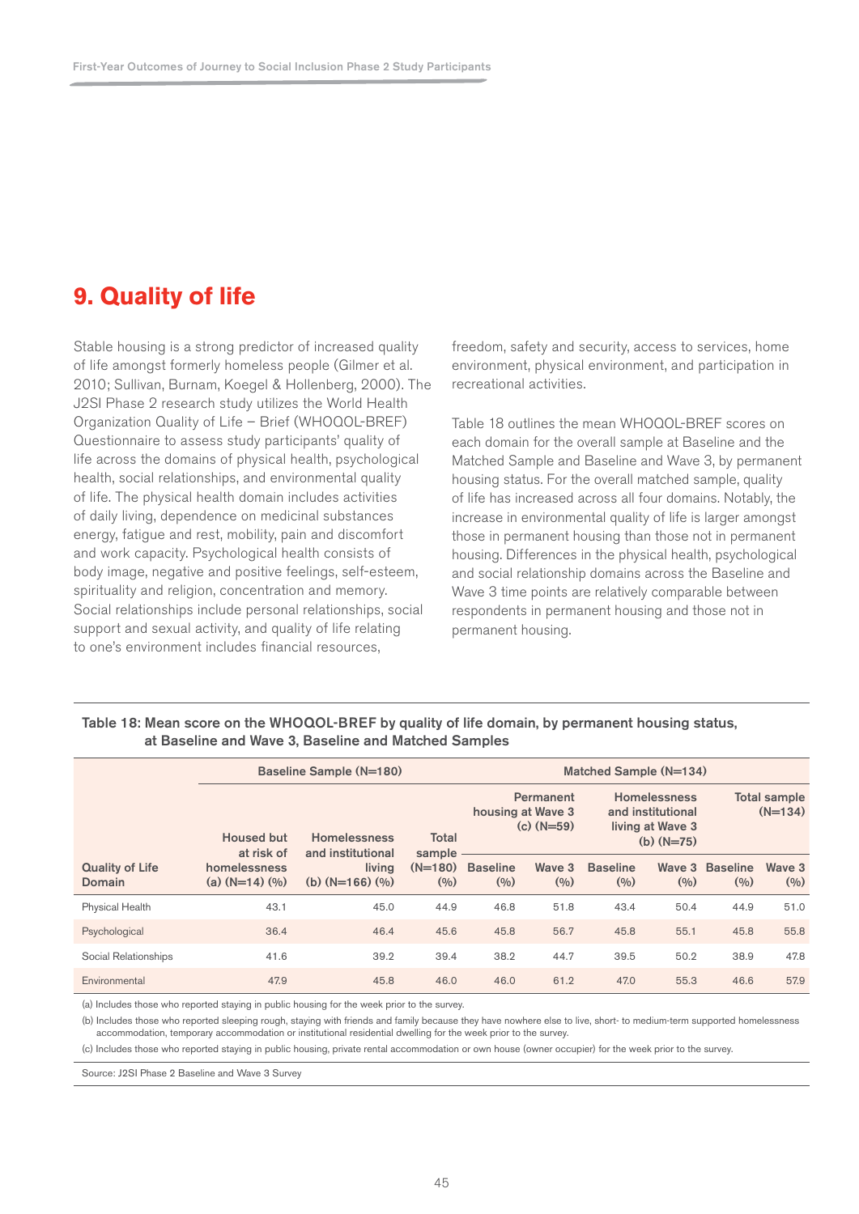# 9. Quality of life

Stable housing is a strong predictor of increased quality of life amongst formerly homeless people (Gilmer et al. 2010; Sullivan, Burnam, Koegel & Hollenberg, 2000). The J2SI Phase 2 research study utilizes the World Health Organization Quality of Life – Brief (WHOQOL-BREF) Questionnaire to assess study participants' quality of life across the domains of physical health, psychological health, social relationships, and environmental quality of life. The physical health domain includes activities of daily living, dependence on medicinal substances energy, fatigue and rest, mobility, pain and discomfort and work capacity. Psychological health consists of body image, negative and positive feelings, self-esteem, spirituality and religion, concentration and memory. Social relationships include personal relationships, social support and sexual activity, and quality of life relating to one's environment includes financial resources, freedom, safety and security, access to services, home environment, physical environment, and participation in recreational activities.

Table 18 outlines the mean WHOQOL-BREF scores on each domain for the overall sample at Baseline and the Matched Sample and Baseline and Wave 3, by permanent housing status. For the overall matched sample, quality of life has increased across all four domains. Notably, the increase in environmental quality of life is larger amongst those in permanent housing than those not in permanent housing. Differences in the physical health, psychological and social relationship domains across the Baseline and Wave 3 time points are relatively comparable between respondents in permanent housing and those not in permanent housing.

**Table 18: Mean score on the WHOQOL-BREF by quality of life domain, by permanent housing status, at Baseline and Wave 3, Baseline and Matched Samples**

| | Baseline Sample (N=180) | | | Matched Sample (N=134) | | | | | |
|---|---|---|---|---|---|---|---|---|---|
| | | | | Permanent housing at Wave 3 (c) (N=59) | | Homelessness and institutional living at Wave 3 (b) (N=75) | | Total sample (N=134) | |
| Quality of Life Domain | Housed but at risk of homelessness (a) (N=14) (%) | Homelessness and institutional living (b) (N=166) (%) | Total sample (N=180) (%) | Baseline (%) | Wave 3 (%) | Baseline (%) | Wave 3 (%) | Baseline (%) | Wave 3 (%) |
| Physical Health | 43.1 | 45.0 | 44.9 | 46.8 | 51.8 | 43.4 | 50.4 | 44.9 | 51.0 |
| Psychological | 36.4 | 46.4 | 45.6 | 45.8 | 56.7 | 45.8 | 55.1 | 45.8 | 55.8 |
| Social Relationships | 41.6 | 39.2 | 39.4 | 38.2 | 44.7 | 39.5 | 50.2 | 38.9 | 47.8 |
| Environmental | 47.9 | 45.8 | 46.0 | 46.0 | 61.2 | 47.0 | 55.3 | 46.6 | 57.9 |

(a) Includes those who reported staying in public housing for the week prior to the survey.

(b) Includes those who reported sleeping rough, staying with friends and family because they have nowhere else to live, short- to medium-term supported homelessness accommodation, temporary accommodation or institutional residential dwelling for the week prior to the survey.

(c) Includes those who reported staying in public housing, private rental accommodation or own house (owner occupier) for the week prior to the survey.

Source: J2SI Phase 2 Baseline and Wave 3 Survey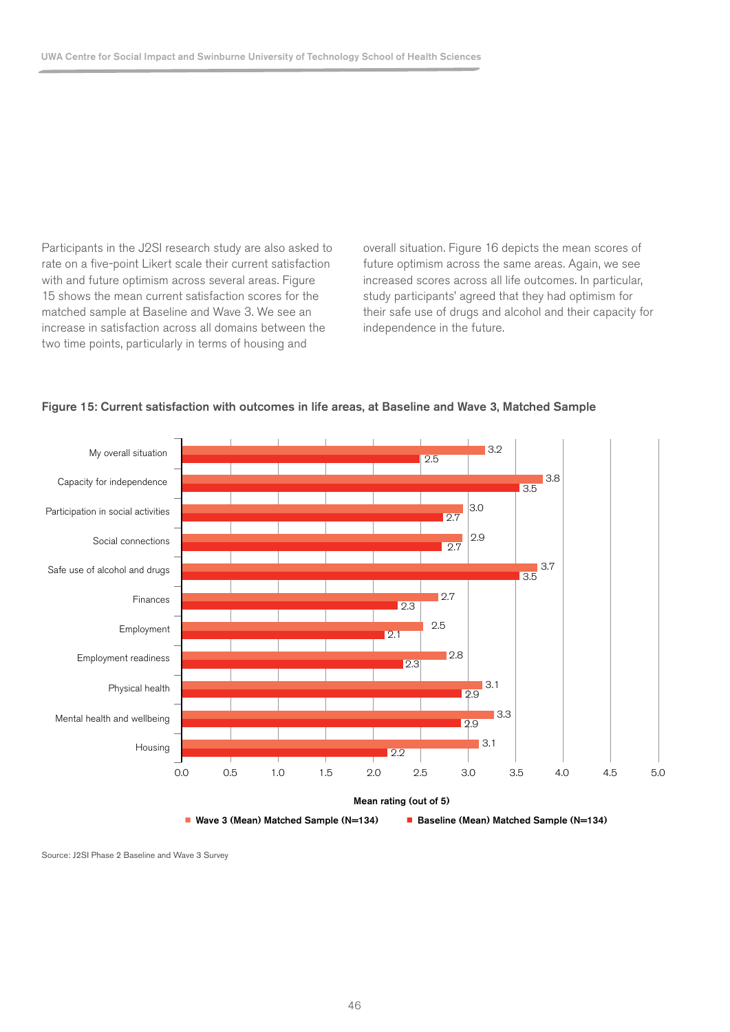Participants in the J2SI research study are also asked to rate on a five-point Likert scale their current satisfaction with and future optimism across several areas. Figure 15 shows the mean current satisfaction scores for the matched sample at Baseline and Wave 3. We see an increase in satisfaction across all domains between the two time points, particularly in terms of housing and overall situation. Figure 16 depicts the mean scores of future optimism across the same areas. Again, we see increased scores across all life outcomes. In particular, study participants' agreed that they had optimism for their safe use of drugs and alcohol and their capacity for independence in the future.

**Figure 15: Current satisfaction with outcomes in life areas, at Baseline and Wave 3, Matched Sample**

| Life area | Wave 3 (Mean) Matched Sample (N=134) | Baseline (Mean) Matched Sample (N=134) |
|---|---|---|
| My overall situation | 3.2 | 2.5 |
| Capacity for independence | 3.8 | 3.5 |
| Participation in social activities | 3.0 | 2.7 |
| Social connections | 2.9 | 2.7 |
| Safe use of alcohol and drugs | 3.7 | 3.5 |
| Finances | 2.7 | 2.3 |
| Employment | 2.5 | 2.1 |
| Employment readiness | 2.8 | 2.3 |
| Physical health | 3.1 | 2.9 |
| Mental health and wellbeing | 3.3 | 2.9 |
| Housing | 3.1 | 2.2 |

Mean rating (out of 5)

Source: J2SI Phase 2 Baseline and Wave 3 Survey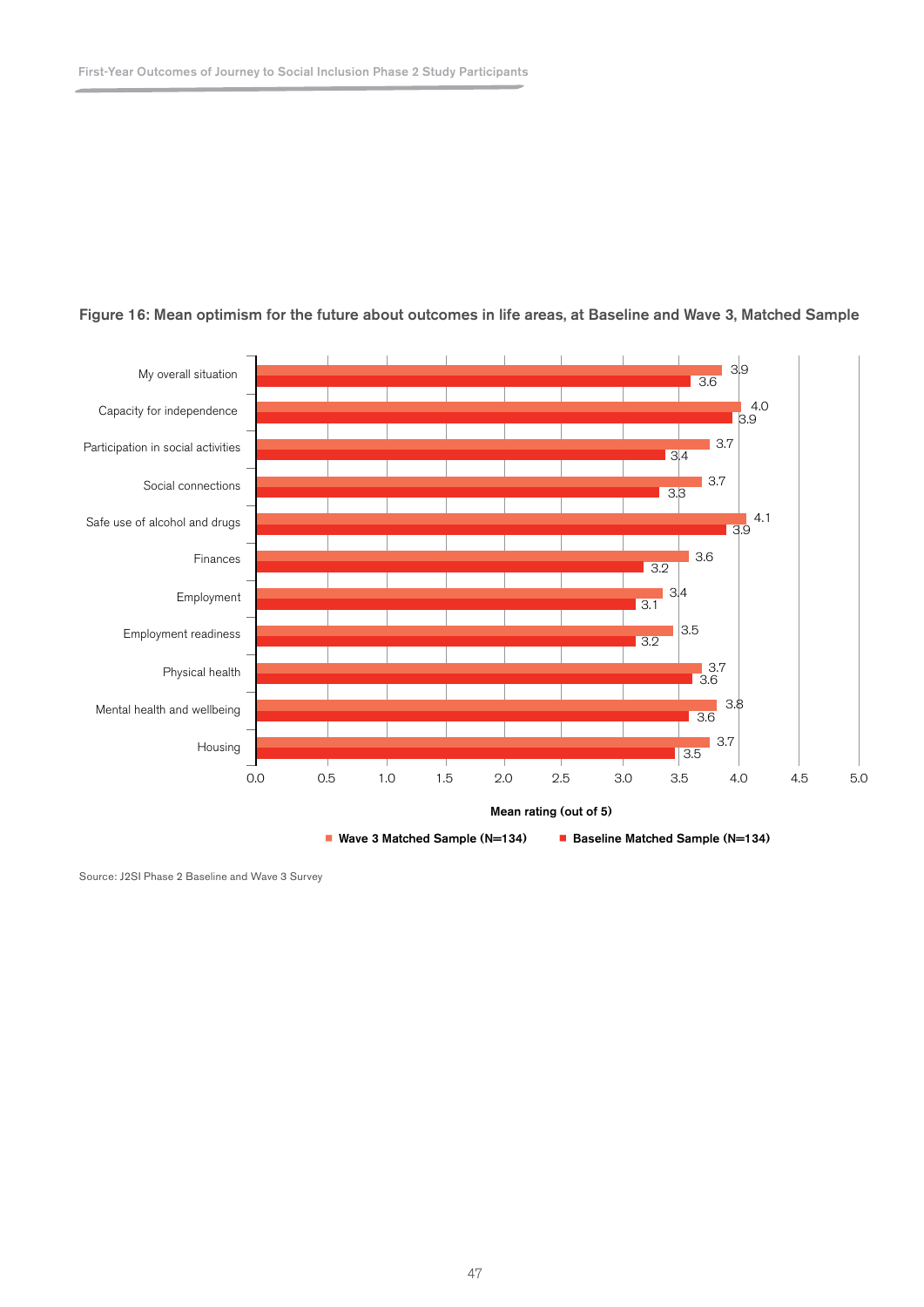**Figure 16: Mean optimism for the future about outcomes in life areas, at Baseline and Wave 3, Matched Sample**

| Life area | Wave 3 Matched Sample (N=134) | Baseline Matched Sample (N=134) |
|---|---|---|
| My overall situation | 3.9 | 3.6 |
| Capacity for independence | 4.0 | 3.9 |
| Participation in social activities | 3.7 | 3.4 |
| Social connections | 3.7 | 3.3 |
| Safe use of alcohol and drugs | 4.1 | 3.9 |
| Finances | 3.6 | 3.2 |
| Employment | 3.4 | 3.1 |
| Employment readiness | 3.5 | 3.2 |
| Physical health | 3.7 | 3.6 |
| Mental health and wellbeing | 3.8 | 3.6 |
| Housing | 3.7 | 3.5 |

Mean rating (out of 5)

Source: J2SI Phase 2 Baseline and Wave 3 Survey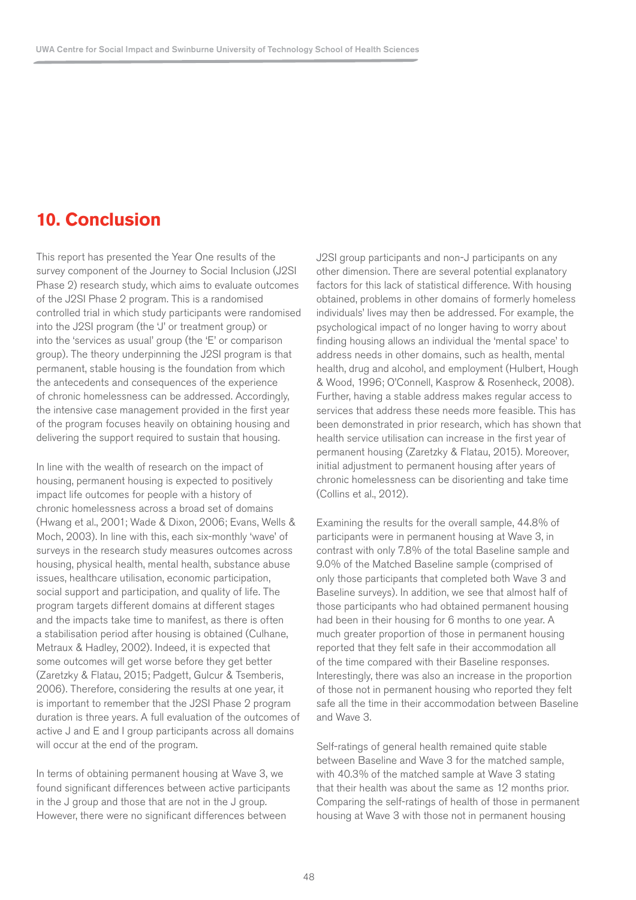# 10. Conclusion

This report has presented the Year One results of the survey component of the Journey to Social Inclusion (J2SI Phase 2) research study, which aims to evaluate outcomes of the J2SI Phase 2 program. This is a randomised controlled trial in which study participants were randomised into the J2SI program (the 'J' or treatment group) or into the 'services as usual' group (the 'E' or comparison group). The theory underpinning the J2SI program is that permanent, stable housing is the foundation from which the antecedents and consequences of the experience of chronic homelessness can be addressed. Accordingly, the intensive case management provided in the first year of the program focuses heavily on obtaining housing and delivering the support required to sustain that housing.

In line with the wealth of research on the impact of housing, permanent housing is expected to positively impact life outcomes for people with a history of chronic homelessness across a broad set of domains (Hwang et al., 2001; Wade & Dixon, 2006; Evans, Wells & Moch, 2003). In line with this, each six-monthly 'wave' of surveys in the research study measures outcomes across housing, physical health, mental health, substance abuse issues, healthcare utilisation, economic participation, social support and participation, and quality of life. The program targets different domains at different stages and the impacts take time to manifest, as there is often a stabilisation period after housing is obtained (Culhane, Metraux & Hadley, 2002). Indeed, it is expected that some outcomes will get worse before they get better (Zaretzky & Flatau, 2015; Padgett, Gulcur & Tsemberis, 2006). Therefore, considering the results at one year, it is important to remember that the J2SI Phase 2 program duration is three years. A full evaluation of the outcomes of active J and E and I group participants across all domains will occur at the end of the program.

In terms of obtaining permanent housing at Wave 3, we found significant differences between active participants in the J group and those that are not in the J group. However, there were no significant differences between J2SI group participants and non-J participants on any other dimension. There are several potential explanatory factors for this lack of statistical difference. With housing obtained, problems in other domains of formerly homeless individuals' lives may then be addressed. For example, the psychological impact of no longer having to worry about finding housing allows an individual the 'mental space' to address needs in other domains, such as health, mental health, drug and alcohol, and employment (Hulbert, Hough & Wood, 1996; O'Connell, Kasprow & Rosenheck, 2008). Further, having a stable address makes regular access to services that address these needs more feasible. This has been demonstrated in prior research, which has shown that health service utilisation can increase in the first year of permanent housing (Zaretzky & Flatau, 2015). Moreover, initial adjustment to permanent housing after years of chronic homelessness can be disorienting and take time (Collins et al., 2012).

Examining the results for the overall sample, 44.8% of participants were in permanent housing at Wave 3, in contrast with only 7.8% of the total Baseline sample and 9.0% of the Matched Baseline sample (comprised of only those participants that completed both Wave 3 and Baseline surveys). In addition, we see that almost half of those participants who had obtained permanent housing had been in their housing for 6 months to one year. A much greater proportion of those in permanent housing reported that they felt safe in their accommodation all of the time compared with their Baseline responses. Interestingly, there was also an increase in the proportion of those not in permanent housing who reported they felt safe all the time in their accommodation between Baseline and Wave 3.

Self-ratings of general health remained quite stable between Baseline and Wave 3 for the matched sample, with 40.3% of the matched sample at Wave 3 stating that their health was about the same as 12 months prior. Comparing the self-ratings of health of those in permanent housing at Wave 3 with those not in permanent housing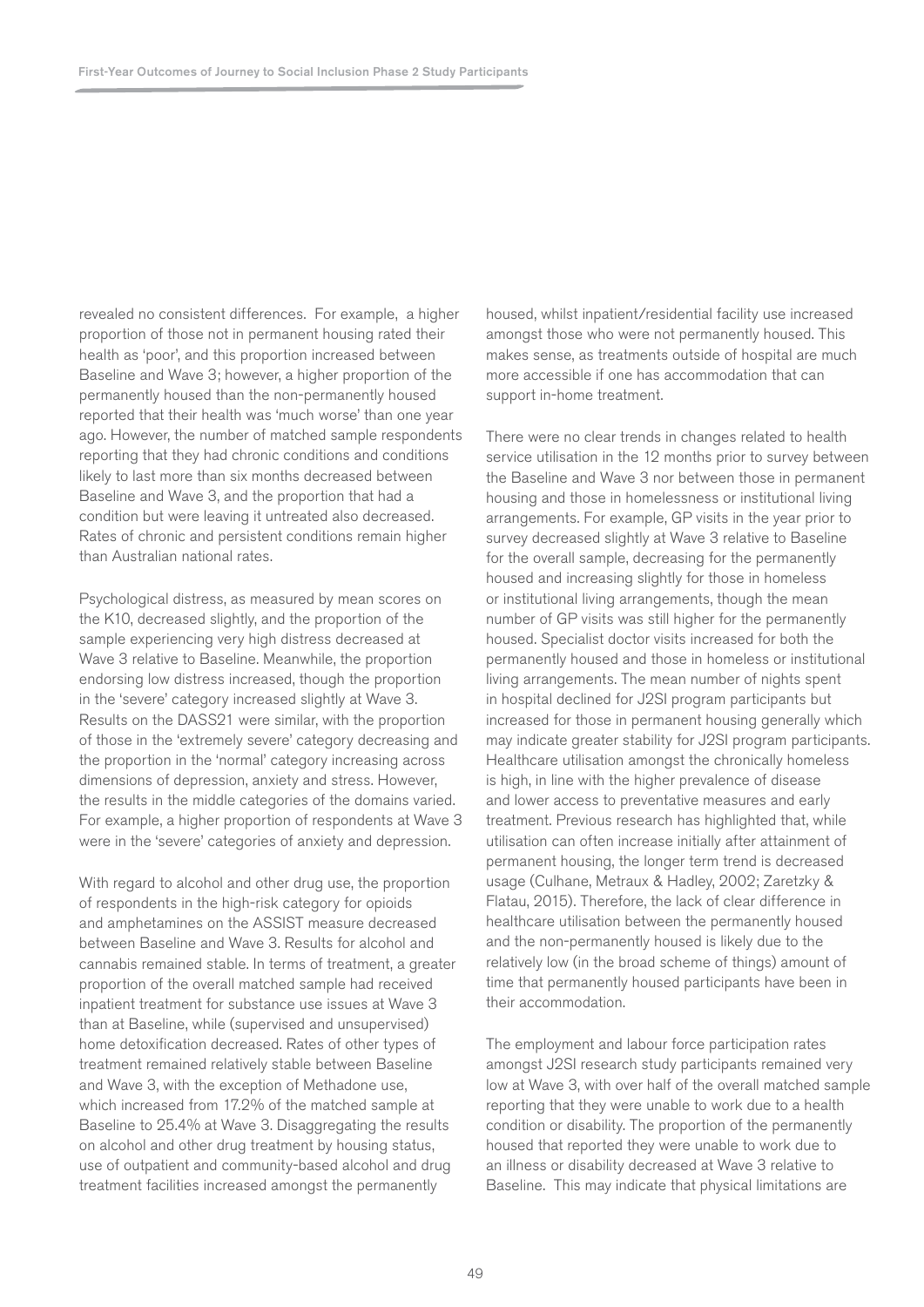revealed no consistent differences. For example, a higher proportion of those not in permanent housing rated their health as 'poor', and this proportion increased between Baseline and Wave 3; however, a higher proportion of the permanently housed than the non-permanently housed reported that their health was 'much worse' than one year ago. However, the number of matched sample respondents reporting that they had chronic conditions and conditions likely to last more than six months decreased between Baseline and Wave 3, and the proportion that had a condition but were leaving it untreated also decreased. Rates of chronic and persistent conditions remain higher than Australian national rates.

Psychological distress, as measured by mean scores on the K10, decreased slightly, and the proportion of the sample experiencing very high distress decreased at Wave 3 relative to Baseline. Meanwhile, the proportion endorsing low distress increased, though the proportion in the 'severe' category increased slightly at Wave 3. Results on the DASS21 were similar, with the proportion of those in the 'extremely severe' category decreasing and the proportion in the 'normal' category increasing across dimensions of depression, anxiety and stress. However, the results in the middle categories of the domains varied. For example, a higher proportion of respondents at Wave 3 were in the 'severe' categories of anxiety and depression.

With regard to alcohol and other drug use, the proportion of respondents in the high-risk category for opioids and amphetamines on the ASSIST measure decreased between Baseline and Wave 3. Results for alcohol and cannabis remained stable. In terms of treatment, a greater proportion of the overall matched sample had received inpatient treatment for substance use issues at Wave 3 than at Baseline, while (supervised and unsupervised) home detoxification decreased. Rates of other types of treatment remained relatively stable between Baseline and Wave 3, with the exception of Methadone use, which increased from 17.2% of the matched sample at Baseline to 25.4% at Wave 3. Disaggregating the results on alcohol and other drug treatment by housing status, use of outpatient and community-based alcohol and drug treatment facilities increased amongst the permanently housed, whilst inpatient/residential facility use increased amongst those who were not permanently housed. This makes sense, as treatments outside of hospital are much more accessible if one has accommodation that can support in-home treatment.

There were no clear trends in changes related to health service utilisation in the 12 months prior to survey between the Baseline and Wave 3 nor between those in permanent housing and those in homelessness or institutional living arrangements. For example, GP visits in the year prior to survey decreased slightly at Wave 3 relative to Baseline for the overall sample, decreasing for the permanently housed and increasing slightly for those in homeless or institutional living arrangements, though the mean number of GP visits was still higher for the permanently housed. Specialist doctor visits increased for both the permanently housed and those in homeless or institutional living arrangements. The mean number of nights spent in hospital declined for J2SI program participants but increased for those in permanent housing generally which may indicate greater stability for J2SI program participants. Healthcare utilisation amongst the chronically homeless is high, in line with the higher prevalence of disease and lower access to preventative measures and early treatment. Previous research has highlighted that, while utilisation can often increase initially after attainment of permanent housing, the longer term trend is decreased usage (Culhane, Metraux & Hadley, 2002; Zaretzky & Flatau, 2015). Therefore, the lack of clear difference in healthcare utilisation between the permanently housed and the non-permanently housed is likely due to the relatively low (in the broad scheme of things) amount of time that permanently housed participants have been in their accommodation.

The employment and labour force participation rates amongst J2SI research study participants remained very low at Wave 3, with over half of the overall matched sample reporting that they were unable to work due to a health condition or disability. The proportion of the permanently housed that reported they were unable to work due to an illness or disability decreased at Wave 3 relative to Baseline. This may indicate that physical limitations are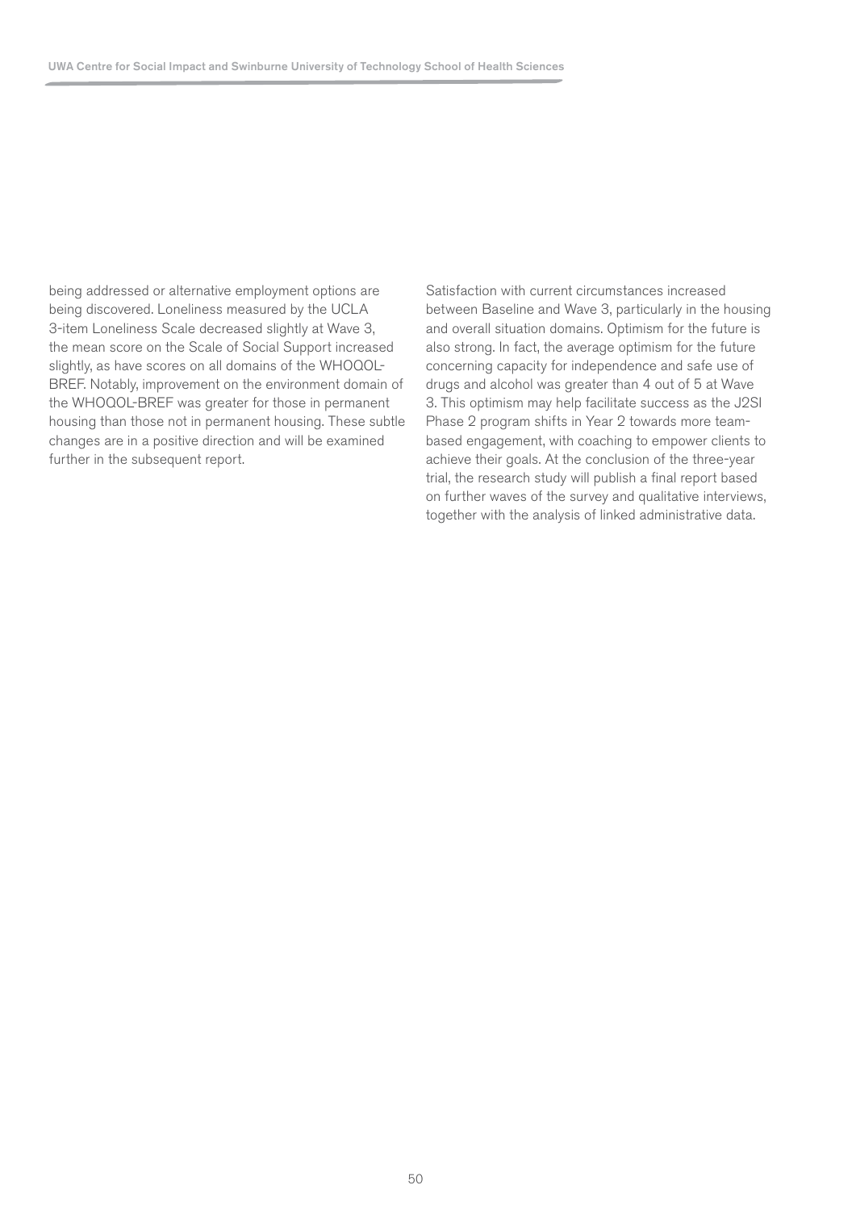being addressed or alternative employment options are being discovered. Loneliness measured by the UCLA 3-item Loneliness Scale decreased slightly at Wave 3, the mean score on the Scale of Social Support increased slightly, as have scores on all domains of the WHOQOL-BREF. Notably, improvement on the environment domain of the WHOQOL-BREF was greater for those in permanent housing than those not in permanent housing. These subtle changes are in a positive direction and will be examined further in the subsequent report.

Satisfaction with current circumstances increased between Baseline and Wave 3, particularly in the housing and overall situation domains. Optimism for the future is also strong. In fact, the average optimism for the future concerning capacity for independence and safe use of drugs and alcohol was greater than 4 out of 5 at Wave 3. This optimism may help facilitate success as the J2SI Phase 2 program shifts in Year 2 towards more team-based engagement, with coaching to empower clients to achieve their goals. At the conclusion of the three-year trial, the research study will publish a final report based on further waves of the survey and qualitative interviews, together with the analysis of linked administrative data.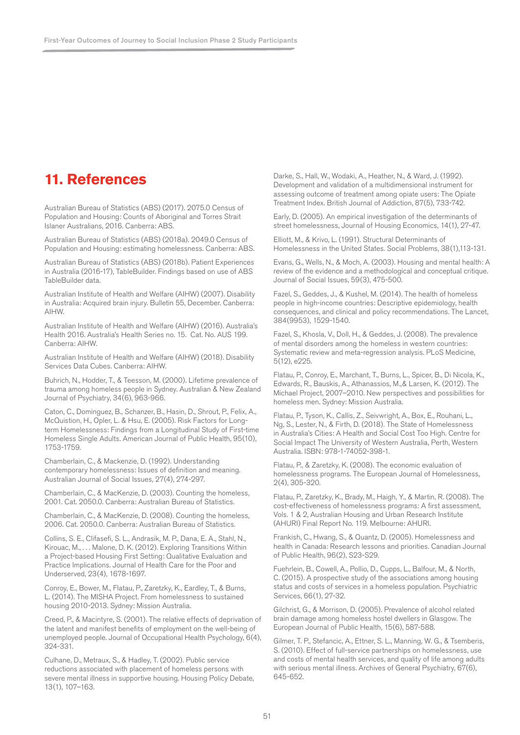# 11. References

Australian Bureau of Statistics (ABS) (2017). 2075.0 Census of Population and Housing: Counts of Aboriginal and Torres Strait Islaner Australians, 2016. Canberra: ABS.

Australian Bureau of Statistics (ABS) (2018a). 2049.0 Census of Population and Housing: estimating homelessness. Canberra: ABS.

Australian Bureau of Statistics (ABS) (2018b). Patient Experiences in Australia (2016-17), TableBuilder. Findings based on use of ABS TableBuilder data.

Australian Institute of Health and Welfare (AIHW) (2007). Disability in Australia: Acquired brain injury. Bulletin 55, December. Canberra: AIHW.

Australian Institute of Health and Welfare (AIHW) (2016). Australia's Health 2016. Australia's Health Series no. 15. Cat. No. AUS 199. Canberra: AIHW.

Australian Institute of Health and Welfare (AIHW) (2018). Disability Services Data Cubes. Canberra: AIHW.

Buhrich, N., Hodder, T., & Teesson, M. (2000). Lifetime prevalence of trauma among homeless people in Sydney. Australian & New Zealand Journal of Psychiatry, 34(6), 963-966.

Caton, C., Dominguez, B., Schanzer, B., Hasin, D., Shrout, P., Felix, A., McQuistion, H., Opler, L. & Hsu, E. (2005). Risk Factors for Long-term Homelessness: Findings from a Longitudinal Study of First-time Homeless Single Adults. American Journal of Public Health, 95(10), 1753-1759.

Chamberlain, C., & Mackenzie, D. (1992). Understanding contemporary homelessness: Issues of definition and meaning. Australian Journal of Social Issues, 27(4), 274-297.

Chamberlain, C., & MacKenzie, D. (2003). Counting the homeless, 2001. Cat. 2050.0. Canberra: Australian Bureau of Statistics.

Chamberlain, C., & MacKenzie, D. (2008). Counting the homeless, 2006. Cat. 2050.0. Canberra: Australian Bureau of Statistics.

Collins, S. E., Clifasefi, S. L., Andrasik, M. P., Dana, E. A., Stahl, N., Kirouac, M., . . . Malone, D. K. (2012). Exploring Transitions Within a Project-based Housing First Setting: Qualitative Evaluation and Practice Implications. Journal of Health Care for the Poor and Underserved, 23(4), 1678-1697.

Conroy, E., Bower, M., Flatau, P., Zaretzky, K., Eardley, T., & Burns, L. (2014). The MISHA Project. From homelessness to sustained housing 2010-2013. Sydney: Mission Australia.

Creed, P., & Macintyre, S. (2001). The relative effects of deprivation of the latent and manifest benefits of employment on the well-being of unemployed people. Journal of Occupational Health Psychology, 6(4), 324-331.

Culhane, D., Metraux, S., & Hadley, T. (2002). Public service reductions associated with placement of homeless persons with severe mental illness in supportive housing. Housing Policy Debate, 13(1), 107–163.

Darke, S., Hall, W., Wodaki, A., Heather, N., & Ward, J. (1992). Development and validation of a multidimensional instrument for assessing outcome of treatment among opiate users: The Opiate Treatment Index. British Journal of Addiction, 87(5), 733-742.

Early, D. (2005). An empirical investigation of the determinants of street homelessness, Journal of Housing Economics, 14(1), 27-47.

Elliott, M., & Krivo, L. (1991). Structural Determinants of Homelessness in the United States. Social Problems, 38(1),113-131.

Evans, G., Wells, N., & Moch, A. (2003). Housing and mental health: A review of the evidence and a methodological and conceptual critique. Journal of Social Issues, 59(3), 475-500.

Fazel, S., Geddes, J., & Kushel, M. (2014). The health of homeless people in high-income countries: Descriptive epidemiology, health consequences, and clinical and policy recommendations. The Lancet, 384(9953), 1529-1540.

Fazel, S., Khosla, V., Doll, H., & Geddes, J. (2008). The prevalence of mental disorders among the homeless in western countries: Systematic review and meta-regression analysis. PLoS Medicine, 5(12), e225.

Flatau, P., Conroy, E., Marchant, T., Burns, L., Spicer, B., Di Nicola, K., Edwards, R., Bauskis, A., Athanassios, M.,& Larsen, K. (2012). The Michael Project, 2007–2010. New perspectives and possibilities for homeless men. Sydney: Mission Australia.

Flatau, P., Tyson, K., Callis, Z., Seivwright, A., Box, E., Rouhani, L., Ng, S., Lester, N., & Firth, D. (2018). The State of Homelessness in Australia's Cities: A Health and Social Cost Too High. Centre for Social Impact The University of Western Australia, Perth, Western Australia. ISBN: 978-1-74052-398-1.

Flatau, P., & Zaretzky, K. (2008). The economic evaluation of homelessness programs. The European Journal of Homelessness, 2(4), 305-320.

Flatau, P., Zaretzky, K., Brady, M., Haigh, Y., & Martin, R. (2008). The cost-effectiveness of homelessness programs: A first assessment, Vols. 1 & 2, Australian Housing and Urban Research Institute (AHURI) Final Report No. 119. Melbourne: AHURI.

Frankish, C., Hwang, S., & Quantz, D. (2005). Homelessness and health in Canada: Research lessons and priorities. Canadian Journal of Public Health, 96(2), S23-S29.

Fuehrlein, B., Cowell, A., Pollio, D., Cupps, L., Balfour, M., & North, C. (2015). A prospective study of the associations among housing status and costs of services in a homeless population. Psychiatric Services, 66(1), 27-32.

Gilchrist, G., & Morrison, D. (2005). Prevalence of alcohol related brain damage among homeless hostel dwellers in Glasgow. The European Journal of Public Health, 15(6), 587-588.

Gilmer, T. P., Stefancic, A., Ettner, S. L., Manning, W. G., & Tsemberis, S. (2010). Effect of full-service partnerships on homelessness, use and costs of mental health services, and quality of life among adults with serious mental illness. Archives of General Psychiatry, 67(6), 645-652.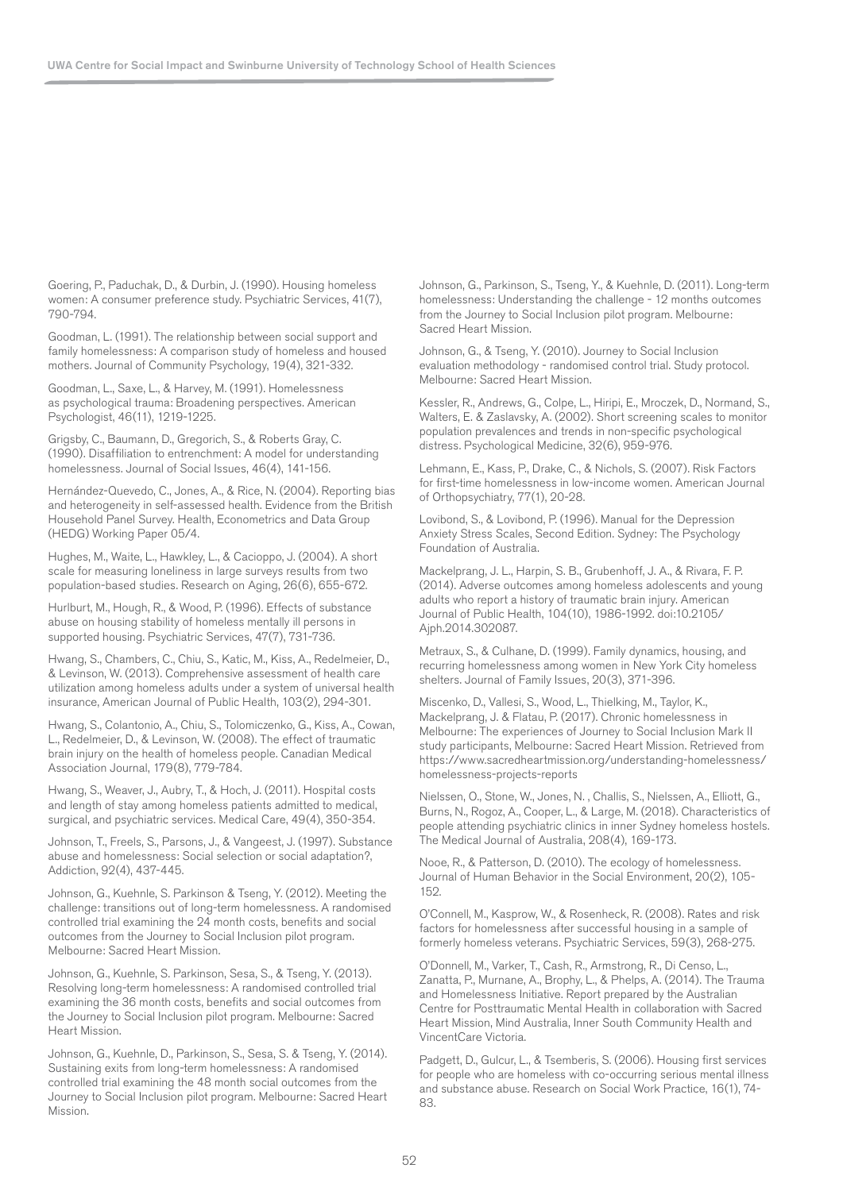Goering, P., Paduchak, D., & Durbin, J. (1990). Housing homeless women: A consumer preference study. Psychiatric Services, 41(7), 790-794.

Goodman, L. (1991). The relationship between social support and family homelessness: A comparison study of homeless and housed mothers. Journal of Community Psychology, 19(4), 321-332.

Goodman, L., Saxe, L., & Harvey, M. (1991). Homelessness as psychological trauma: Broadening perspectives. American Psychologist, 46(11), 1219-1225.

Grigsby, C., Baumann, D., Gregorich, S., & Roberts Gray, C. (1990). Disaffiliation to entrenchment: A model for understanding homelessness. Journal of Social Issues, 46(4), 141-156.

Hernández-Quevedo, C., Jones, A., & Rice, N. (2004). Reporting bias and heterogeneity in self-assessed health. Evidence from the British Household Panel Survey. Health, Econometrics and Data Group (HEDG) Working Paper 05/4.

Hughes, M., Waite, L., Hawkley, L., & Cacioppo, J. (2004). A short scale for measuring loneliness in large surveys results from two population-based studies. Research on Aging, 26(6), 655-672.

Hurlburt, M., Hough, R., & Wood, P. (1996). Effects of substance abuse on housing stability of homeless mentally ill persons in supported housing. Psychiatric Services, 47(7), 731-736.

Hwang, S., Chambers, C., Chiu, S., Katic, M., Kiss, A., Redelmeier, D., & Levinson, W. (2013). Comprehensive assessment of health care utilization among homeless adults under a system of universal health insurance, American Journal of Public Health, 103(2), 294-301.

Hwang, S., Colantonio, A., Chiu, S., Tolomiczenko, G., Kiss, A., Cowan, L., Redelmeier, D., & Levinson, W. (2008). The effect of traumatic brain injury on the health of homeless people. Canadian Medical Association Journal, 179(8), 779-784.

Hwang, S., Weaver, J., Aubry, T., & Hoch, J. (2011). Hospital costs and length of stay among homeless patients admitted to medical, surgical, and psychiatric services. Medical Care, 49(4), 350-354.

Johnson, T., Freels, S., Parsons, J., & Vangeest, J. (1997). Substance abuse and homelessness: Social selection or social adaptation?, Addiction, 92(4), 437-445.

Johnson, G., Kuehnle, S. Parkinson & Tseng, Y. (2012). Meeting the challenge: transitions out of long-term homelessness. A randomised controlled trial examining the 24 month costs, benefits and social outcomes from the Journey to Social Inclusion pilot program. Melbourne: Sacred Heart Mission.

Johnson, G., Kuehnle, S. Parkinson, Sesa, S., & Tseng, Y. (2013). Resolving long-term homelessness: A randomised controlled trial examining the 36 month costs, benefits and social outcomes from the Journey to Social Inclusion pilot program. Melbourne: Sacred Heart Mission.

Johnson, G., Kuehnle, D., Parkinson, S., Sesa, S. & Tseng, Y. (2014). Sustaining exits from long-term homelessness: A randomised controlled trial examining the 48 month social outcomes from the Journey to Social Inclusion pilot program. Melbourne: Sacred Heart Mission.

Johnson, G., Parkinson, S., Tseng, Y., & Kuehnle, D. (2011). Long-term homelessness: Understanding the challenge - 12 months outcomes from the Journey to Social Inclusion pilot program. Melbourne: Sacred Heart Mission.

Johnson, G., & Tseng, Y. (2010). Journey to Social Inclusion evaluation methodology - randomised control trial. Study protocol. Melbourne: Sacred Heart Mission.

Kessler, R., Andrews, G., Colpe, L., Hiripi, E., Mroczek, D., Normand, S., Walters, E. & Zaslavsky, A. (2002). Short screening scales to monitor population prevalences and trends in non-specific psychological distress. Psychological Medicine, 32(6), 959-976.

Lehmann, E., Kass, P., Drake, C., & Nichols, S. (2007). Risk Factors for first-time homelessness in low-income women. American Journal of Orthopsychiatry, 77(1), 20-28.

Lovibond, S., & Lovibond, P. (1996). Manual for the Depression Anxiety Stress Scales, Second Edition. Sydney: The Psychology Foundation of Australia.

Mackelprang, J. L., Harpin, S. B., Grubenhoff, J. A., & Rivara, F. P. (2014). Adverse outcomes among homeless adolescents and young adults who report a history of traumatic brain injury. American Journal of Public Health, 104(10), 1986-1992. doi:10.2105/Ajph.2014.302087.

Metraux, S., & Culhane, D. (1999). Family dynamics, housing, and recurring homelessness among women in New York City homeless shelters. Journal of Family Issues, 20(3), 371-396.

Miscenko, D., Vallesi, S., Wood, L., Thielking, M., Taylor, K., Mackelprang, J. & Flatau, P. (2017). Chronic homelessness in Melbourne: The experiences of Journey to Social Inclusion Mark II study participants, Melbourne: Sacred Heart Mission. Retrieved from https://www.sacredheartmission.org/understanding-homelessness/homelessness-projects-reports

Nielssen, O., Stone, W., Jones, N. , Challis, S., Nielssen, A., Elliott, G., Burns, N., Rogoz, A., Cooper, L., & Large, M. (2018). Characteristics of people attending psychiatric clinics in inner Sydney homeless hostels. The Medical Journal of Australia, 208(4), 169-173.

Nooe, R., & Patterson, D. (2010). The ecology of homelessness. Journal of Human Behavior in the Social Environment, 20(2), 105-152.

O'Connell, M., Kasprow, W., & Rosenheck, R. (2008). Rates and risk factors for homelessness after successful housing in a sample of formerly homeless veterans. Psychiatric Services, 59(3), 268-275.

O'Donnell, M., Varker, T., Cash, R., Armstrong, R., Di Censo, L., Zanatta, P., Murnane, A., Brophy, L., & Phelps, A. (2014). The Trauma and Homelessness Initiative. Report prepared by the Australian Centre for Posttraumatic Mental Health in collaboration with Sacred Heart Mission, Mind Australia, Inner South Community Health and VincentCare Victoria.

Padgett, D., Gulcur, L., & Tsemberis, S. (2006). Housing first services for people who are homeless with co-occurring serious mental illness and substance abuse. Research on Social Work Practice, 16(1), 74-83.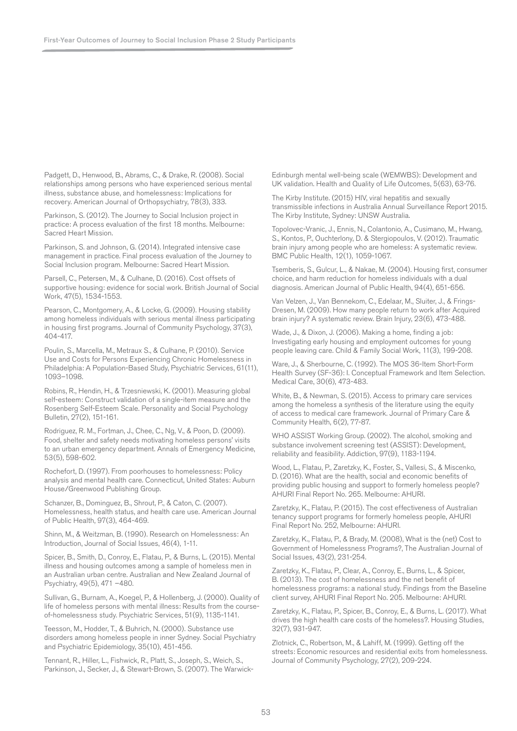Padgett, D., Henwood, B., Abrams, C., & Drake, R. (2008). Social relationships among persons who have experienced serious mental illness, substance abuse, and homelessness: Implications for recovery. American Journal of Orthopsychiatry, 78(3), 333.

Parkinson, S. (2012). The Journey to Social Inclusion project in practice: A process evaluation of the first 18 months. Melbourne: Sacred Heart Mission.

Parkinson, S. and Johnson, G. (2014). Integrated intensive case management in practice. Final process evaluation of the Journey to Social Inclusion program. Melbourne: Sacred Heart Mission.

Parsell, C., Petersen, M., & Culhane, D. (2016). Cost offsets of supportive housing: evidence for social work. British Journal of Social Work, 47(5), 1534-1553.

Pearson, C., Montgomery, A., & Locke, G. (2009). Housing stability among homeless individuals with serious mental illness participating in housing first programs. Journal of Community Psychology, 37(3), 404-417.

Poulin, S., Marcella, M., Metraux S., & Culhane, P. (2010). Service Use and Costs for Persons Experiencing Chronic Homelessness in Philadelphia: A Population-Based Study, Psychiatric Services, 61(11), 1093–1098.

Robins, R., Hendin, H., & Trzesniewski, K. (2001). Measuring global self-esteem: Construct validation of a single-item measure and the Rosenberg Self-Esteem Scale. Personality and Social Psychology Bulletin, 27(2), 151-161.

Rodriguez, R. M., Fortman, J., Chee, C., Ng, V., & Poon, D. (2009). Food, shelter and safety needs motivating homeless persons' visits to an urban emergency department. Annals of Emergency Medicine, 53(5), 598-602.

Rochefort, D. (1997). From poorhouses to homelessness: Policy analysis and mental health care. Connecticut, United States: Auburn House/Greenwood Publishing Group.

Schanzer, B., Dominguez, B., Shrout, P., & Caton, C. (2007). Homelessness, health status, and health care use. American Journal of Public Health, 97(3), 464-469.

Shinn, M., & Weitzman, B. (1990). Research on Homelessness: An Introduction, Journal of Social Issues, 46(4), 1-11.

Spicer, B., Smith, D., Conroy, E., Flatau, P., & Burns, L. (2015). Mental illness and housing outcomes among a sample of homeless men in an Australian urban centre. Australian and New Zealand Journal of Psychiatry, 49(5), 471 –480.

Sullivan, G., Burnam, A., Koegel, P., & Hollenberg, J. (2000). Quality of life of homeless persons with mental illness: Results from the course-of-homelessness study. Psychiatric Services, 51(9), 1135-1141.

Teesson, M., Hodder, T., & Buhrich, N. (2000). Substance use disorders among homeless people in inner Sydney. Social Psychiatry and Psychiatric Epidemiology, 35(10), 451-456.

Tennant, R., Hiller, L., Fishwick, R., Platt, S., Joseph, S., Weich, S., Parkinson, J., Secker, J., & Stewart-Brown, S. (2007). The Warwick-Edinburgh mental well-being scale (WEMWBS): Development and UK validation. Health and Quality of Life Outcomes, 5(63), 63-76.

The Kirby Institute. (2015) HIV, viral hepatitis and sexually transmissible infections in Australia Annual Surveillance Report 2015. The Kirby Institute, Sydney: UNSW Australia.

Topolovec-Vranic, J., Ennis, N., Colantonio, A., Cusimano, M., Hwang, S., Kontos, P., Ouchterlony, D. & Stergiopoulos, V. (2012). Traumatic brain injury among people who are homeless: A systematic review. BMC Public Health, 12(1), 1059-1067.

Tsemberis, S., Gulcur, L., & Nakae, M. (2004). Housing first, consumer choice, and harm reduction for homeless individuals with a dual diagnosis. American Journal of Public Health, 94(4), 651-656.

Van Velzen, J., Van Bennekom, C., Edelaar, M., Sluiter, J., & Frings-Dresen, M. (2009). How many people return to work after Acquired brain injury? A systematic review. Brain Injury, 23(6), 473-488.

Wade, J., & Dixon, J. (2006). Making a home, finding a job: Investigating early housing and employment outcomes for young people leaving care. Child & Family Social Work, 11(3), 199-208.

Ware, J., & Sherbourne, C. (1992). The MOS 36-Item Short-Form Health Survey (SF-36): I. Conceptual Framework and Item Selection. Medical Care, 30(6), 473-483.

White, B., & Newman, S. (2015). Access to primary care services among the homeless a synthesis of the literature using the equity of access to medical care framework. Journal of Primary Care & Community Health, 6(2), 77-87.

WHO ASSIST Working Group. (2002). The alcohol, smoking and substance involvement screening test (ASSIST): Development, reliability and feasibility. Addiction, 97(9), 1183-1194.

Wood, L., Flatau, P., Zaretzky, K., Foster, S., Vallesi, S., & Miscenko, D. (2016). What are the health, social and economic benefits of providing public housing and support to formerly homeless people? AHURI Final Report No. 265. Melbourne: AHURI.

Zaretzky, K., Flatau, P. (2015). The cost effectiveness of Australian tenancy support programs for formerly homeless people, AHURI Final Report No. 252, Melbourne: AHURI.

Zaretzky, K., Flatau, P., & Brady, M. (2008), What is the (net) Cost to Government of Homelessness Programs?, The Australian Journal of Social Issues, 43(2), 231-254.

Zaretzky, K., Flatau, P., Clear, A., Conroy, E., Burns, L., & Spicer, B. (2013). The cost of homelessness and the net benefit of homelessness programs: a national study. Findings from the Baseline client survey, AHURI Final Report No. 205. Melbourne: AHURI.

Zaretzky, K., Flatau, P., Spicer, B., Conroy, E., & Burns, L. (2017). What drives the high health care costs of the homeless?. Housing Studies, 32(7), 931-947.

Zlotnick, C., Robertson, M., & Lahiff, M. (1999). Getting off the streets: Economic resources and residential exits from homelessness. Journal of Community Psychology, 27(2), 209-224.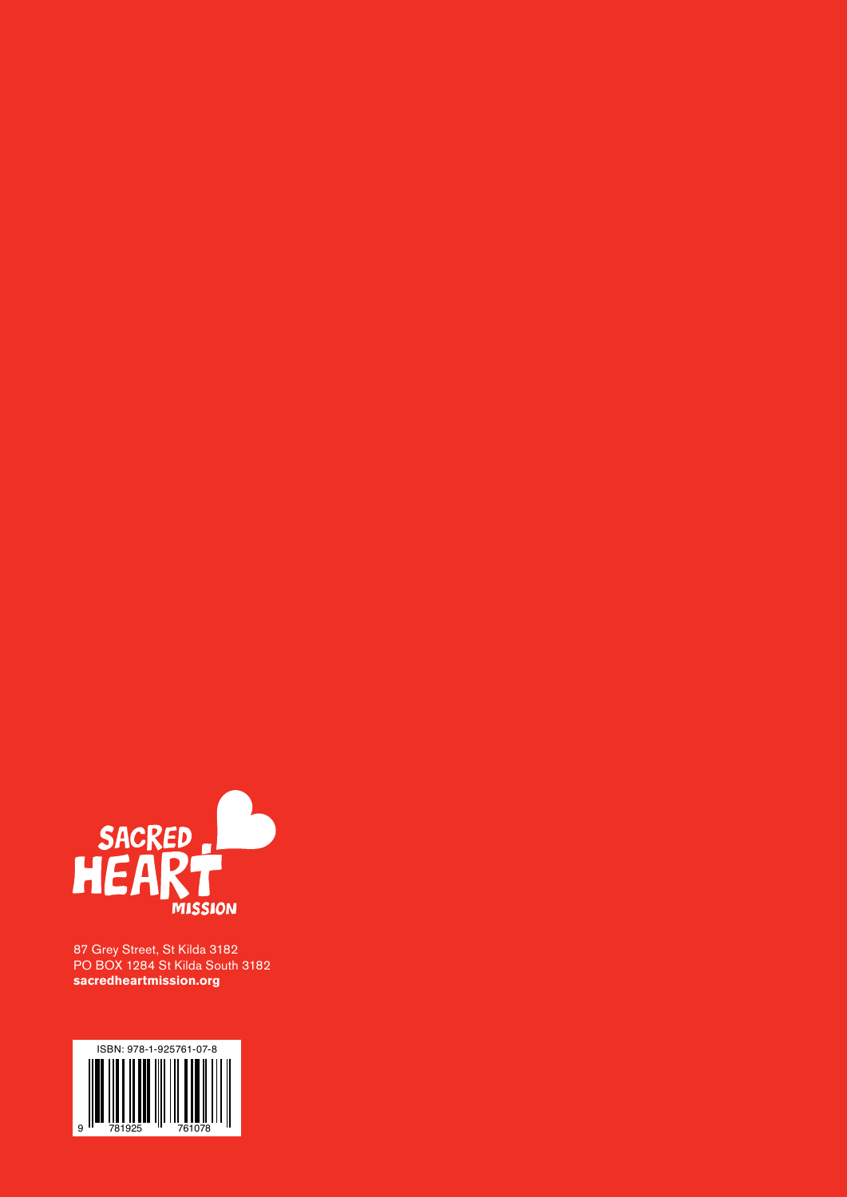SACRED HEART MISSION

87 Grey Street, St Kilda 3182
PO BOX 1284 St Kilda South 3182
**sacredheartmission.org**

ISBN: 978-1-925761-07-8

9 781925 761078